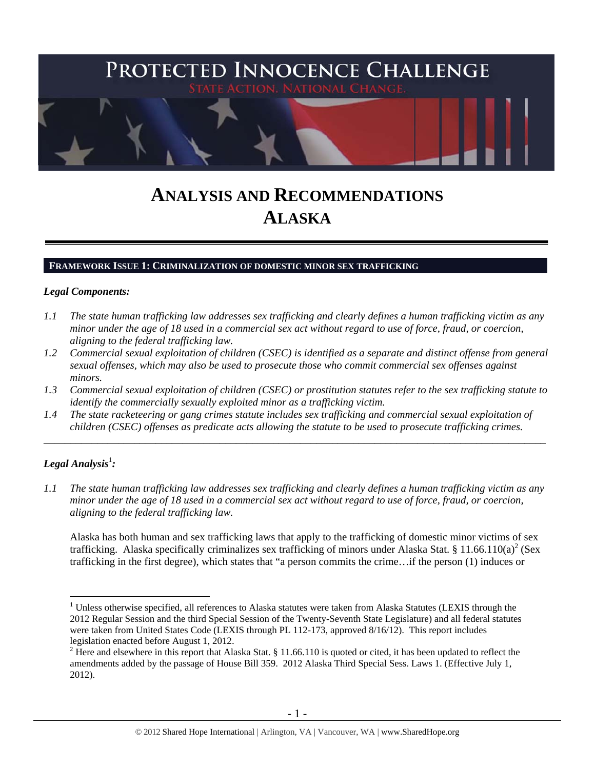# PROTECTED INNOCENCE CHALLENGE

STATE ACTION. NATIONAL CHANGE.

# ANALYSIS AND RECOMMENDATIONS
# ALASKA

## FRAMEWORK ISSUE 1: CRIMINALIZATION OF DOMESTIC MINOR SEX TRAFFICKING

### *Legal Components:*

*1.1 The state human trafficking law addresses sex trafficking and clearly defines a human trafficking victim as any minor under the age of 18 used in a commercial sex act without regard to use of force, fraud, or coercion, aligning to the federal trafficking law.*

*1.2 Commercial sexual exploitation of children (CSEC) is identified as a separate and distinct offense from general sexual offenses, which may also be used to prosecute those who commit commercial sex offenses against minors.*

*1.3 Commercial sexual exploitation of children (CSEC) or prostitution statutes refer to the sex trafficking statute to identify the commercially sexually exploited minor as a trafficking victim.*

*1.4 The state racketeering or gang crimes statute includes sex trafficking and commercial sexual exploitation of children (CSEC) offenses as predicate acts allowing the statute to be used to prosecute trafficking crimes.*

---

### *Legal Analysis*[1]*:*

*1.1 The state human trafficking law addresses sex trafficking and clearly defines a human trafficking victim as any minor under the age of 18 used in a commercial sex act without regard to use of force, fraud, or coercion, aligning to the federal trafficking law.*

Alaska has both human and sex trafficking laws that apply to the trafficking of domestic minor victims of sex trafficking. Alaska specifically criminalizes sex trafficking of minors under Alaska Stat. § 11.66.110(a)[2] (Sex trafficking in the first degree), which states that "a person commits the crime…if the person (1) induces or

---

[1] Unless otherwise specified, all references to Alaska statutes were taken from Alaska Statutes (LEXIS through the 2012 Regular Session and the third Special Session of the Twenty-Seventh State Legislature) and all federal statutes were taken from United States Code (LEXIS through PL 112-173, approved 8/16/12). This report includes legislation enacted before August 1, 2012.

[2] Here and elsewhere in this report that Alaska Stat. § 11.66.110 is quoted or cited, it has been updated to reflect the amendments added by the passage of House Bill 359. 2012 Alaska Third Special Sess. Laws 1. (Effective July 1, 2012).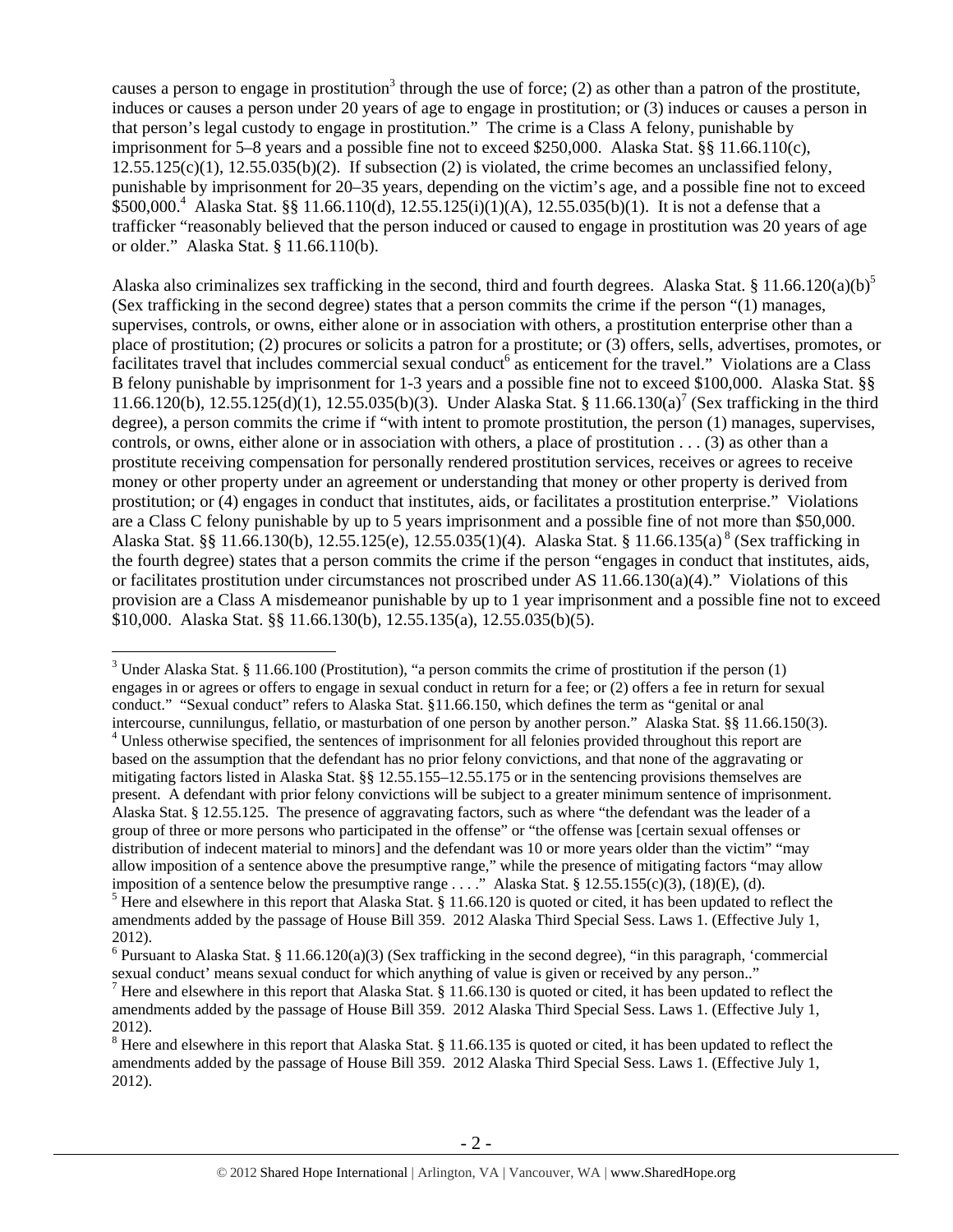causes a person to engage in prostitution[3] through the use of force; (2) as other than a patron of the prostitute, induces or causes a person under 20 years of age to engage in prostitution; or (3) induces or causes a person in that person's legal custody to engage in prostitution." The crime is a Class A felony, punishable by imprisonment for 5–8 years and a possible fine not to exceed $250,000. Alaska Stat. §§ 11.66.110(c), 12.55.125(c)(1), 12.55.035(b)(2). If subsection (2) is violated, the crime becomes an unclassified felony, punishable by imprisonment for 20–35 years, depending on the victim's age, and a possible fine not to exceed $500,000.[4] Alaska Stat. §§ 11.66.110(d), 12.55.125(i)(1)(A), 12.55.035(b)(1). It is not a defense that a trafficker "reasonably believed that the person induced or caused to engage in prostitution was 20 years of age or older." Alaska Stat. § 11.66.110(b).

Alaska also criminalizes sex trafficking in the second, third and fourth degrees. Alaska Stat. § 11.66.120(a)(b)[5] (Sex trafficking in the second degree) states that a person commits the crime if the person "(1) manages, supervises, controls, or owns, either alone or in association with others, a prostitution enterprise other than a place of prostitution; (2) procures or solicits a patron for a prostitute; or (3) offers, sells, advertises, promotes, or facilitates travel that includes commercial sexual conduct[6] as enticement for the travel." Violations are a Class B felony punishable by imprisonment for 1-3 years and a possible fine not to exceed $100,000. Alaska Stat. §§ 11.66.120(b), 12.55.125(d)(1), 12.55.035(b)(3). Under Alaska Stat. § 11.66.130(a)[7] (Sex trafficking in the third degree), a person commits the crime if "with intent to promote prostitution, the person (1) manages, supervises, controls, or owns, either alone or in association with others, a place of prostitution . . . (3) as other than a prostitute receiving compensation for personally rendered prostitution services, receives or agrees to receive money or other property under an agreement or understanding that money or other property is derived from prostitution; or (4) engages in conduct that institutes, aids, or facilitates a prostitution enterprise." Violations are a Class C felony punishable by up to 5 years imprisonment and a possible fine of not more than $50,000. Alaska Stat. §§ 11.66.130(b), 12.55.125(e), 12.55.035(1)(4). Alaska Stat. § 11.66.135(a)[8] (Sex trafficking in the fourth degree) states that a person commits the crime if the person "engages in conduct that institutes, aids, or facilitates prostitution under circumstances not proscribed under AS 11.66.130(a)(4)." Violations of this provision are a Class A misdemeanor punishable by up to 1 year imprisonment and a possible fine not to exceed $10,000. Alaska Stat. §§ 11.66.130(b), 12.55.135(a), 12.55.035(b)(5).

---

[3] Under Alaska Stat. § 11.66.100 (Prostitution), "a person commits the crime of prostitution if the person (1) engages in or agrees or offers to engage in sexual conduct in return for a fee; or (2) offers a fee in return for sexual conduct." "Sexual conduct" refers to Alaska Stat. §11.66.150, which defines the term as "genital or anal intercourse, cunnilungus, fellatio, or masturbation of one person by another person." Alaska Stat. §§ 11.66.150(3).

[4] Unless otherwise specified, the sentences of imprisonment for all felonies provided throughout this report are based on the assumption that the defendant has no prior felony convictions, and that none of the aggravating or mitigating factors listed in Alaska Stat. §§ 12.55.155–12.55.175 or in the sentencing provisions themselves are present. A defendant with prior felony convictions will be subject to a greater minimum sentence of imprisonment. Alaska Stat. § 12.55.125. The presence of aggravating factors, such as where "the defendant was the leader of a group of three or more persons who participated in the offense" or "the offense was [certain sexual offenses or distribution of indecent material to minors] and the defendant was 10 or more years older than the victim" "may allow imposition of a sentence above the presumptive range," while the presence of mitigating factors "may allow imposition of a sentence below the presumptive range . . . ." Alaska Stat. § 12.55.155(c)(3), (18)(E), (d).

[5] Here and elsewhere in this report that Alaska Stat. § 11.66.120 is quoted or cited, it has been updated to reflect the amendments added by the passage of House Bill 359. 2012 Alaska Third Special Sess. Laws 1. (Effective July 1, 2012).

[6] Pursuant to Alaska Stat. § 11.66.120(a)(3) (Sex trafficking in the second degree), "in this paragraph, 'commercial sexual conduct' means sexual conduct for which anything of value is given or received by any person.."

[7] Here and elsewhere in this report that Alaska Stat. § 11.66.130 is quoted or cited, it has been updated to reflect the amendments added by the passage of House Bill 359. 2012 Alaska Third Special Sess. Laws 1. (Effective July 1, 2012).

[8] Here and elsewhere in this report that Alaska Stat. § 11.66.135 is quoted or cited, it has been updated to reflect the amendments added by the passage of House Bill 359. 2012 Alaska Third Special Sess. Laws 1. (Effective July 1, 2012).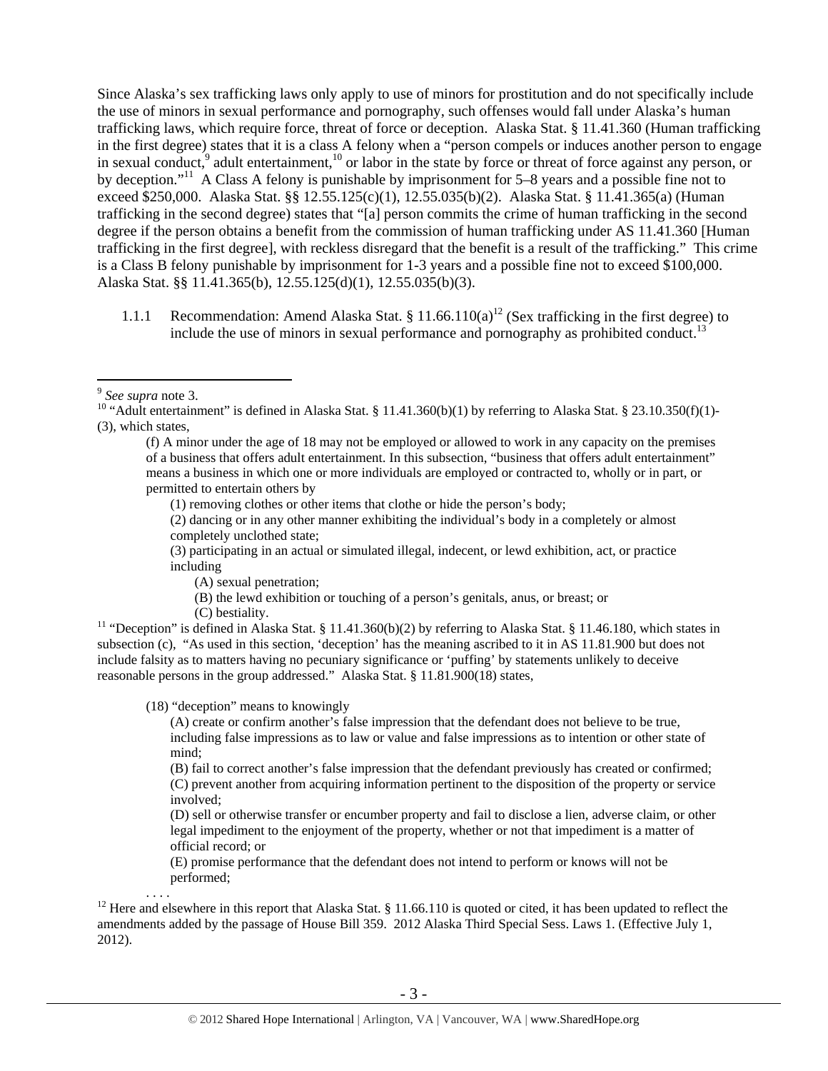Since Alaska's sex trafficking laws only apply to use of minors for prostitution and do not specifically include the use of minors in sexual performance and pornography, such offenses would fall under Alaska's human trafficking laws, which require force, threat of force or deception. Alaska Stat. § 11.41.360 (Human trafficking in the first degree) states that it is a class A felony when a "person compels or induces another person to engage in sexual conduct,[9] adult entertainment,[10] or labor in the state by force or threat of force against any person, or by deception."[11] A Class A felony is punishable by imprisonment for 5–8 years and a possible fine not to exceed $250,000. Alaska Stat. §§ 12.55.125(c)(1), 12.55.035(b)(2). Alaska Stat. § 11.41.365(a) (Human trafficking in the second degree) states that "[a] person commits the crime of human trafficking in the second degree if the person obtains a benefit from the commission of human trafficking under AS 11.41.360 [Human trafficking in the first degree], with reckless disregard that the benefit is a result of the trafficking." This crime is a Class B felony punishable by imprisonment for 1-3 years and a possible fine not to exceed $100,000. Alaska Stat. §§ 11.41.365(b), 12.55.125(d)(1), 12.55.035(b)(3).

1.1.1 Recommendation: Amend Alaska Stat. § 11.66.110(a)[12] (Sex trafficking in the first degree) to include the use of minors in sexual performance and pornography as prohibited conduct.[13]

---

[9] *See supra* note 3.

[10] "Adult entertainment" is defined in Alaska Stat. § 11.41.360(b)(1) by referring to Alaska Stat. § 23.10.350(f)(1)-(3), which states,

> (f) A minor under the age of 18 may not be employed or allowed to work in any capacity on the premises of a business that offers adult entertainment. In this subsection, "business that offers adult entertainment" means a business in which one or more individuals are employed or contracted to, wholly or in part, or permitted to entertain others by
>
> (1) removing clothes or other items that clothe or hide the person's body;
>
> (2) dancing or in any other manner exhibiting the individual's body in a completely or almost completely unclothed state;
>
> (3) participating in an actual or simulated illegal, indecent, or lewd exhibition, act, or practice including
>
> (A) sexual penetration;
>
> (B) the lewd exhibition or touching of a person's genitals, anus, or breast; or
>
> (C) bestiality.

[11] "Deception" is defined in Alaska Stat. § 11.41.360(b)(2) by referring to Alaska Stat. § 11.46.180, which states in subsection (c), "As used in this section, 'deception' has the meaning ascribed to it in AS 11.81.900 but does not include falsity as to matters having no pecuniary significance or 'puffing' by statements unlikely to deceive reasonable persons in the group addressed." Alaska Stat. § 11.81.900(18) states,

> (18) "deception" means to knowingly
>
> (A) create or confirm another's false impression that the defendant does not believe to be true, including false impressions as to law or value and false impressions as to intention or other state of mind;
>
> (B) fail to correct another's false impression that the defendant previously has created or confirmed;
>
> (C) prevent another from acquiring information pertinent to the disposition of the property or service involved;
>
> (D) sell or otherwise transfer or encumber property and fail to disclose a lien, adverse claim, or other legal impediment to the enjoyment of the property, whether or not that impediment is a matter of official record; or
>
> (E) promise performance that the defendant does not intend to perform or knows will not be performed;
>
> . . . .

[12] Here and elsewhere in this report that Alaska Stat. § 11.66.110 is quoted or cited, it has been updated to reflect the amendments added by the passage of House Bill 359. 2012 Alaska Third Special Sess. Laws 1. (Effective July 1, 2012).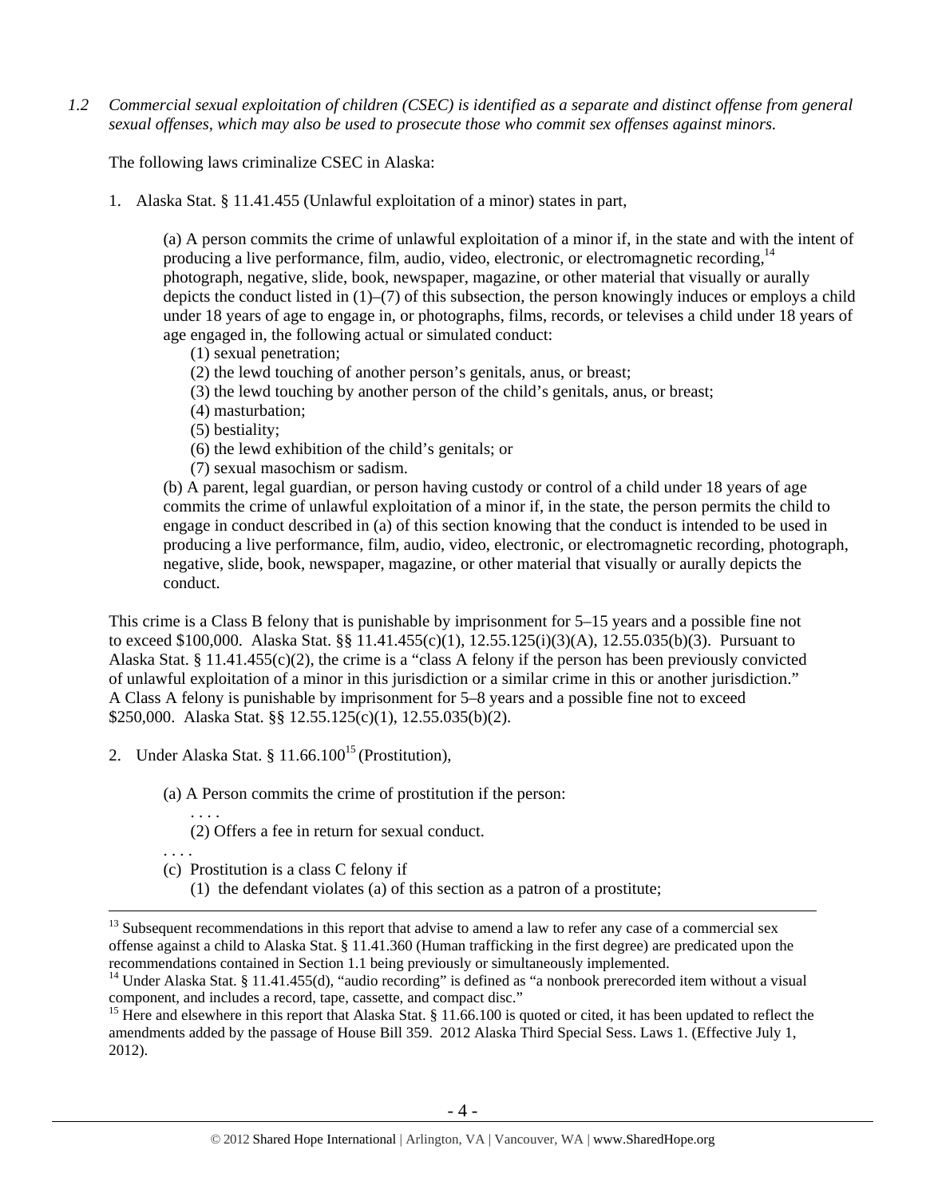*1.2 Commercial sexual exploitation of children (CSEC) is identified as a separate and distinct offense from general sexual offenses, which may also be used to prosecute those who commit sex offenses against minors.*

The following laws criminalize CSEC in Alaska:

1. Alaska Stat. § 11.41.455 (Unlawful exploitation of a minor) states in part,

   (a) A person commits the crime of unlawful exploitation of a minor if, in the state and with the intent of producing a live performance, film, audio, video, electronic, or electromagnetic recording,[14] photograph, negative, slide, book, newspaper, magazine, or other material that visually or aurally depicts the conduct listed in (1)–(7) of this subsection, the person knowingly induces or employs a child under 18 years of age to engage in, or photographs, films, records, or televises a child under 18 years of age engaged in, the following actual or simulated conduct:
   (1) sexual penetration;
   (2) the lewd touching of another person's genitals, anus, or breast;
   (3) the lewd touching by another person of the child's genitals, anus, or breast;
   (4) masturbation;
   (5) bestiality;
   (6) the lewd exhibition of the child's genitals; or
   (7) sexual masochism or sadism.
   (b) A parent, legal guardian, or person having custody or control of a child under 18 years of age commits the crime of unlawful exploitation of a minor if, in the state, the person permits the child to engage in conduct described in (a) of this section knowing that the conduct is intended to be used in producing a live performance, film, audio, video, electronic, or electromagnetic recording, photograph, negative, slide, book, newspaper, magazine, or other material that visually or aurally depicts the conduct.

This crime is a Class B felony that is punishable by imprisonment for 5–15 years and a possible fine not to exceed $100,000. Alaska Stat. §§ 11.41.455(c)(1), 12.55.125(i)(3)(A), 12.55.035(b)(3). Pursuant to Alaska Stat. § 11.41.455(c)(2), the crime is a "class A felony if the person has been previously convicted of unlawful exploitation of a minor in this jurisdiction or a similar crime in this or another jurisdiction." A Class A felony is punishable by imprisonment for 5–8 years and a possible fine not to exceed $250,000. Alaska Stat. §§ 12.55.125(c)(1), 12.55.035(b)(2).

2. Under Alaska Stat. § 11.66.100[15] (Prostitution),

   (a) A Person commits the crime of prostitution if the person:
   . . . .
   (2) Offers a fee in return for sexual conduct.
   . . . .
   (c) Prostitution is a class C felony if
   (1) the defendant violates (a) of this section as a patron of a prostitute;

---

[13] Subsequent recommendations in this report that advise to amend a law to refer any case of a commercial sex offense against a child to Alaska Stat. § 11.41.360 (Human trafficking in the first degree) are predicated upon the recommendations contained in Section 1.1 being previously or simultaneously implemented.

[14] Under Alaska Stat. § 11.41.455(d), "audio recording" is defined as "a nonbook prerecorded item without a visual component, and includes a record, tape, cassette, and compact disc."

[15] Here and elsewhere in this report that Alaska Stat. § 11.66.100 is quoted or cited, it has been updated to reflect the amendments added by the passage of House Bill 359. 2012 Alaska Third Special Sess. Laws 1. (Effective July 1, 2012).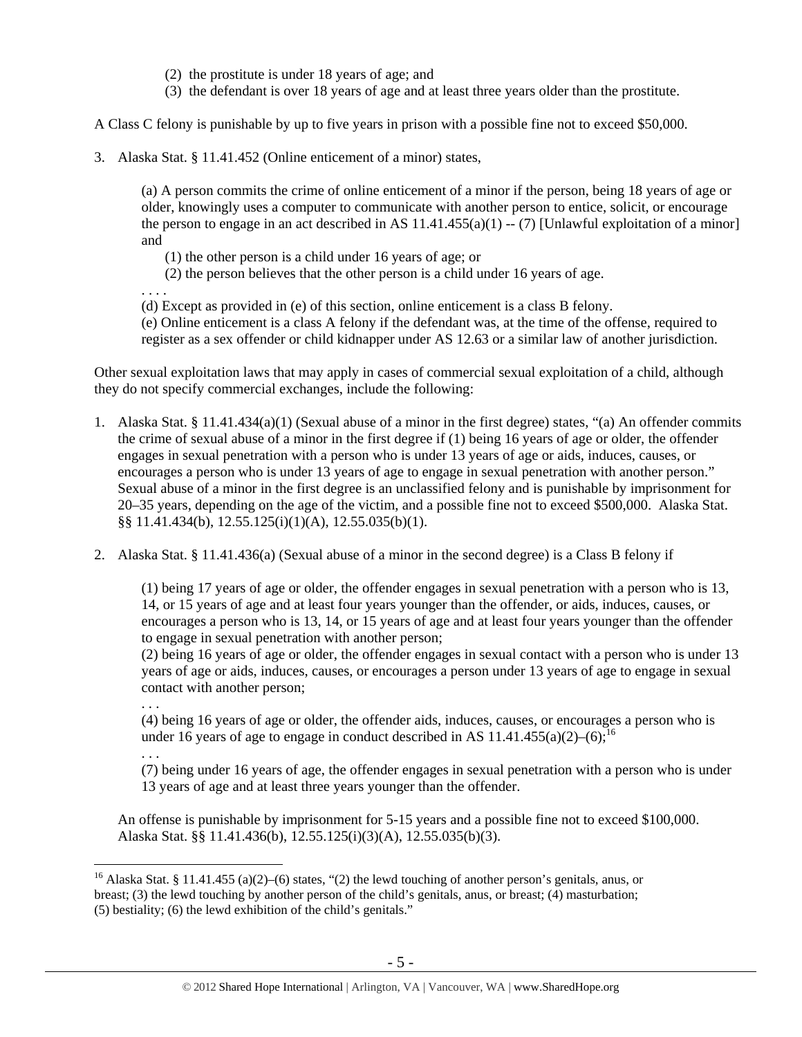(2) the prostitute is under 18 years of age; and
(3) the defendant is over 18 years of age and at least three years older than the prostitute.

A Class C felony is punishable by up to five years in prison with a possible fine not to exceed $50,000.

3. Alaska Stat. § 11.41.452 (Online enticement of a minor) states,

> (a) A person commits the crime of online enticement of a minor if the person, being 18 years of age or older, knowingly uses a computer to communicate with another person to entice, solicit, or encourage the person to engage in an act described in AS 11.41.455(a)(1) -- (7) [Unlawful exploitation of a minor] and
>
> (1) the other person is a child under 16 years of age; or
> (2) the person believes that the other person is a child under 16 years of age.
>
> . . . .
>
> (d) Except as provided in (e) of this section, online enticement is a class B felony.
> (e) Online enticement is a class A felony if the defendant was, at the time of the offense, required to register as a sex offender or child kidnapper under AS 12.63 or a similar law of another jurisdiction.

Other sexual exploitation laws that may apply in cases of commercial sexual exploitation of a child, although they do not specify commercial exchanges, include the following:

1. Alaska Stat. § 11.41.434(a)(1) (Sexual abuse of a minor in the first degree) states, "(a) An offender commits the crime of sexual abuse of a minor in the first degree if (1) being 16 years of age or older, the offender engages in sexual penetration with a person who is under 13 years of age or aids, induces, causes, or encourages a person who is under 13 years of age to engage in sexual penetration with another person." Sexual abuse of a minor in the first degree is an unclassified felony and is punishable by imprisonment for 20–35 years, depending on the age of the victim, and a possible fine not to exceed $500,000. Alaska Stat. §§ 11.41.434(b), 12.55.125(i)(1)(A), 12.55.035(b)(1).

2. Alaska Stat. § 11.41.436(a) (Sexual abuse of a minor in the second degree) is a Class B felony if

> (1) being 17 years of age or older, the offender engages in sexual penetration with a person who is 13, 14, or 15 years of age and at least four years younger than the offender, or aids, induces, causes, or encourages a person who is 13, 14, or 15 years of age and at least four years younger than the offender to engage in sexual penetration with another person;
> (2) being 16 years of age or older, the offender engages in sexual contact with a person who is under 13 years of age or aids, induces, causes, or encourages a person under 13 years of age to engage in sexual contact with another person;
>
> . . .
>
> (4) being 16 years of age or older, the offender aids, induces, causes, or encourages a person who is under 16 years of age to engage in conduct described in AS 11.41.455(a)(2)–(6);[16]
>
> . . .
>
> (7) being under 16 years of age, the offender engages in sexual penetration with a person who is under 13 years of age and at least three years younger than the offender.

An offense is punishable by imprisonment for 5-15 years and a possible fine not to exceed $100,000. Alaska Stat. §§ 11.41.436(b), 12.55.125(i)(3)(A), 12.55.035(b)(3).

[16] Alaska Stat. § 11.41.455 (a)(2)–(6) states, "(2) the lewd touching of another person's genitals, anus, or breast; (3) the lewd touching by another person of the child's genitals, anus, or breast; (4) masturbation; (5) bestiality; (6) the lewd exhibition of the child's genitals."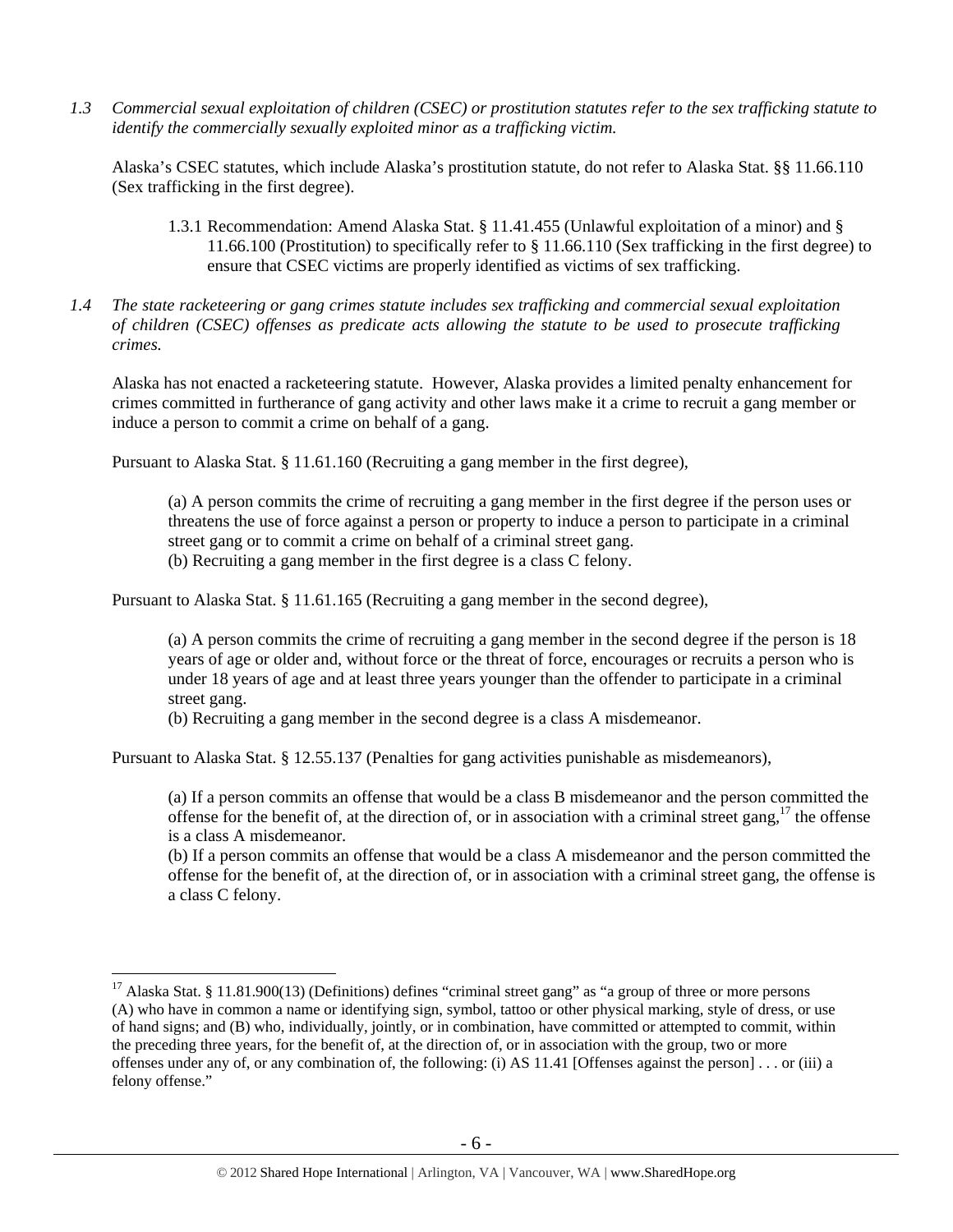*1.3 Commercial sexual exploitation of children (CSEC) or prostitution statutes refer to the sex trafficking statute to identify the commercially sexually exploited minor as a trafficking victim.*

Alaska's CSEC statutes, which include Alaska's prostitution statute, do not refer to Alaska Stat. §§ 11.66.110 (Sex trafficking in the first degree).

> 1.3.1 Recommendation: Amend Alaska Stat. § 11.41.455 (Unlawful exploitation of a minor) and § 11.66.100 (Prostitution) to specifically refer to § 11.66.110 (Sex trafficking in the first degree) to ensure that CSEC victims are properly identified as victims of sex trafficking.

*1.4 The state racketeering or gang crimes statute includes sex trafficking and commercial sexual exploitation of children (CSEC) offenses as predicate acts allowing the statute to be used to prosecute trafficking crimes.*

Alaska has not enacted a racketeering statute. However, Alaska provides a limited penalty enhancement for crimes committed in furtherance of gang activity and other laws make it a crime to recruit a gang member or induce a person to commit a crime on behalf of a gang.

Pursuant to Alaska Stat. § 11.61.160 (Recruiting a gang member in the first degree),

> (a) A person commits the crime of recruiting a gang member in the first degree if the person uses or threatens the use of force against a person or property to induce a person to participate in a criminal street gang or to commit a crime on behalf of a criminal street gang.
> (b) Recruiting a gang member in the first degree is a class C felony.

Pursuant to Alaska Stat. § 11.61.165 (Recruiting a gang member in the second degree),

> (a) A person commits the crime of recruiting a gang member in the second degree if the person is 18 years of age or older and, without force or the threat of force, encourages or recruits a person who is under 18 years of age and at least three years younger than the offender to participate in a criminal street gang.
> (b) Recruiting a gang member in the second degree is a class A misdemeanor.

Pursuant to Alaska Stat. § 12.55.137 (Penalties for gang activities punishable as misdemeanors),

> (a) If a person commits an offense that would be a class B misdemeanor and the person committed the offense for the benefit of, at the direction of, or in association with a criminal street gang,[17] the offense is a class A misdemeanor.
> (b) If a person commits an offense that would be a class A misdemeanor and the person committed the offense for the benefit of, at the direction of, or in association with a criminal street gang, the offense is a class C felony.

---

[17] Alaska Stat. § 11.81.900(13) (Definitions) defines "criminal street gang" as "a group of three or more persons (A) who have in common a name or identifying sign, symbol, tattoo or other physical marking, style of dress, or use of hand signs; and (B) who, individually, jointly, or in combination, have committed or attempted to commit, within the preceding three years, for the benefit of, at the direction of, or in association with the group, two or more offenses under any of, or any combination of, the following: (i) AS 11.41 [Offenses against the person] . . . or (iii) a felony offense."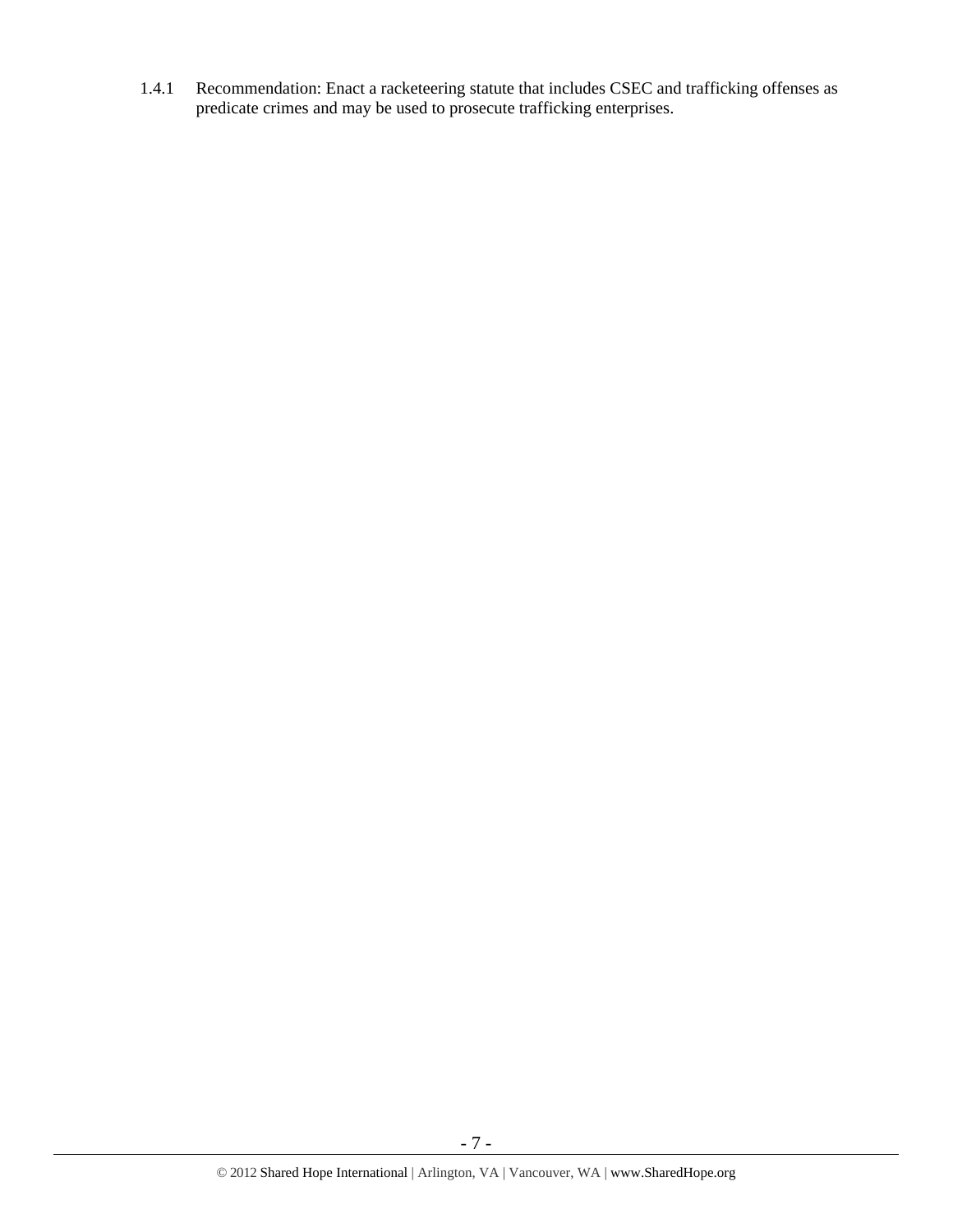1.4.1 Recommendation: Enact a racketeering statute that includes CSEC and trafficking offenses as predicate crimes and may be used to prosecute trafficking enterprises.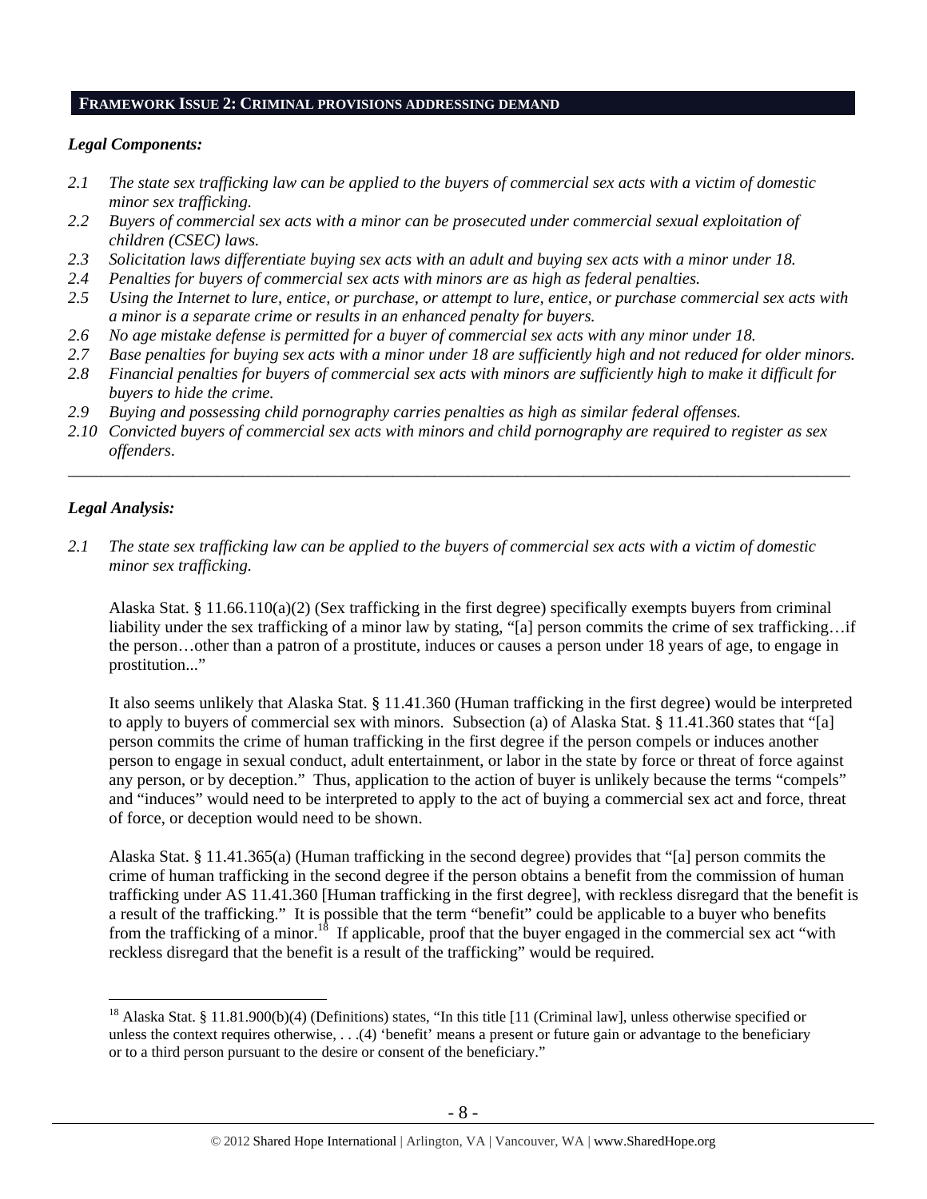## FRAMEWORK ISSUE 2: CRIMINAL PROVISIONS ADDRESSING DEMAND

### *Legal Components:*

*2.1 The state sex trafficking law can be applied to the buyers of commercial sex acts with a victim of domestic minor sex trafficking.*

*2.2 Buyers of commercial sex acts with a minor can be prosecuted under commercial sexual exploitation of children (CSEC) laws.*

*2.3 Solicitation laws differentiate buying sex acts with an adult and buying sex acts with a minor under 18.*

*2.4 Penalties for buyers of commercial sex acts with minors are as high as federal penalties.*

*2.5 Using the Internet to lure, entice, or purchase, or attempt to lure, entice, or purchase commercial sex acts with a minor is a separate crime or results in an enhanced penalty for buyers.*

*2.6 No age mistake defense is permitted for a buyer of commercial sex acts with any minor under 18.*

*2.7 Base penalties for buying sex acts with a minor under 18 are sufficiently high and not reduced for older minors.*

*2.8 Financial penalties for buyers of commercial sex acts with minors are sufficiently high to make it difficult for buyers to hide the crime.*

*2.9 Buying and possessing child pornography carries penalties as high as similar federal offenses.*

*2.10 Convicted buyers of commercial sex acts with minors and child pornography are required to register as sex offenders.*

---

### *Legal Analysis:*

*2.1 The state sex trafficking law can be applied to the buyers of commercial sex acts with a victim of domestic minor sex trafficking.*

Alaska Stat. § 11.66.110(a)(2) (Sex trafficking in the first degree) specifically exempts buyers from criminal liability under the sex trafficking of a minor law by stating, "[a] person commits the crime of sex trafficking…if the person…other than a patron of a prostitute, induces or causes a person under 18 years of age, to engage in prostitution..."

It also seems unlikely that Alaska Stat. § 11.41.360 (Human trafficking in the first degree) would be interpreted to apply to buyers of commercial sex with minors. Subsection (a) of Alaska Stat. § 11.41.360 states that "[a] person commits the crime of human trafficking in the first degree if the person compels or induces another person to engage in sexual conduct, adult entertainment, or labor in the state by force or threat of force against any person, or by deception." Thus, application to the action of buyer is unlikely because the terms "compels" and "induces" would need to be interpreted to apply to the act of buying a commercial sex act and force, threat of force, or deception would need to be shown.

Alaska Stat. § 11.41.365(a) (Human trafficking in the second degree) provides that "[a] person commits the crime of human trafficking in the second degree if the person obtains a benefit from the commission of human trafficking under AS 11.41.360 [Human trafficking in the first degree], with reckless disregard that the benefit is a result of the trafficking." It is possible that the term "benefit" could be applicable to a buyer who benefits from the trafficking of a minor.[18] If applicable, proof that the buyer engaged in the commercial sex act "with reckless disregard that the benefit is a result of the trafficking" would be required.

---

[18] Alaska Stat. § 11.81.900(b)(4) (Definitions) states, "In this title [11 (Criminal law], unless otherwise specified or unless the context requires otherwise, . . .(4) 'benefit' means a present or future gain or advantage to the beneficiary or to a third person pursuant to the desire or consent of the beneficiary."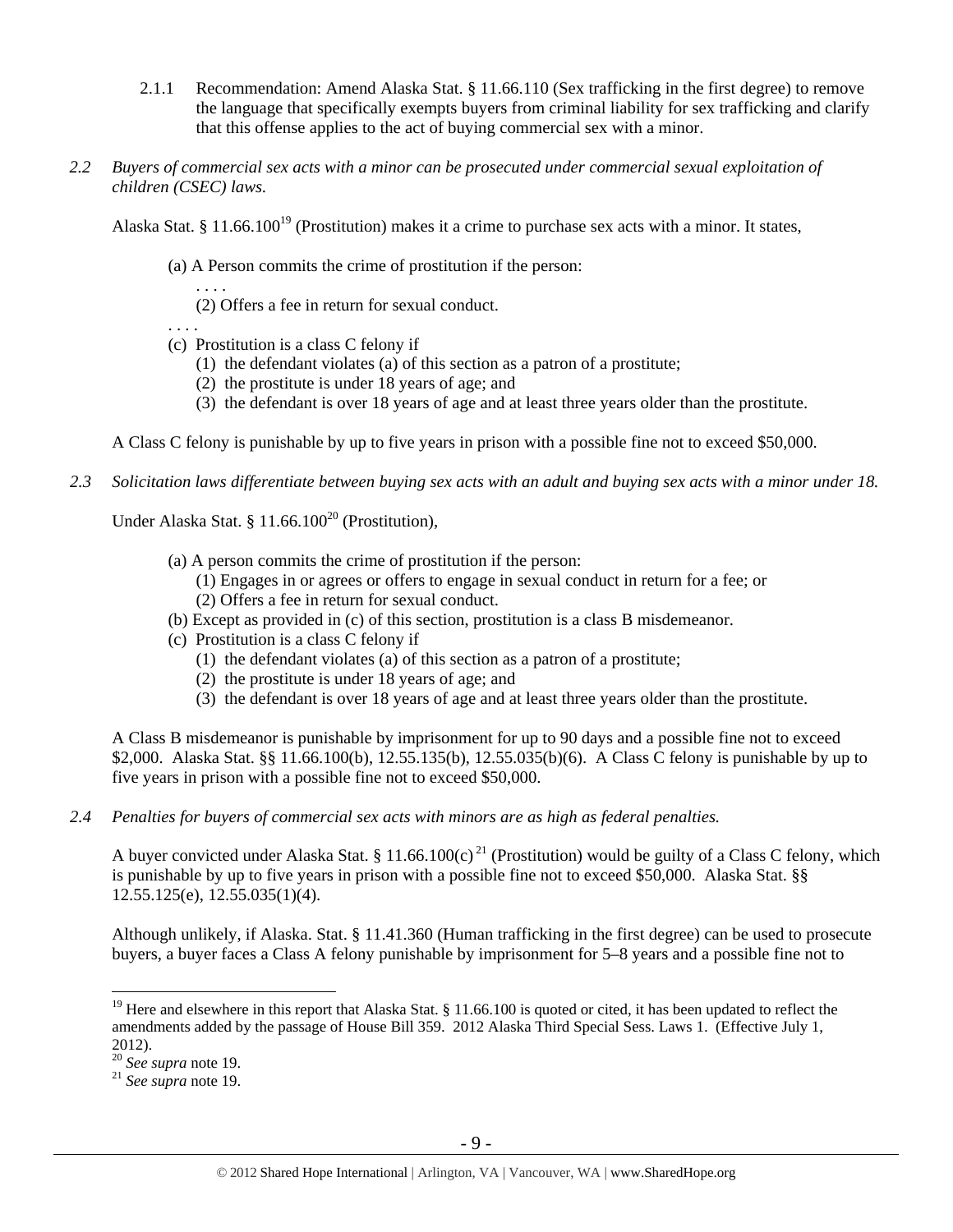2.1.1 Recommendation: Amend Alaska Stat. § 11.66.110 (Sex trafficking in the first degree) to remove the language that specifically exempts buyers from criminal liability for sex trafficking and clarify that this offense applies to the act of buying commercial sex with a minor.

*2.2 Buyers of commercial sex acts with a minor can be prosecuted under commercial sexual exploitation of children (CSEC) laws.*

Alaska Stat. § 11.66.100[19] (Prostitution) makes it a crime to purchase sex acts with a minor. It states,

> (a) A Person commits the crime of prostitution if the person:
> . . . .
> (2) Offers a fee in return for sexual conduct.
> . . . .
> (c) Prostitution is a class C felony if
> (1) the defendant violates (a) of this section as a patron of a prostitute;
> (2) the prostitute is under 18 years of age; and
> (3) the defendant is over 18 years of age and at least three years older than the prostitute.

A Class C felony is punishable by up to five years in prison with a possible fine not to exceed $50,000.

*2.3 Solicitation laws differentiate between buying sex acts with an adult and buying sex acts with a minor under 18.*

Under Alaska Stat. § 11.66.100[20] (Prostitution),

> (a) A person commits the crime of prostitution if the person:
> (1) Engages in or agrees or offers to engage in sexual conduct in return for a fee; or
> (2) Offers a fee in return for sexual conduct.
> (b) Except as provided in (c) of this section, prostitution is a class B misdemeanor.
> (c) Prostitution is a class C felony if
> (1) the defendant violates (a) of this section as a patron of a prostitute;
> (2) the prostitute is under 18 years of age; and
> (3) the defendant is over 18 years of age and at least three years older than the prostitute.

A Class B misdemeanor is punishable by imprisonment for up to 90 days and a possible fine not to exceed $2,000. Alaska Stat. §§ 11.66.100(b), 12.55.135(b), 12.55.035(b)(6). A Class C felony is punishable by up to five years in prison with a possible fine not to exceed $50,000.

*2.4 Penalties for buyers of commercial sex acts with minors are as high as federal penalties.*

A buyer convicted under Alaska Stat. § 11.66.100(c)[21] (Prostitution) would be guilty of a Class C felony, which is punishable by up to five years in prison with a possible fine not to exceed $50,000. Alaska Stat. §§ 12.55.125(e), 12.55.035(1)(4).

Although unlikely, if Alaska. Stat. § 11.41.360 (Human trafficking in the first degree) can be used to prosecute buyers, a buyer faces a Class A felony punishable by imprisonment for 5–8 years and a possible fine not to

---

[19] Here and elsewhere in this report that Alaska Stat. § 11.66.100 is quoted or cited, it has been updated to reflect the amendments added by the passage of House Bill 359. 2012 Alaska Third Special Sess. Laws 1. (Effective July 1, 2012).

[20] *See supra* note 19.

[21] *See supra* note 19.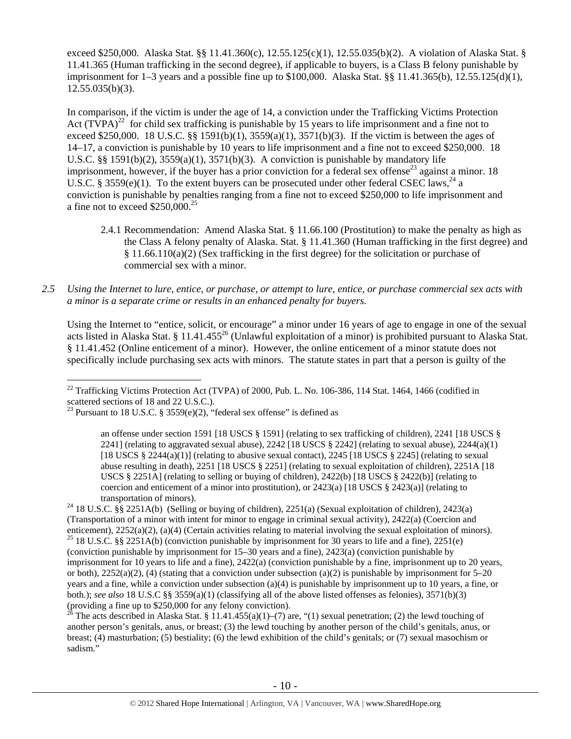exceed $250,000. Alaska Stat. §§ 11.41.360(c), 12.55.125(c)(1), 12.55.035(b)(2). A violation of Alaska Stat. § 11.41.365 (Human trafficking in the second degree), if applicable to buyers, is a Class B felony punishable by imprisonment for 1–3 years and a possible fine up to $100,000. Alaska Stat. §§ 11.41.365(b), 12.55.125(d)(1), 12.55.035(b)(3).

In comparison, if the victim is under the age of 14, a conviction under the Trafficking Victims Protection Act (TVPA)[22] for child sex trafficking is punishable by 15 years to life imprisonment and a fine not to exceed $250,000. 18 U.S.C. §§ 1591(b)(1), 3559(a)(1), 3571(b)(3). If the victim is between the ages of 14–17, a conviction is punishable by 10 years to life imprisonment and a fine not to exceed $250,000. 18 U.S.C. §§ 1591(b)(2), 3559(a)(1), 3571(b)(3). A conviction is punishable by mandatory life imprisonment, however, if the buyer has a prior conviction for a federal sex offense[23] against a minor. 18 U.S.C. § 3559(e)(1). To the extent buyers can be prosecuted under other federal CSEC laws,[24] a conviction is punishable by penalties ranging from a fine not to exceed $250,000 to life imprisonment and a fine not to exceed $250,000.[25]

> 2.4.1 Recommendation: Amend Alaska Stat. § 11.66.100 (Prostitution) to make the penalty as high as the Class A felony penalty of Alaska. Stat. § 11.41.360 (Human trafficking in the first degree) and § 11.66.110(a)(2) (Sex trafficking in the first degree) for the solicitation or purchase of commercial sex with a minor.

*2.5 Using the Internet to lure, entice, or purchase, or attempt to lure, entice, or purchase commercial sex acts with a minor is a separate crime or results in an enhanced penalty for buyers.*

Using the Internet to "entice, solicit, or encourage" a minor under 16 years of age to engage in one of the sexual acts listed in Alaska Stat. § 11.41.455[26] (Unlawful exploitation of a minor) is prohibited pursuant to Alaska Stat. § 11.41.452 (Online enticement of a minor). However, the online enticement of a minor statute does not specifically include purchasing sex acts with minors. The statute states in part that a person is guilty of the

---

[22] Trafficking Victims Protection Act (TVPA) of 2000, Pub. L. No. 106-386, 114 Stat. 1464, 1466 (codified in scattered sections of 18 and 22 U.S.C.).

[23] Pursuant to 18 U.S.C. § 3559(e)(2), "federal sex offense" is defined as

> an offense under section 1591 [18 USCS § 1591] (relating to sex trafficking of children), 2241 [18 USCS § 2241] (relating to aggravated sexual abuse), 2242 [18 USCS § 2242] (relating to sexual abuse), 2244(a)(1) [18 USCS § 2244(a)(1)] (relating to abusive sexual contact), 2245 [18 USCS § 2245] (relating to sexual abuse resulting in death), 2251 [18 USCS § 2251] (relating to sexual exploitation of children), 2251A [18 USCS § 2251A] (relating to selling or buying of children), 2422(b) [18 USCS § 2422(b)] (relating to coercion and enticement of a minor into prostitution), or 2423(a) [18 USCS § 2423(a)] (relating to transportation of minors).

[24] 18 U.S.C. §§ 2251A(b) (Selling or buying of children), 2251(a) (Sexual exploitation of children), 2423(a) (Transportation of a minor with intent for minor to engage in criminal sexual activity), 2422(a) (Coercion and enticement), 2252(a)(2), (a)(4) (Certain activities relating to material involving the sexual exploitation of minors).

[25] 18 U.S.C. §§ 2251A(b) (conviction punishable by imprisonment for 30 years to life and a fine), 2251(e) (conviction punishable by imprisonment for 15–30 years and a fine), 2423(a) (conviction punishable by imprisonment for 10 years to life and a fine), 2422(a) (conviction punishable by a fine, imprisonment up to 20 years, or both), 2252(a)(2), (4) (stating that a conviction under subsection (a)(2) is punishable by imprisonment for 5–20 years and a fine, while a conviction under subsection (a)(4) is punishable by imprisonment up to 10 years, a fine, or both.); *see also* 18 U.S.C §§ 3559(a)(1) (classifying all of the above listed offenses as felonies), 3571(b)(3) (providing a fine up to $250,000 for any felony conviction).

[26] The acts described in Alaska Stat. § 11.41.455(a)(1)–(7) are, "(1) sexual penetration; (2) the lewd touching of another person's genitals, anus, or breast; (3) the lewd touching by another person of the child's genitals, anus, or breast; (4) masturbation; (5) bestiality; (6) the lewd exhibition of the child's genitals; or (7) sexual masochism or sadism."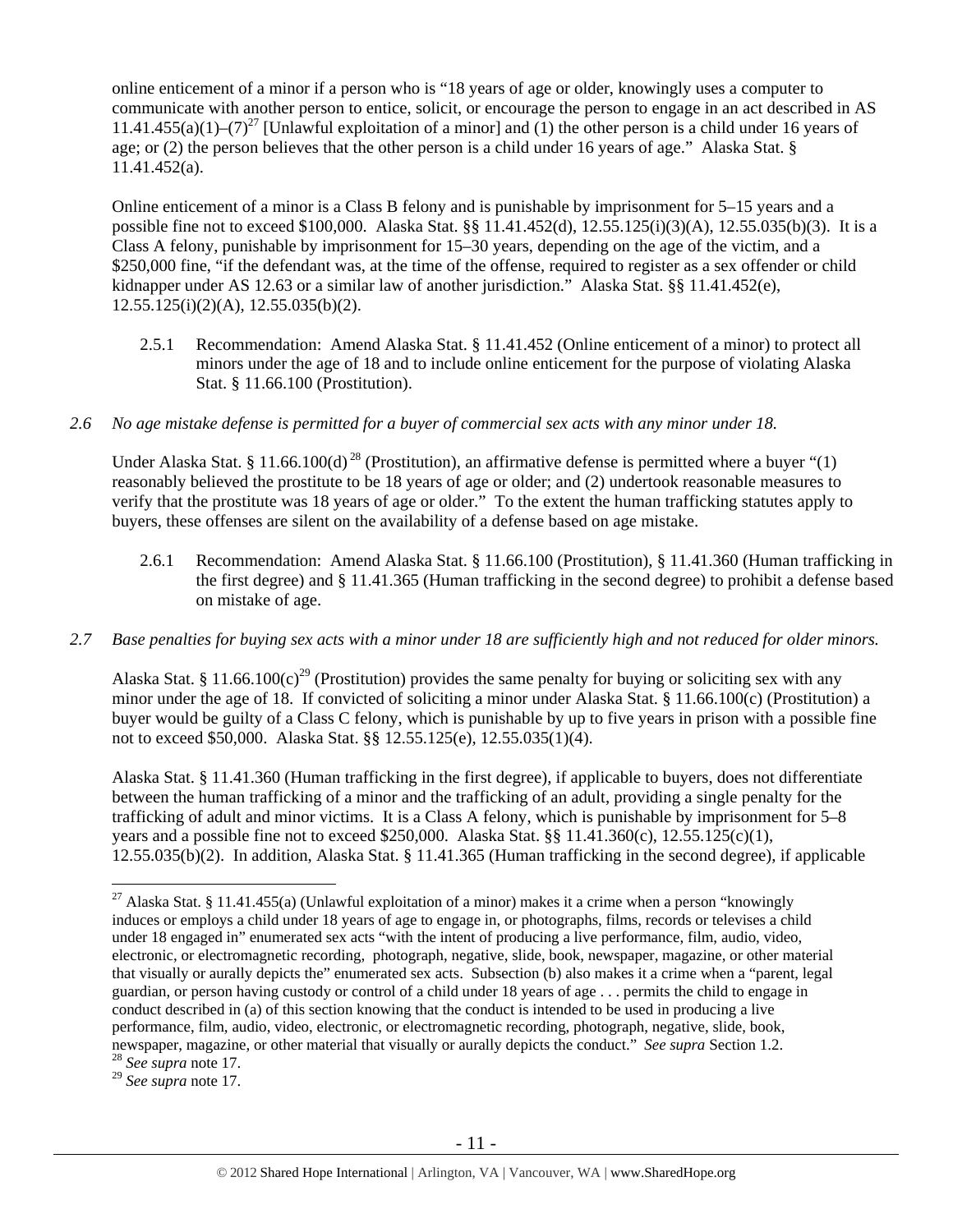online enticement of a minor if a person who is "18 years of age or older, knowingly uses a computer to communicate with another person to entice, solicit, or encourage the person to engage in an act described in AS 11.41.455(a)(1)–(7)[27] [Unlawful exploitation of a minor] and (1) the other person is a child under 16 years of age; or (2) the person believes that the other person is a child under 16 years of age." Alaska Stat. § 11.41.452(a).

Online enticement of a minor is a Class B felony and is punishable by imprisonment for 5–15 years and a possible fine not to exceed $100,000. Alaska Stat. §§ 11.41.452(d), 12.55.125(i)(3)(A), 12.55.035(b)(3). It is a Class A felony, punishable by imprisonment for 15–30 years, depending on the age of the victim, and a $250,000 fine, "if the defendant was, at the time of the offense, required to register as a sex offender or child kidnapper under AS 12.63 or a similar law of another jurisdiction." Alaska Stat. §§ 11.41.452(e), 12.55.125(i)(2)(A), 12.55.035(b)(2).

2.5.1 Recommendation: Amend Alaska Stat. § 11.41.452 (Online enticement of a minor) to protect all minors under the age of 18 and to include online enticement for the purpose of violating Alaska Stat. § 11.66.100 (Prostitution).

*2.6 No age mistake defense is permitted for a buyer of commercial sex acts with any minor under 18.*

Under Alaska Stat. § 11.66.100(d)[28] (Prostitution), an affirmative defense is permitted where a buyer "(1) reasonably believed the prostitute to be 18 years of age or older; and (2) undertook reasonable measures to verify that the prostitute was 18 years of age or older." To the extent the human trafficking statutes apply to buyers, these offenses are silent on the availability of a defense based on age mistake.

2.6.1 Recommendation: Amend Alaska Stat. § 11.66.100 (Prostitution), § 11.41.360 (Human trafficking in the first degree) and § 11.41.365 (Human trafficking in the second degree) to prohibit a defense based on mistake of age.

*2.7 Base penalties for buying sex acts with a minor under 18 are sufficiently high and not reduced for older minors.*

Alaska Stat. § 11.66.100(c)[29] (Prostitution) provides the same penalty for buying or soliciting sex with any minor under the age of 18. If convicted of soliciting a minor under Alaska Stat. § 11.66.100(c) (Prostitution) a buyer would be guilty of a Class C felony, which is punishable by up to five years in prison with a possible fine not to exceed $50,000. Alaska Stat. §§ 12.55.125(e), 12.55.035(1)(4).

Alaska Stat. § 11.41.360 (Human trafficking in the first degree), if applicable to buyers, does not differentiate between the human trafficking of a minor and the trafficking of an adult, providing a single penalty for the trafficking of adult and minor victims. It is a Class A felony, which is punishable by imprisonment for 5–8 years and a possible fine not to exceed $250,000. Alaska Stat. §§ 11.41.360(c), 12.55.125(c)(1), 12.55.035(b)(2). In addition, Alaska Stat. § 11.41.365 (Human trafficking in the second degree), if applicable

---

[27] Alaska Stat. § 11.41.455(a) (Unlawful exploitation of a minor) makes it a crime when a person "knowingly induces or employs a child under 18 years of age to engage in, or photographs, films, records or televises a child under 18 engaged in" enumerated sex acts "with the intent of producing a live performance, film, audio, video, electronic, or electromagnetic recording, photograph, negative, slide, book, newspaper, magazine, or other material that visually or aurally depicts the" enumerated sex acts. Subsection (b) also makes it a crime when a "parent, legal guardian, or person having custody or control of a child under 18 years of age . . . permits the child to engage in conduct described in (a) of this section knowing that the conduct is intended to be used in producing a live performance, film, audio, video, electronic, or electromagnetic recording, photograph, negative, slide, book, newspaper, magazine, or other material that visually or aurally depicts the conduct." *See supra* Section 1.2.

[28] *See supra* note 17.

[29] *See supra* note 17.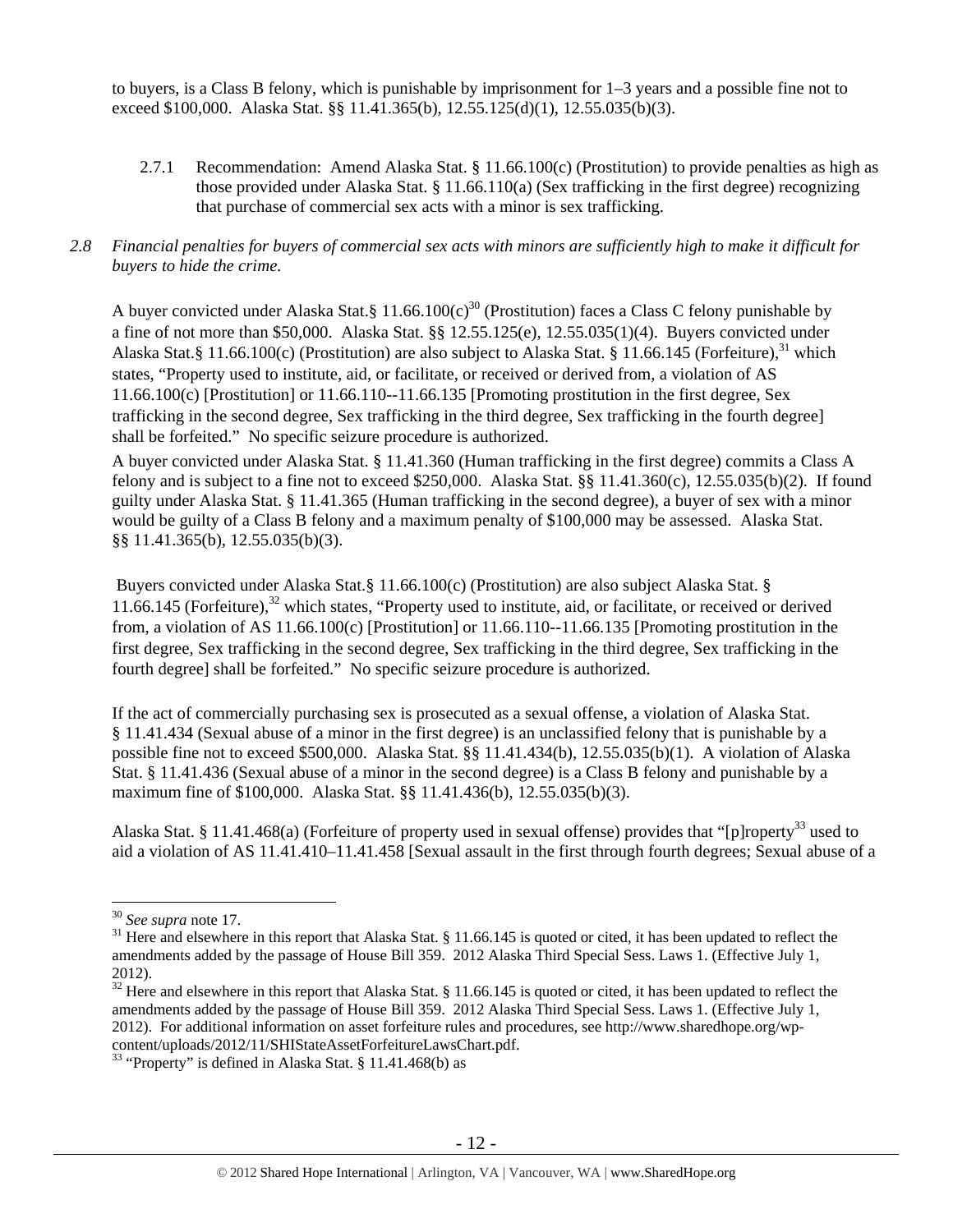to buyers, is a Class B felony, which is punishable by imprisonment for 1–3 years and a possible fine not to exceed $100,000. Alaska Stat. §§ 11.41.365(b), 12.55.125(d)(1), 12.55.035(b)(3).

2.7.1 Recommendation: Amend Alaska Stat. § 11.66.100(c) (Prostitution) to provide penalties as high as those provided under Alaska Stat. § 11.66.110(a) (Sex trafficking in the first degree) recognizing that purchase of commercial sex acts with a minor is sex trafficking.

*2.8 Financial penalties for buyers of commercial sex acts with minors are sufficiently high to make it difficult for buyers to hide the crime.*

A buyer convicted under Alaska Stat.§ 11.66.100(c)[30] (Prostitution) faces a Class C felony punishable by a fine of not more than $50,000. Alaska Stat. §§ 12.55.125(e), 12.55.035(1)(4). Buyers convicted under Alaska Stat.§ 11.66.100(c) (Prostitution) are also subject to Alaska Stat. § 11.66.145 (Forfeiture),[31] which states, "Property used to institute, aid, or facilitate, or received or derived from, a violation of AS 11.66.100(c) [Prostitution] or 11.66.110--11.66.135 [Promoting prostitution in the first degree, Sex trafficking in the second degree, Sex trafficking in the third degree, Sex trafficking in the fourth degree] shall be forfeited." No specific seizure procedure is authorized.

A buyer convicted under Alaska Stat. § 11.41.360 (Human trafficking in the first degree) commits a Class A felony and is subject to a fine not to exceed $250,000. Alaska Stat. §§ 11.41.360(c), 12.55.035(b)(2). If found guilty under Alaska Stat. § 11.41.365 (Human trafficking in the second degree), a buyer of sex with a minor would be guilty of a Class B felony and a maximum penalty of $100,000 may be assessed. Alaska Stat. §§ 11.41.365(b), 12.55.035(b)(3).

Buyers convicted under Alaska Stat.§ 11.66.100(c) (Prostitution) are also subject Alaska Stat. § 11.66.145 (Forfeiture),[32] which states, "Property used to institute, aid, or facilitate, or received or derived from, a violation of AS 11.66.100(c) [Prostitution] or 11.66.110--11.66.135 [Promoting prostitution in the first degree, Sex trafficking in the second degree, Sex trafficking in the third degree, Sex trafficking in the fourth degree] shall be forfeited." No specific seizure procedure is authorized.

If the act of commercially purchasing sex is prosecuted as a sexual offense, a violation of Alaska Stat. § 11.41.434 (Sexual abuse of a minor in the first degree) is an unclassified felony that is punishable by a possible fine not to exceed $500,000. Alaska Stat. §§ 11.41.434(b), 12.55.035(b)(1). A violation of Alaska Stat. § 11.41.436 (Sexual abuse of a minor in the second degree) is a Class B felony and punishable by a maximum fine of $100,000. Alaska Stat. §§ 11.41.436(b), 12.55.035(b)(3).

Alaska Stat. § 11.41.468(a) (Forfeiture of property used in sexual offense) provides that "[p]roperty[33] used to aid a violation of AS 11.41.410–11.41.458 [Sexual assault in the first through fourth degrees; Sexual abuse of a

---

[30] *See supra* note 17.

[31] Here and elsewhere in this report that Alaska Stat. § 11.66.145 is quoted or cited, it has been updated to reflect the amendments added by the passage of House Bill 359. 2012 Alaska Third Special Sess. Laws 1. (Effective July 1, 2012).

[32] Here and elsewhere in this report that Alaska Stat. § 11.66.145 is quoted or cited, it has been updated to reflect the amendments added by the passage of House Bill 359. 2012 Alaska Third Special Sess. Laws 1. (Effective July 1, 2012). For additional information on asset forfeiture rules and procedures, see http://www.sharedhope.org/wp-content/uploads/2012/11/SHIStateAssetForfeitureLawsChart.pdf.

[33] "Property" is defined in Alaska Stat. § 11.41.468(b) as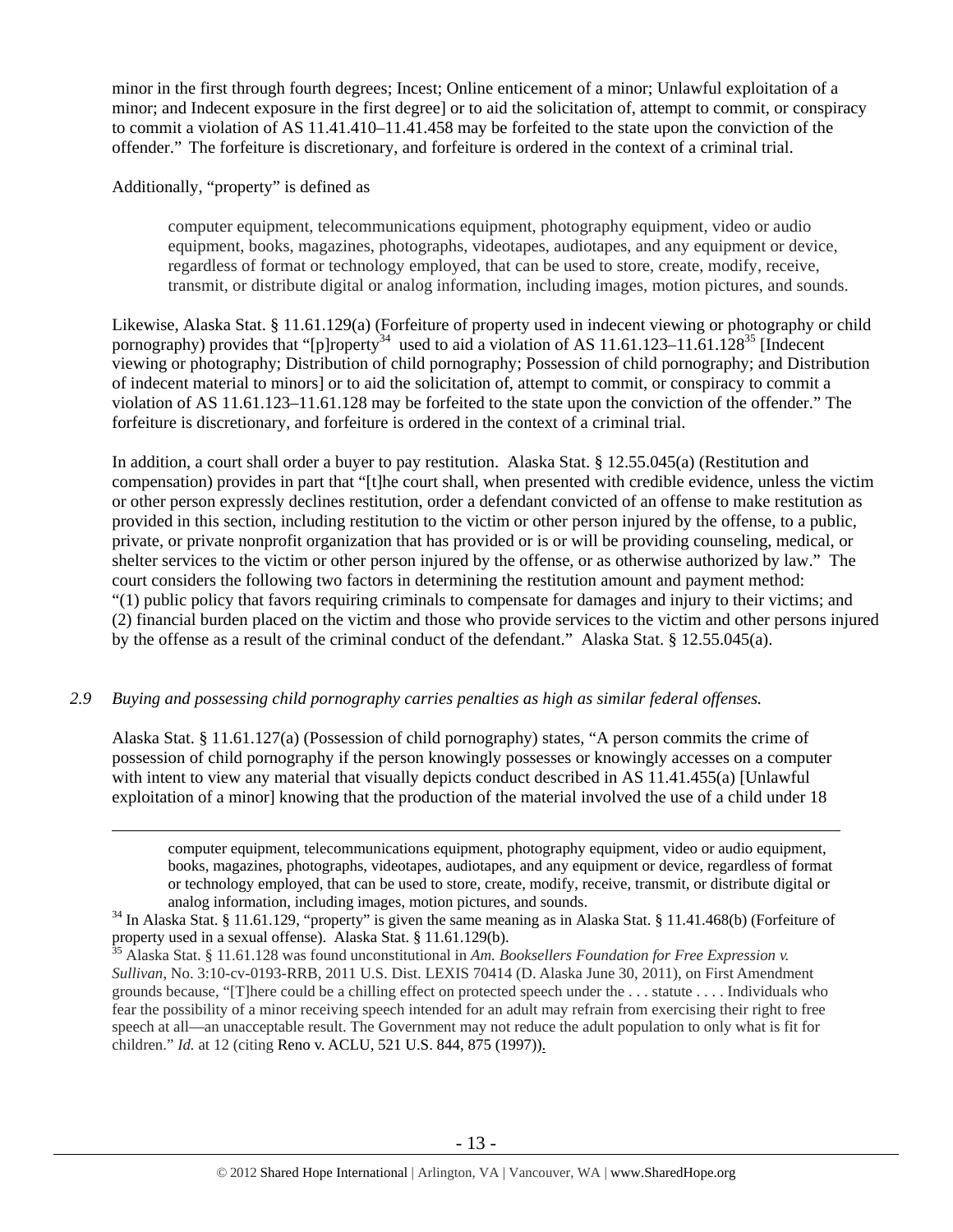minor in the first through fourth degrees; Incest; Online enticement of a minor; Unlawful exploitation of a minor; and Indecent exposure in the first degree] or to aid the solicitation of, attempt to commit, or conspiracy to commit a violation of AS 11.41.410–11.41.458 may be forfeited to the state upon the conviction of the offender." The forfeiture is discretionary, and forfeiture is ordered in the context of a criminal trial.

Additionally, "property" is defined as

> computer equipment, telecommunications equipment, photography equipment, video or audio equipment, books, magazines, photographs, videotapes, audiotapes, and any equipment or device, regardless of format or technology employed, that can be used to store, create, modify, receive, transmit, or distribute digital or analog information, including images, motion pictures, and sounds.

Likewise, Alaska Stat. § 11.61.129(a) (Forfeiture of property used in indecent viewing or photography or child pornography) provides that "[p]roperty[34] used to aid a violation of AS 11.61.123–11.61.128[35] [Indecent viewing or photography; Distribution of child pornography; Possession of child pornography; and Distribution of indecent material to minors] or to aid the solicitation of, attempt to commit, or conspiracy to commit a violation of AS 11.61.123–11.61.128 may be forfeited to the state upon the conviction of the offender." The forfeiture is discretionary, and forfeiture is ordered in the context of a criminal trial.

In addition, a court shall order a buyer to pay restitution. Alaska Stat. § 12.55.045(a) (Restitution and compensation) provides in part that "[t]he court shall, when presented with credible evidence, unless the victim or other person expressly declines restitution, order a defendant convicted of an offense to make restitution as provided in this section, including restitution to the victim or other person injured by the offense, to a public, private, or private nonprofit organization that has provided or is or will be providing counseling, medical, or shelter services to the victim or other person injured by the offense, or as otherwise authorized by law." The court considers the following two factors in determining the restitution amount and payment method: "(1) public policy that favors requiring criminals to compensate for damages and injury to their victims; and (2) financial burden placed on the victim and those who provide services to the victim and other persons injured by the offense as a result of the criminal conduct of the defendant." Alaska Stat. § 12.55.045(a).

*2.9 Buying and possessing child pornography carries penalties as high as similar federal offenses.*

Alaska Stat. § 11.61.127(a) (Possession of child pornography) states, "A person commits the crime of possession of child pornography if the person knowingly possesses or knowingly accesses on a computer with intent to view any material that visually depicts conduct described in AS 11.41.455(a) [Unlawful exploitation of a minor] knowing that the production of the material involved the use of a child under 18

---

> computer equipment, telecommunications equipment, photography equipment, video or audio equipment, books, magazines, photographs, videotapes, audiotapes, and any equipment or device, regardless of format or technology employed, that can be used to store, create, modify, receive, transmit, or distribute digital or analog information, including images, motion pictures, and sounds.

[34] In Alaska Stat. § 11.61.129, "property" is given the same meaning as in Alaska Stat. § 11.41.468(b) (Forfeiture of property used in a sexual offense). Alaska Stat. § 11.61.129(b).

[35] Alaska Stat. § 11.61.128 was found unconstitutional in *Am. Booksellers Foundation for Free Expression v. Sullivan*, No. 3:10-cv-0193-RRB, 2011 U.S. Dist. LEXIS 70414 (D. Alaska June 30, 2011), on First Amendment grounds because, "[T]here could be a chilling effect on protected speech under the . . . statute . . . . Individuals who fear the possibility of a minor receiving speech intended for an adult may refrain from exercising their right to free speech at all—an unacceptable result. The Government may not reduce the adult population to only what is fit for children." *Id.* at 12 (citing Reno v. ACLU, 521 U.S. 844, 875 (1997)).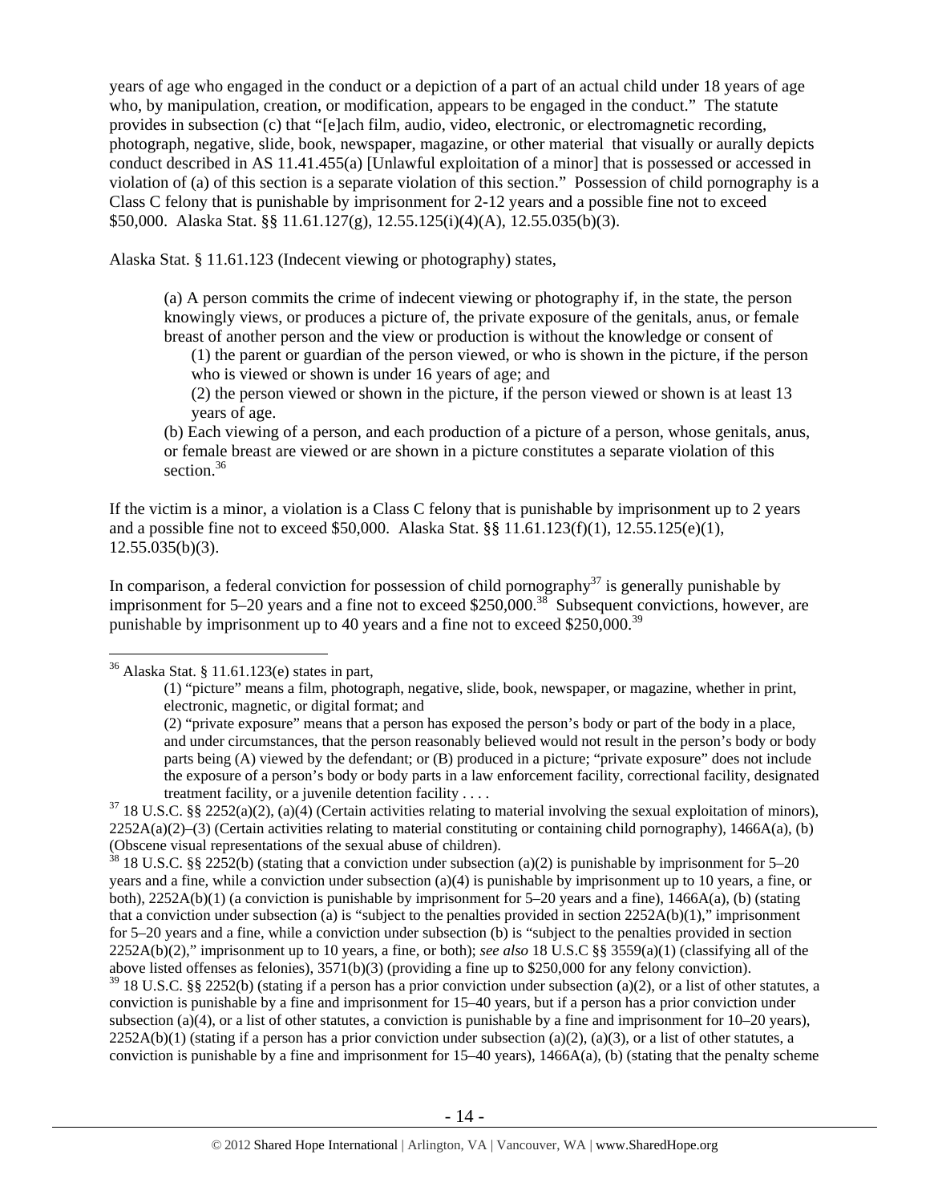years of age who engaged in the conduct or a depiction of a part of an actual child under 18 years of age who, by manipulation, creation, or modification, appears to be engaged in the conduct." The statute provides in subsection (c) that "[e]ach film, audio, video, electronic, or electromagnetic recording, photograph, negative, slide, book, newspaper, magazine, or other material that visually or aurally depicts conduct described in AS 11.41.455(a) [Unlawful exploitation of a minor] that is possessed or accessed in violation of (a) of this section is a separate violation of this section." Possession of child pornography is a Class C felony that is punishable by imprisonment for 2-12 years and a possible fine not to exceed $50,000. Alaska Stat. §§ 11.61.127(g), 12.55.125(i)(4)(A), 12.55.035(b)(3).

Alaska Stat. § 11.61.123 (Indecent viewing or photography) states,

> (a) A person commits the crime of indecent viewing or photography if, in the state, the person knowingly views, or produces a picture of, the private exposure of the genitals, anus, or female breast of another person and the view or production is without the knowledge or consent of
>
> (1) the parent or guardian of the person viewed, or who is shown in the picture, if the person who is viewed or shown is under 16 years of age; and
>
> (2) the person viewed or shown in the picture, if the person viewed or shown is at least 13 years of age.
>
> (b) Each viewing of a person, and each production of a picture of a person, whose genitals, anus, or female breast are viewed or are shown in a picture constitutes a separate violation of this section.[36]

If the victim is a minor, a violation is a Class C felony that is punishable by imprisonment up to 2 years and a possible fine not to exceed $50,000. Alaska Stat. §§ 11.61.123(f)(1), 12.55.125(e)(1), 12.55.035(b)(3).

In comparison, a federal conviction for possession of child pornography[37] is generally punishable by imprisonment for 5–20 years and a fine not to exceed $250,000.[38] Subsequent convictions, however, are punishable by imprisonment up to 40 years and a fine not to exceed $250,000.[39]

---

[36] Alaska Stat. § 11.61.123(e) states in part,

> (1) "picture" means a film, photograph, negative, slide, book, newspaper, or magazine, whether in print, electronic, magnetic, or digital format; and
>
> (2) "private exposure" means that a person has exposed the person's body or part of the body in a place, and under circumstances, that the person reasonably believed would not result in the person's body or body parts being (A) viewed by the defendant; or (B) produced in a picture; "private exposure" does not include the exposure of a person's body or body parts in a law enforcement facility, correctional facility, designated treatment facility, or a juvenile detention facility . . . .

[37] 18 U.S.C. §§ 2252(a)(2), (a)(4) (Certain activities relating to material involving the sexual exploitation of minors), 2252A(a)(2)–(3) (Certain activities relating to material constituting or containing child pornography), 1466A(a), (b) (Obscene visual representations of the sexual abuse of children).

[38] 18 U.S.C. §§ 2252(b) (stating that a conviction under subsection (a)(2) is punishable by imprisonment for 5–20 years and a fine, while a conviction under subsection (a)(4) is punishable by imprisonment up to 10 years, a fine, or both), 2252A(b)(1) (a conviction is punishable by imprisonment for 5–20 years and a fine), 1466A(a), (b) (stating that a conviction under subsection (a) is "subject to the penalties provided in section 2252A(b)(1)," imprisonment for 5–20 years and a fine, while a conviction under subsection (b) is "subject to the penalties provided in section 2252A(b)(2)," imprisonment up to 10 years, a fine, or both); *see also* 18 U.S.C §§ 3559(a)(1) (classifying all of the above listed offenses as felonies), 3571(b)(3) (providing a fine up to $250,000 for any felony conviction).

[39] 18 U.S.C. §§ 2252(b) (stating if a person has a prior conviction under subsection (a)(2), or a list of other statutes, a conviction is punishable by a fine and imprisonment for 15–40 years, but if a person has a prior conviction under subsection (a)(4), or a list of other statutes, a conviction is punishable by a fine and imprisonment for 10–20 years), 2252A(b)(1) (stating if a person has a prior conviction under subsection (a)(2), (a)(3), or a list of other statutes, a conviction is punishable by a fine and imprisonment for 15–40 years), 1466A(a), (b) (stating that the penalty scheme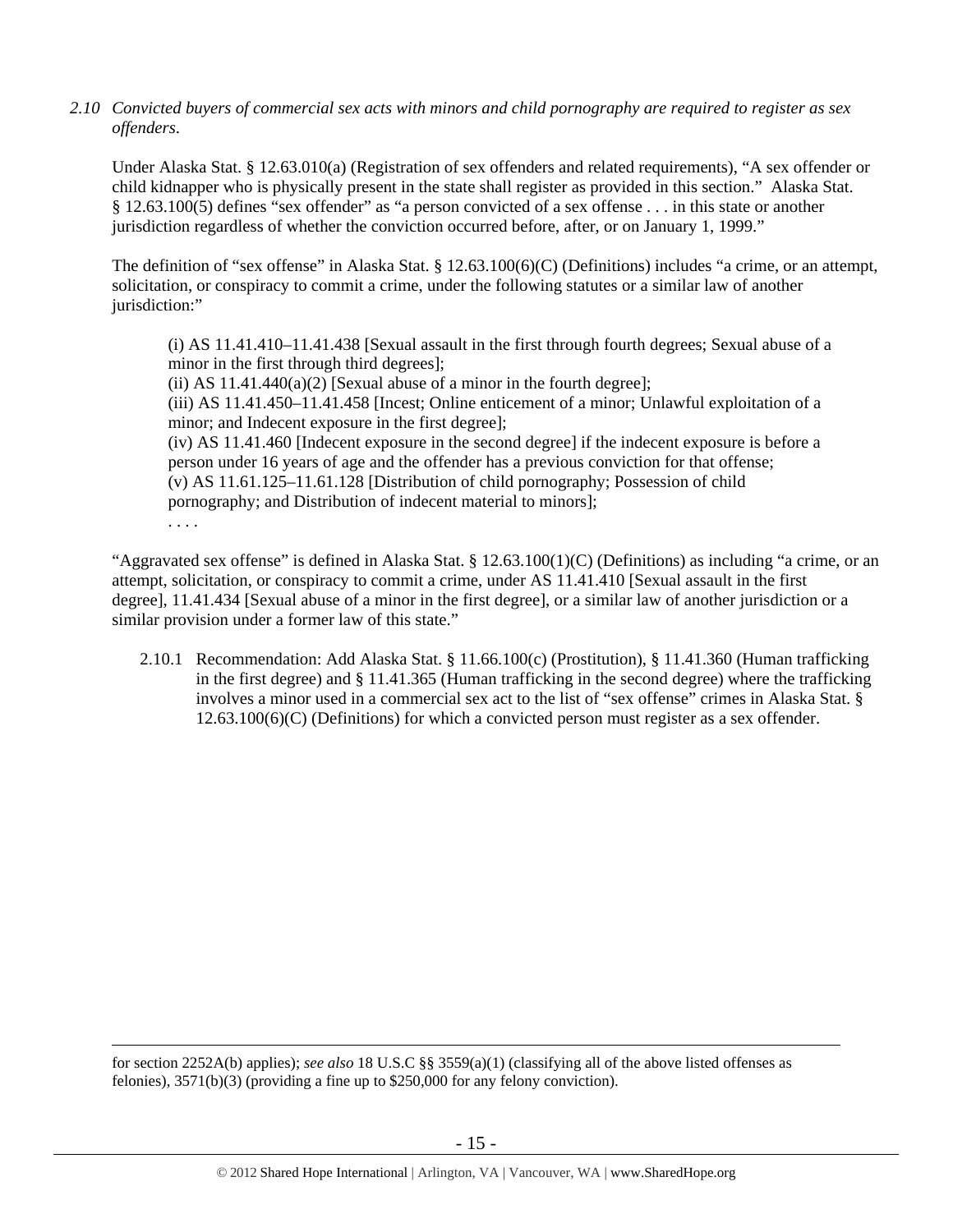*2.10 Convicted buyers of commercial sex acts with minors and child pornography are required to register as sex offenders.*

Under Alaska Stat. § 12.63.010(a) (Registration of sex offenders and related requirements), "A sex offender or child kidnapper who is physically present in the state shall register as provided in this section." Alaska Stat. § 12.63.100(5) defines "sex offender" as "a person convicted of a sex offense . . . in this state or another jurisdiction regardless of whether the conviction occurred before, after, or on January 1, 1999."

The definition of "sex offense" in Alaska Stat. § 12.63.100(6)(C) (Definitions) includes "a crime, or an attempt, solicitation, or conspiracy to commit a crime, under the following statutes or a similar law of another jurisdiction:"

> (i) AS 11.41.410–11.41.438 [Sexual assault in the first through fourth degrees; Sexual abuse of a minor in the first through third degrees];
> (ii) AS 11.41.440(a)(2) [Sexual abuse of a minor in the fourth degree];
> (iii) AS 11.41.450–11.41.458 [Incest; Online enticement of a minor; Unlawful exploitation of a minor; and Indecent exposure in the first degree];
> (iv) AS 11.41.460 [Indecent exposure in the second degree] if the indecent exposure is before a person under 16 years of age and the offender has a previous conviction for that offense;
> (v) AS 11.61.125–11.61.128 [Distribution of child pornography; Possession of child pornography; and Distribution of indecent material to minors];
> . . . .

"Aggravated sex offense" is defined in Alaska Stat. § 12.63.100(1)(C) (Definitions) as including "a crime, or an attempt, solicitation, or conspiracy to commit a crime, under AS 11.41.410 [Sexual assault in the first degree], 11.41.434 [Sexual abuse of a minor in the first degree], or a similar law of another jurisdiction or a similar provision under a former law of this state."

2.10.1 Recommendation: Add Alaska Stat. § 11.66.100(c) (Prostitution), § 11.41.360 (Human trafficking in the first degree) and § 11.41.365 (Human trafficking in the second degree) where the trafficking involves a minor used in a commercial sex act to the list of "sex offense" crimes in Alaska Stat. § 12.63.100(6)(C) (Definitions) for which a convicted person must register as a sex offender.

---

for section 2252A(b) applies); *see also* 18 U.S.C §§ 3559(a)(1) (classifying all of the above listed offenses as felonies), 3571(b)(3) (providing a fine up to $250,000 for any felony conviction).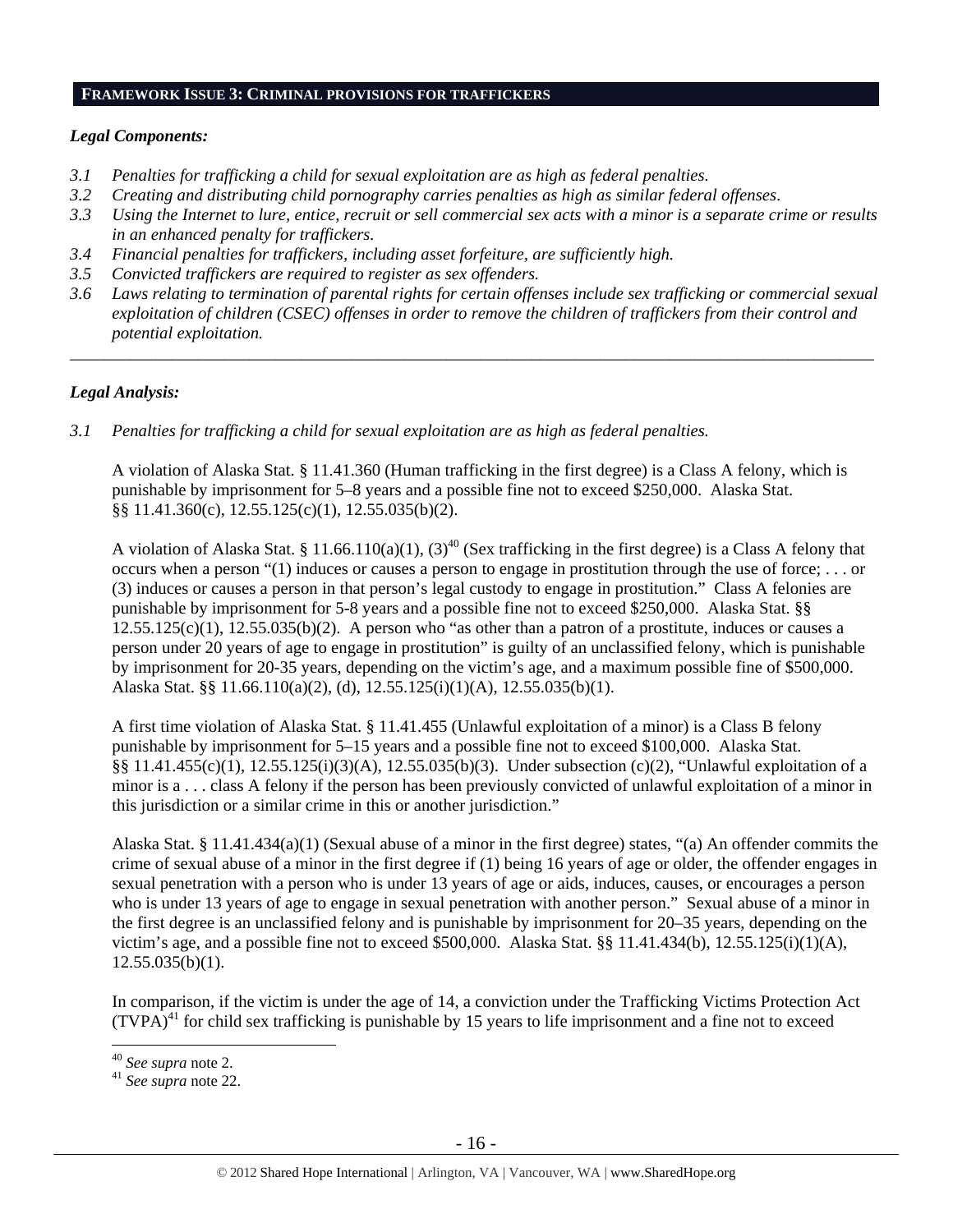**FRAMEWORK ISSUE 3: CRIMINAL PROVISIONS FOR TRAFFICKERS**

***Legal Components:***

- *3.1 Penalties for trafficking a child for sexual exploitation are as high as federal penalties.*
- *3.2 Creating and distributing child pornography carries penalties as high as similar federal offenses.*
- *3.3 Using the Internet to lure, entice, recruit or sell commercial sex acts with a minor is a separate crime or results in an enhanced penalty for traffickers.*
- *3.4 Financial penalties for traffickers, including asset forfeiture, are sufficiently high.*
- *3.5 Convicted traffickers are required to register as sex offenders.*
- *3.6 Laws relating to termination of parental rights for certain offenses include sex trafficking or commercial sexual exploitation of children (CSEC) offenses in order to remove the children of traffickers from their control and potential exploitation.*

---

***Legal Analysis:***

*3.1 Penalties for trafficking a child for sexual exploitation are as high as federal penalties.*

A violation of Alaska Stat. § 11.41.360 (Human trafficking in the first degree) is a Class A felony, which is punishable by imprisonment for 5–8 years and a possible fine not to exceed $250,000. Alaska Stat. §§ 11.41.360(c), 12.55.125(c)(1), 12.55.035(b)(2).

A violation of Alaska Stat. § 11.66.110(a)(1), (3)[40] (Sex trafficking in the first degree) is a Class A felony that occurs when a person "(1) induces or causes a person to engage in prostitution through the use of force; . . . or (3) induces or causes a person in that person's legal custody to engage in prostitution." Class A felonies are punishable by imprisonment for 5-8 years and a possible fine not to exceed $250,000. Alaska Stat. §§ 12.55.125(c)(1), 12.55.035(b)(2). A person who "as other than a patron of a prostitute, induces or causes a person under 20 years of age to engage in prostitution" is guilty of an unclassified felony, which is punishable by imprisonment for 20-35 years, depending on the victim's age, and a maximum possible fine of $500,000. Alaska Stat. §§ 11.66.110(a)(2), (d), 12.55.125(i)(1)(A), 12.55.035(b)(1).

A first time violation of Alaska Stat. § 11.41.455 (Unlawful exploitation of a minor) is a Class B felony punishable by imprisonment for 5–15 years and a possible fine not to exceed $100,000. Alaska Stat. §§ 11.41.455(c)(1), 12.55.125(i)(3)(A), 12.55.035(b)(3). Under subsection (c)(2), "Unlawful exploitation of a minor is a . . . class A felony if the person has been previously convicted of unlawful exploitation of a minor in this jurisdiction or a similar crime in this or another jurisdiction."

Alaska Stat. § 11.41.434(a)(1) (Sexual abuse of a minor in the first degree) states, "(a) An offender commits the crime of sexual abuse of a minor in the first degree if (1) being 16 years of age or older, the offender engages in sexual penetration with a person who is under 13 years of age or aids, induces, causes, or encourages a person who is under 13 years of age to engage in sexual penetration with another person." Sexual abuse of a minor in the first degree is an unclassified felony and is punishable by imprisonment for 20–35 years, depending on the victim's age, and a possible fine not to exceed $500,000. Alaska Stat. §§ 11.41.434(b), 12.55.125(i)(1)(A), 12.55.035(b)(1).

In comparison, if the victim is under the age of 14, a conviction under the Trafficking Victims Protection Act (TVPA)[41] for child sex trafficking is punishable by 15 years to life imprisonment and a fine not to exceed

---

[40] *See supra* note 2.
[41] *See supra* note 22.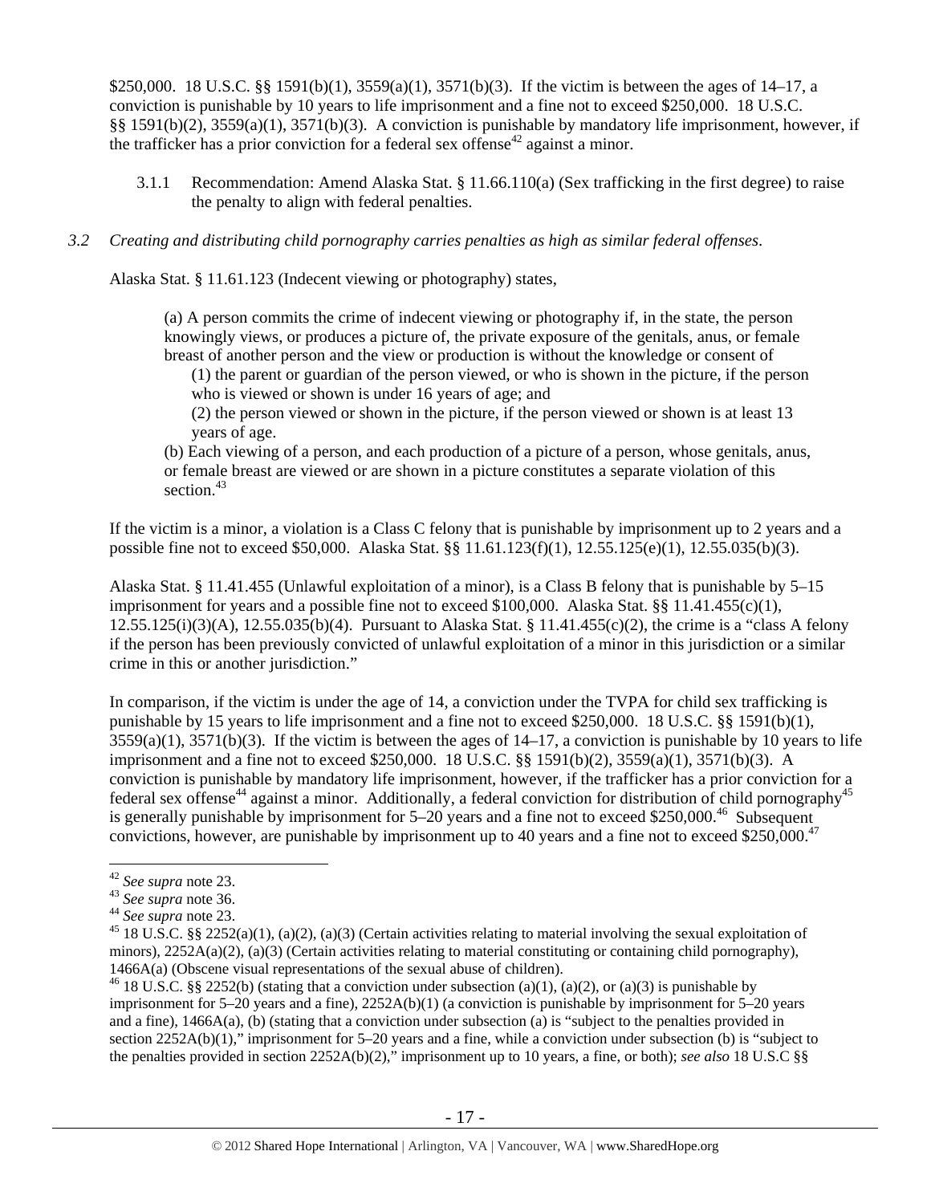$250,000. 18 U.S.C. §§ 1591(b)(1), 3559(a)(1), 3571(b)(3). If the victim is between the ages of 14–17, a conviction is punishable by 10 years to life imprisonment and a fine not to exceed $250,000. 18 U.S.C. §§ 1591(b)(2), 3559(a)(1), 3571(b)(3). A conviction is punishable by mandatory life imprisonment, however, if the trafficker has a prior conviction for a federal sex offense[42] against a minor.

3.1.1 Recommendation: Amend Alaska Stat. § 11.66.110(a) (Sex trafficking in the first degree) to raise the penalty to align with federal penalties.

*3.2 Creating and distributing child pornography carries penalties as high as similar federal offenses.*

Alaska Stat. § 11.61.123 (Indecent viewing or photography) states,

> (a) A person commits the crime of indecent viewing or photography if, in the state, the person knowingly views, or produces a picture of, the private exposure of the genitals, anus, or female breast of another person and the view or production is without the knowledge or consent of
> (1) the parent or guardian of the person viewed, or who is shown in the picture, if the person who is viewed or shown is under 16 years of age; and
> (2) the person viewed or shown in the picture, if the person viewed or shown is at least 13 years of age.
> (b) Each viewing of a person, and each production of a picture of a person, whose genitals, anus, or female breast are viewed or are shown in a picture constitutes a separate violation of this section.[43]

If the victim is a minor, a violation is a Class C felony that is punishable by imprisonment up to 2 years and a possible fine not to exceed $50,000. Alaska Stat. §§ 11.61.123(f)(1), 12.55.125(e)(1), 12.55.035(b)(3).

Alaska Stat. § 11.41.455 (Unlawful exploitation of a minor), is a Class B felony that is punishable by 5–15 imprisonment for years and a possible fine not to exceed $100,000. Alaska Stat. §§ 11.41.455(c)(1), 12.55.125(i)(3)(A), 12.55.035(b)(4). Pursuant to Alaska Stat. § 11.41.455(c)(2), the crime is a "class A felony if the person has been previously convicted of unlawful exploitation of a minor in this jurisdiction or a similar crime in this or another jurisdiction."

In comparison, if the victim is under the age of 14, a conviction under the TVPA for child sex trafficking is punishable by 15 years to life imprisonment and a fine not to exceed $250,000. 18 U.S.C. §§ 1591(b)(1), 3559(a)(1), 3571(b)(3). If the victim is between the ages of 14–17, a conviction is punishable by 10 years to life imprisonment and a fine not to exceed $250,000. 18 U.S.C. §§ 1591(b)(2), 3559(a)(1), 3571(b)(3). A conviction is punishable by mandatory life imprisonment, however, if the trafficker has a prior conviction for a federal sex offense[44] against a minor. Additionally, a federal conviction for distribution of child pornography[45] is generally punishable by imprisonment for 5–20 years and a fine not to exceed $250,000.[46] Subsequent convictions, however, are punishable by imprisonment up to 40 years and a fine not to exceed $250,000.[47]

---

[42] *See supra* note 23.

[43] *See supra* note 36.

[44] *See supra* note 23.

[45] 18 U.S.C. §§ 2252(a)(1), (a)(2), (a)(3) (Certain activities relating to material involving the sexual exploitation of minors), 2252A(a)(2), (a)(3) (Certain activities relating to material constituting or containing child pornography), 1466A(a) (Obscene visual representations of the sexual abuse of children).

[46] 18 U.S.C. §§ 2252(b) (stating that a conviction under subsection (a)(1), (a)(2), or (a)(3) is punishable by imprisonment for 5–20 years and a fine), 2252A(b)(1) (a conviction is punishable by imprisonment for 5–20 years and a fine), 1466A(a), (b) (stating that a conviction under subsection (a) is "subject to the penalties provided in section 2252A(b)(1)," imprisonment for 5–20 years and a fine, while a conviction under subsection (b) is "subject to the penalties provided in section 2252A(b)(2)," imprisonment up to 10 years, a fine, or both); *see also* 18 U.S.C §§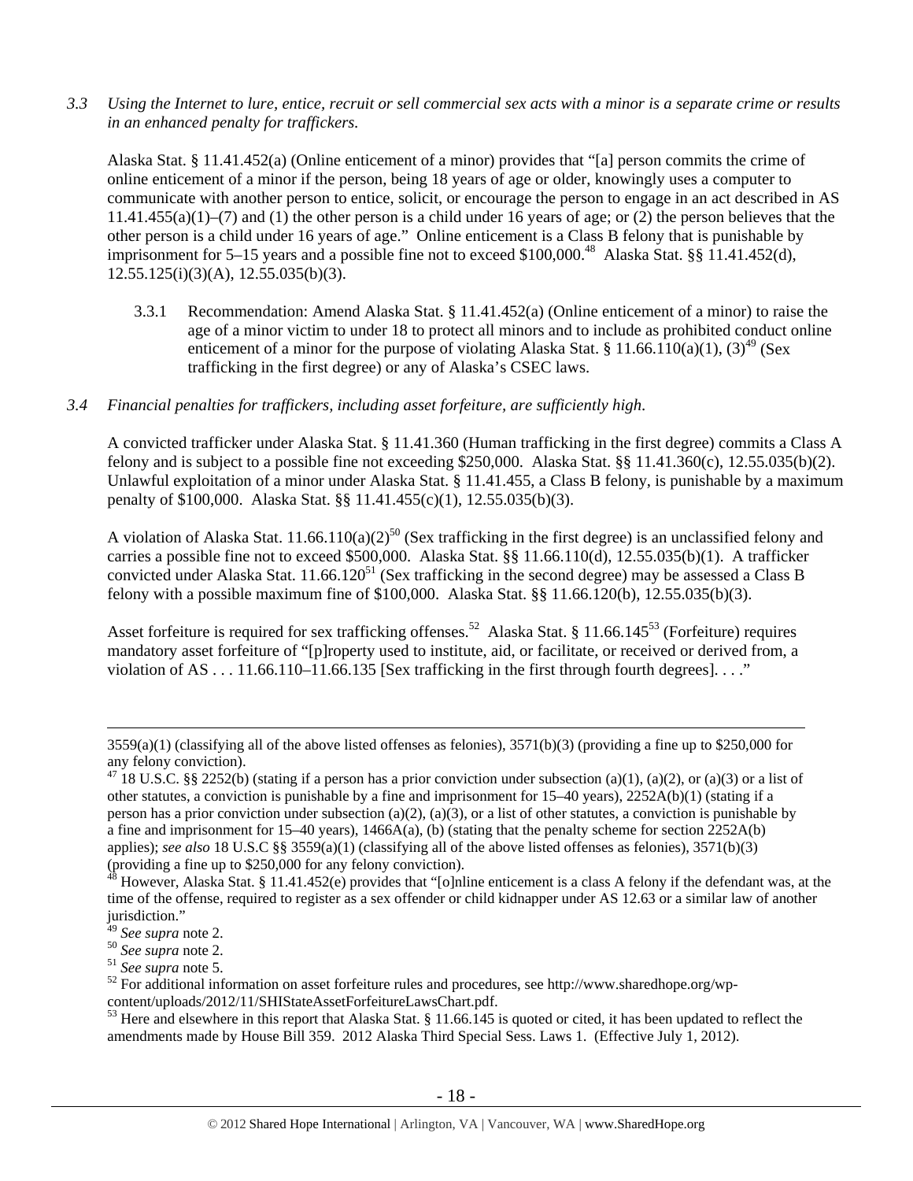*3.3 Using the Internet to lure, entice, recruit or sell commercial sex acts with a minor is a separate crime or results in an enhanced penalty for traffickers.*

Alaska Stat. § 11.41.452(a) (Online enticement of a minor) provides that "[a] person commits the crime of online enticement of a minor if the person, being 18 years of age or older, knowingly uses a computer to communicate with another person to entice, solicit, or encourage the person to engage in an act described in AS 11.41.455(a)(1)–(7) and (1) the other person is a child under 16 years of age; or (2) the person believes that the other person is a child under 16 years of age." Online enticement is a Class B felony that is punishable by imprisonment for 5–15 years and a possible fine not to exceed $100,000.[48] Alaska Stat. §§ 11.41.452(d), 12.55.125(i)(3)(A), 12.55.035(b)(3).

3.3.1 Recommendation: Amend Alaska Stat. § 11.41.452(a) (Online enticement of a minor) to raise the age of a minor victim to under 18 to protect all minors and to include as prohibited conduct online enticement of a minor for the purpose of violating Alaska Stat. § 11.66.110(a)(1), (3)[49] (Sex trafficking in the first degree) or any of Alaska's CSEC laws.

*3.4 Financial penalties for traffickers, including asset forfeiture, are sufficiently high.*

A convicted trafficker under Alaska Stat. § 11.41.360 (Human trafficking in the first degree) commits a Class A felony and is subject to a possible fine not exceeding $250,000. Alaska Stat. §§ 11.41.360(c), 12.55.035(b)(2). Unlawful exploitation of a minor under Alaska Stat. § 11.41.455, a Class B felony, is punishable by a maximum penalty of $100,000. Alaska Stat. §§ 11.41.455(c)(1), 12.55.035(b)(3).

A violation of Alaska Stat. 11.66.110(a)(2)[50] (Sex trafficking in the first degree) is an unclassified felony and carries a possible fine not to exceed $500,000. Alaska Stat. §§ 11.66.110(d), 12.55.035(b)(1). A trafficker convicted under Alaska Stat. 11.66.120[51] (Sex trafficking in the second degree) may be assessed a Class B felony with a possible maximum fine of $100,000. Alaska Stat. §§ 11.66.120(b), 12.55.035(b)(3).

Asset forfeiture is required for sex trafficking offenses.[52] Alaska Stat. § 11.66.145[53] (Forfeiture) requires mandatory asset forfeiture of "[p]roperty used to institute, aid, or facilitate, or received or derived from, a violation of AS . . . 11.66.110–11.66.135 [Sex trafficking in the first through fourth degrees]. . . ."

---

3559(a)(1) (classifying all of the above listed offenses as felonies), 3571(b)(3) (providing a fine up to $250,000 for any felony conviction).

[47] 18 U.S.C. §§ 2252(b) (stating if a person has a prior conviction under subsection (a)(1), (a)(2), or (a)(3) or a list of other statutes, a conviction is punishable by a fine and imprisonment for 15–40 years), 2252A(b)(1) (stating if a person has a prior conviction under subsection (a)(2), (a)(3), or a list of other statutes, a conviction is punishable by a fine and imprisonment for 15–40 years), 1466A(a), (b) (stating that the penalty scheme for section 2252A(b) applies); *see also* 18 U.S.C §§ 3559(a)(1) (classifying all of the above listed offenses as felonies), 3571(b)(3) (providing a fine up to $250,000 for any felony conviction).

[48] However, Alaska Stat. § 11.41.452(e) provides that "[o]nline enticement is a class A felony if the defendant was, at the time of the offense, required to register as a sex offender or child kidnapper under AS 12.63 or a similar law of another jurisdiction."

[49] *See supra* note 2.

[50] *See supra* note 2.

[51] *See supra* note 5.

[52] For additional information on asset forfeiture rules and procedures, see http://www.sharedhope.org/wp-content/uploads/2012/11/SHIStateAssetForfeitureLawsChart.pdf.

[53] Here and elsewhere in this report that Alaska Stat. § 11.66.145 is quoted or cited, it has been updated to reflect the amendments made by House Bill 359. 2012 Alaska Third Special Sess. Laws 1. (Effective July 1, 2012).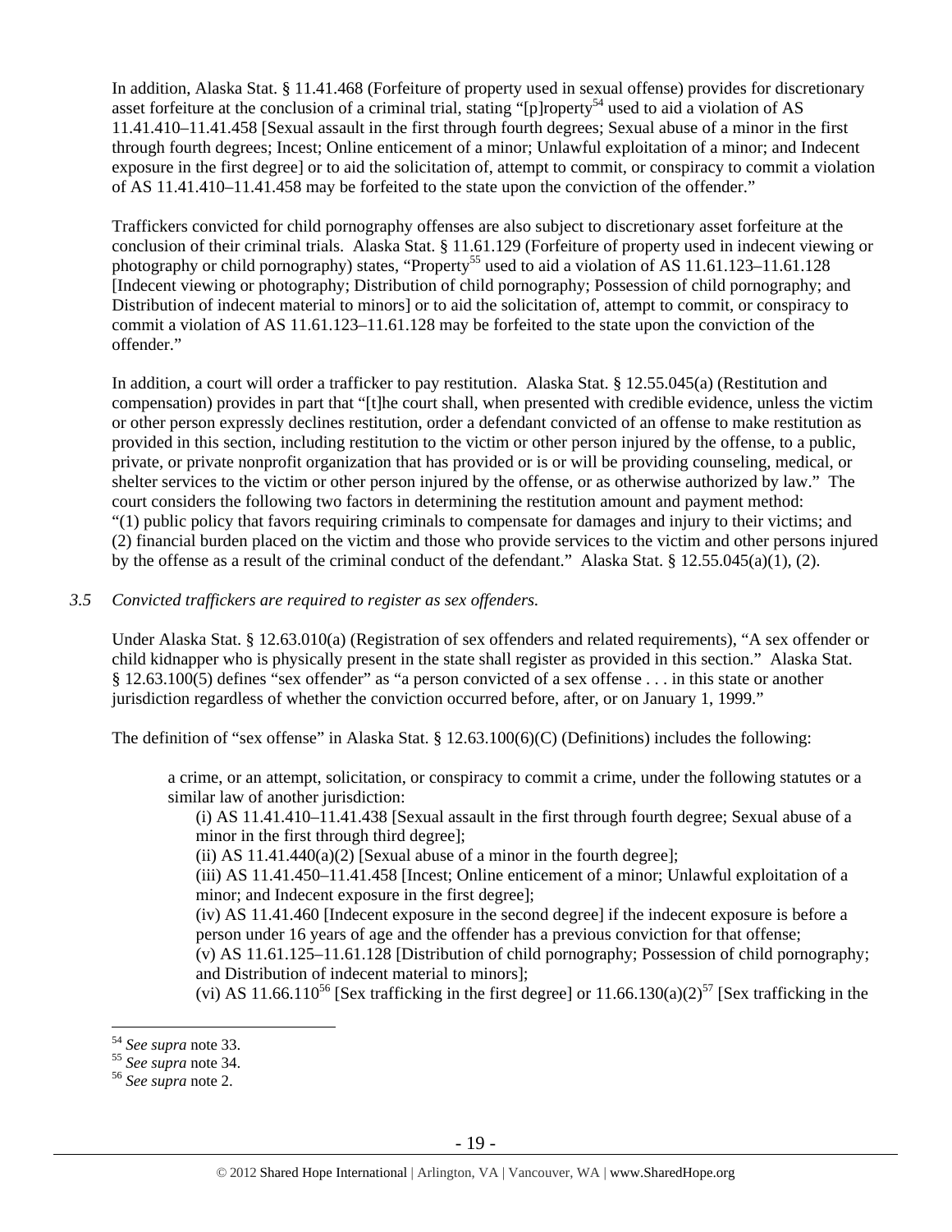In addition, Alaska Stat. § 11.41.468 (Forfeiture of property used in sexual offense) provides for discretionary asset forfeiture at the conclusion of a criminal trial, stating "[p]roperty[54] used to aid a violation of AS 11.41.410–11.41.458 [Sexual assault in the first through fourth degrees; Sexual abuse of a minor in the first through fourth degrees; Incest; Online enticement of a minor; Unlawful exploitation of a minor; and Indecent exposure in the first degree] or to aid the solicitation of, attempt to commit, or conspiracy to commit a violation of AS 11.41.410–11.41.458 may be forfeited to the state upon the conviction of the offender."

Traffickers convicted for child pornography offenses are also subject to discretionary asset forfeiture at the conclusion of their criminal trials. Alaska Stat. § 11.61.129 (Forfeiture of property used in indecent viewing or photography or child pornography) states, "Property[55] used to aid a violation of AS 11.61.123–11.61.128 [Indecent viewing or photography; Distribution of child pornography; Possession of child pornography; and Distribution of indecent material to minors] or to aid the solicitation of, attempt to commit, or conspiracy to commit a violation of AS 11.61.123–11.61.128 may be forfeited to the state upon the conviction of the offender."

In addition, a court will order a trafficker to pay restitution. Alaska Stat. § 12.55.045(a) (Restitution and compensation) provides in part that "[t]he court shall, when presented with credible evidence, unless the victim or other person expressly declines restitution, order a defendant convicted of an offense to make restitution as provided in this section, including restitution to the victim or other person injured by the offense, to a public, private, or private nonprofit organization that has provided or is or will be providing counseling, medical, or shelter services to the victim or other person injured by the offense, or as otherwise authorized by law." The court considers the following two factors in determining the restitution amount and payment method: "(1) public policy that favors requiring criminals to compensate for damages and injury to their victims; and (2) financial burden placed on the victim and those who provide services to the victim and other persons injured by the offense as a result of the criminal conduct of the defendant." Alaska Stat. § 12.55.045(a)(1), (2).

*3.5 Convicted traffickers are required to register as sex offenders.*

Under Alaska Stat. § 12.63.010(a) (Registration of sex offenders and related requirements), "A sex offender or child kidnapper who is physically present in the state shall register as provided in this section." Alaska Stat. § 12.63.100(5) defines "sex offender" as "a person convicted of a sex offense . . . in this state or another jurisdiction regardless of whether the conviction occurred before, after, or on January 1, 1999."

The definition of "sex offense" in Alaska Stat. § 12.63.100(6)(C) (Definitions) includes the following:

> a crime, or an attempt, solicitation, or conspiracy to commit a crime, under the following statutes or a similar law of another jurisdiction:
> (i) AS 11.41.410–11.41.438 [Sexual assault in the first through fourth degree; Sexual abuse of a minor in the first through third degree];
> (ii) AS 11.41.440(a)(2) [Sexual abuse of a minor in the fourth degree];
> (iii) AS 11.41.450–11.41.458 [Incest; Online enticement of a minor; Unlawful exploitation of a minor; and Indecent exposure in the first degree];
> (iv) AS 11.41.460 [Indecent exposure in the second degree] if the indecent exposure is before a person under 16 years of age and the offender has a previous conviction for that offense;
> (v) AS 11.61.125–11.61.128 [Distribution of child pornography; Possession of child pornography; and Distribution of indecent material to minors];
> (vi) AS 11.66.110[56] [Sex trafficking in the first degree] or 11.66.130(a)(2)[57] [Sex trafficking in the

---

[54] *See supra* note 33.
[55] *See supra* note 34.
[56] *See supra* note 2.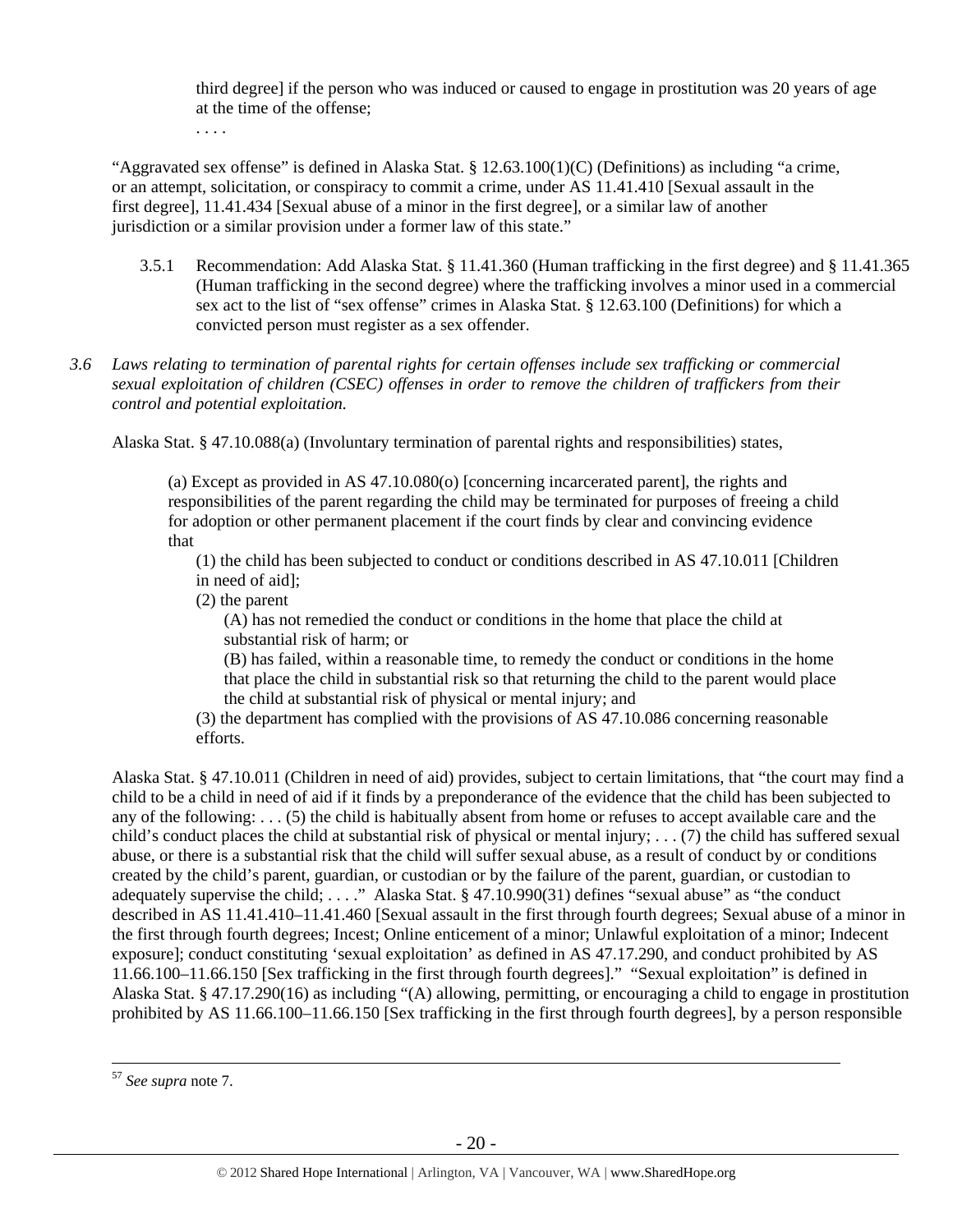> third degree] if the person who was induced or caused to engage in prostitution was 20 years of age at the time of the offense;
>
> . . . .

"Aggravated sex offense" is defined in Alaska Stat. § 12.63.100(1)(C) (Definitions) as including "a crime, or an attempt, solicitation, or conspiracy to commit a crime, under AS 11.41.410 [Sexual assault in the first degree], 11.41.434 [Sexual abuse of a minor in the first degree], or a similar law of another jurisdiction or a similar provision under a former law of this state."

3.5.1 Recommendation: Add Alaska Stat. § 11.41.360 (Human trafficking in the first degree) and § 11.41.365 (Human trafficking in the second degree) where the trafficking involves a minor used in a commercial sex act to the list of "sex offense" crimes in Alaska Stat. § 12.63.100 (Definitions) for which a convicted person must register as a sex offender.

*3.6 Laws relating to termination of parental rights for certain offenses include sex trafficking or commercial sexual exploitation of children (CSEC) offenses in order to remove the children of traffickers from their control and potential exploitation.*

Alaska Stat. § 47.10.088(a) (Involuntary termination of parental rights and responsibilities) states,

> (a) Except as provided in AS 47.10.080(o) [concerning incarcerated parent], the rights and responsibilities of the parent regarding the child may be terminated for purposes of freeing a child for adoption or other permanent placement if the court finds by clear and convincing evidence that
>
> (1) the child has been subjected to conduct or conditions described in AS 47.10.011 [Children in need of aid];
>
> (2) the parent
>
> (A) has not remedied the conduct or conditions in the home that place the child at substantial risk of harm; or
>
> (B) has failed, within a reasonable time, to remedy the conduct or conditions in the home that place the child in substantial risk so that returning the child to the parent would place the child at substantial risk of physical or mental injury; and
>
> (3) the department has complied with the provisions of AS 47.10.086 concerning reasonable efforts.

Alaska Stat. § 47.10.011 (Children in need of aid) provides, subject to certain limitations, that "the court may find a child to be a child in need of aid if it finds by a preponderance of the evidence that the child has been subjected to any of the following: . . . (5) the child is habitually absent from home or refuses to accept available care and the child's conduct places the child at substantial risk of physical or mental injury; . . . (7) the child has suffered sexual abuse, or there is a substantial risk that the child will suffer sexual abuse, as a result of conduct by or conditions created by the child's parent, guardian, or custodian or by the failure of the parent, guardian, or custodian to adequately supervise the child; . . . ." Alaska Stat. § 47.10.990(31) defines "sexual abuse" as "the conduct described in AS 11.41.410–11.41.460 [Sexual assault in the first through fourth degrees; Sexual abuse of a minor in the first through fourth degrees; Incest; Online enticement of a minor; Unlawful exploitation of a minor; Indecent exposure]; conduct constituting 'sexual exploitation' as defined in AS 47.17.290, and conduct prohibited by AS 11.66.100–11.66.150 [Sex trafficking in the first through fourth degrees]." "Sexual exploitation" is defined in Alaska Stat. § 47.17.290(16) as including "(A) allowing, permitting, or encouraging a child to engage in prostitution prohibited by AS 11.66.100–11.66.150 [Sex trafficking in the first through fourth degrees], by a person responsible

---

[57] *See supra* note 7.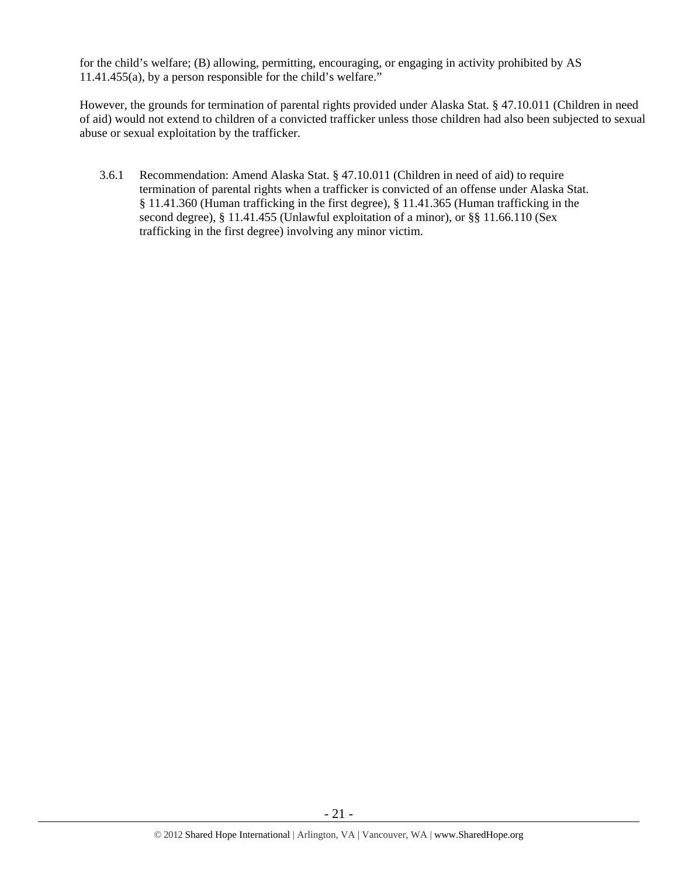for the child's welfare; (B) allowing, permitting, encouraging, or engaging in activity prohibited by AS 11.41.455(a), by a person responsible for the child's welfare."

However, the grounds for termination of parental rights provided under Alaska Stat. § 47.10.011 (Children in need of aid) would not extend to children of a convicted trafficker unless those children had also been subjected to sexual abuse or sexual exploitation by the trafficker.

3.6.1 Recommendation: Amend Alaska Stat. § 47.10.011 (Children in need of aid) to require termination of parental rights when a trafficker is convicted of an offense under Alaska Stat. § 11.41.360 (Human trafficking in the first degree), § 11.41.365 (Human trafficking in the second degree), § 11.41.455 (Unlawful exploitation of a minor), or §§ 11.66.110 (Sex trafficking in the first degree) involving any minor victim.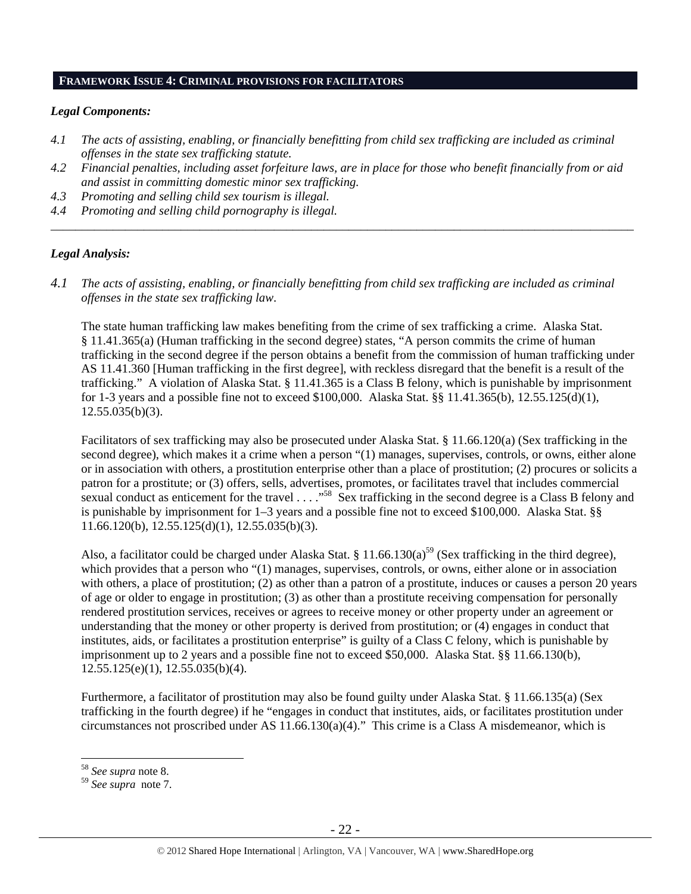## FRAMEWORK ISSUE 4: CRIMINAL PROVISIONS FOR FACILITATORS

***Legal Components:***

*4.1 The acts of assisting, enabling, or financially benefitting from child sex trafficking are included as criminal offenses in the state sex trafficking statute.*

*4.2 Financial penalties, including asset forfeiture laws, are in place for those who benefit financially from or aid and assist in committing domestic minor sex trafficking.*

*4.3 Promoting and selling child sex tourism is illegal.*

*4.4 Promoting and selling child pornography is illegal.*

---

***Legal Analysis:***

*4.1 The acts of assisting, enabling, or financially benefitting from child sex trafficking are included as criminal offenses in the state sex trafficking law.*

The state human trafficking law makes benefiting from the crime of sex trafficking a crime. Alaska Stat. § 11.41.365(a) (Human trafficking in the second degree) states, "A person commits the crime of human trafficking in the second degree if the person obtains a benefit from the commission of human trafficking under AS 11.41.360 [Human trafficking in the first degree], with reckless disregard that the benefit is a result of the trafficking." A violation of Alaska Stat. § 11.41.365 is a Class B felony, which is punishable by imprisonment for 1-3 years and a possible fine not to exceed $100,000. Alaska Stat. §§ 11.41.365(b), 12.55.125(d)(1), 12.55.035(b)(3).

Facilitators of sex trafficking may also be prosecuted under Alaska Stat. § 11.66.120(a) (Sex trafficking in the second degree), which makes it a crime when a person "(1) manages, supervises, controls, or owns, either alone or in association with others, a prostitution enterprise other than a place of prostitution; (2) procures or solicits a patron for a prostitute; or (3) offers, sells, advertises, promotes, or facilitates travel that includes commercial sexual conduct as enticement for the travel . . . ."[58] Sex trafficking in the second degree is a Class B felony and is punishable by imprisonment for 1–3 years and a possible fine not to exceed $100,000. Alaska Stat. §§ 11.66.120(b), 12.55.125(d)(1), 12.55.035(b)(3).

Also, a facilitator could be charged under Alaska Stat. § 11.66.130(a)[59] (Sex trafficking in the third degree), which provides that a person who "(1) manages, supervises, controls, or owns, either alone or in association with others, a place of prostitution; (2) as other than a patron of a prostitute, induces or causes a person 20 years of age or older to engage in prostitution; (3) as other than a prostitute receiving compensation for personally rendered prostitution services, receives or agrees to receive money or other property under an agreement or understanding that the money or other property is derived from prostitution; or (4) engages in conduct that institutes, aids, or facilitates a prostitution enterprise" is guilty of a Class C felony, which is punishable by imprisonment up to 2 years and a possible fine not to exceed $50,000. Alaska Stat. §§ 11.66.130(b), 12.55.125(e)(1), 12.55.035(b)(4).

Furthermore, a facilitator of prostitution may also be found guilty under Alaska Stat. § 11.66.135(a) (Sex trafficking in the fourth degree) if he "engages in conduct that institutes, aids, or facilitates prostitution under circumstances not proscribed under AS 11.66.130(a)(4)." This crime is a Class A misdemeanor, which is

---

[58] *See supra* note 8.

[59] *See supra* note 7.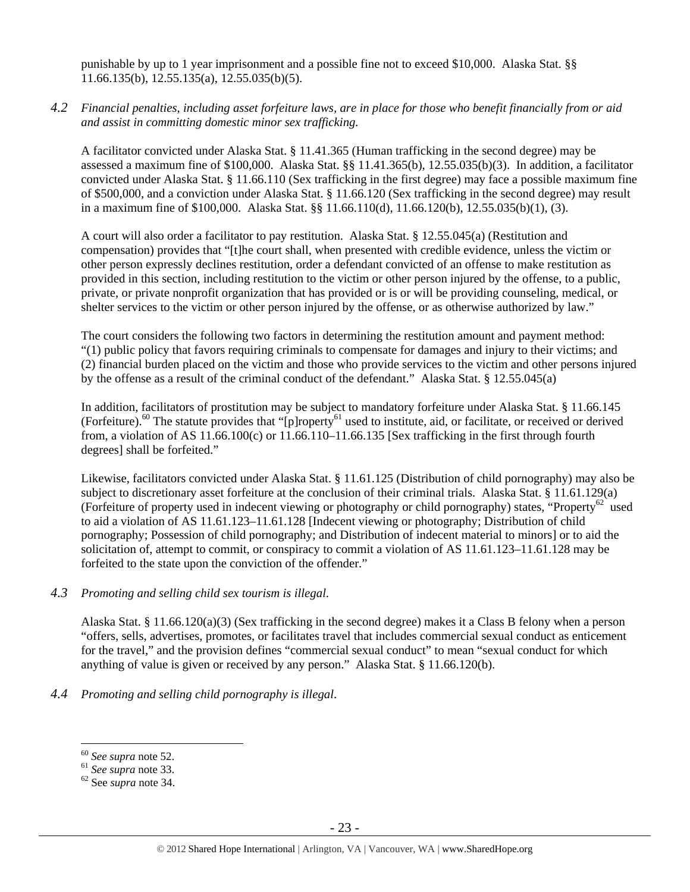punishable by up to 1 year imprisonment and a possible fine not to exceed $10,000. Alaska Stat. §§ 11.66.135(b), 12.55.135(a), 12.55.035(b)(5).

*4.2 Financial penalties, including asset forfeiture laws, are in place for those who benefit financially from or aid and assist in committing domestic minor sex trafficking.*

A facilitator convicted under Alaska Stat. § 11.41.365 (Human trafficking in the second degree) may be assessed a maximum fine of $100,000. Alaska Stat. §§ 11.41.365(b), 12.55.035(b)(3). In addition, a facilitator convicted under Alaska Stat. § 11.66.110 (Sex trafficking in the first degree) may face a possible maximum fine of $500,000, and a conviction under Alaska Stat. § 11.66.120 (Sex trafficking in the second degree) may result in a maximum fine of $100,000. Alaska Stat. §§ 11.66.110(d), 11.66.120(b), 12.55.035(b)(1), (3).

A court will also order a facilitator to pay restitution. Alaska Stat. § 12.55.045(a) (Restitution and compensation) provides that "[t]he court shall, when presented with credible evidence, unless the victim or other person expressly declines restitution, order a defendant convicted of an offense to make restitution as provided in this section, including restitution to the victim or other person injured by the offense, to a public, private, or private nonprofit organization that has provided or is or will be providing counseling, medical, or shelter services to the victim or other person injured by the offense, or as otherwise authorized by law."

The court considers the following two factors in determining the restitution amount and payment method: "(1) public policy that favors requiring criminals to compensate for damages and injury to their victims; and (2) financial burden placed on the victim and those who provide services to the victim and other persons injured by the offense as a result of the criminal conduct of the defendant." Alaska Stat. § 12.55.045(a)

In addition, facilitators of prostitution may be subject to mandatory forfeiture under Alaska Stat. § 11.66.145 (Forfeiture).[60] The statute provides that "[p]roperty[61] used to institute, aid, or facilitate, or received or derived from, a violation of AS 11.66.100(c) or 11.66.110–11.66.135 [Sex trafficking in the first through fourth degrees] shall be forfeited."

Likewise, facilitators convicted under Alaska Stat. § 11.61.125 (Distribution of child pornography) may also be subject to discretionary asset forfeiture at the conclusion of their criminal trials. Alaska Stat. § 11.61.129(a) (Forfeiture of property used in indecent viewing or photography or child pornography) states, "Property[62] used to aid a violation of AS 11.61.123–11.61.128 [Indecent viewing or photography; Distribution of child pornography; Possession of child pornography; and Distribution of indecent material to minors] or to aid the solicitation of, attempt to commit, or conspiracy to commit a violation of AS 11.61.123–11.61.128 may be forfeited to the state upon the conviction of the offender."

*4.3 Promoting and selling child sex tourism is illegal.*

Alaska Stat. § 11.66.120(a)(3) (Sex trafficking in the second degree) makes it a Class B felony when a person "offers, sells, advertises, promotes, or facilitates travel that includes commercial sexual conduct as enticement for the travel," and the provision defines "commercial sexual conduct" to mean "sexual conduct for which anything of value is given or received by any person." Alaska Stat. § 11.66.120(b).

*4.4 Promoting and selling child pornography is illegal.*

---

[60] *See supra* note 52.
[61] *See supra* note 33.
[62] See *supra* note 34.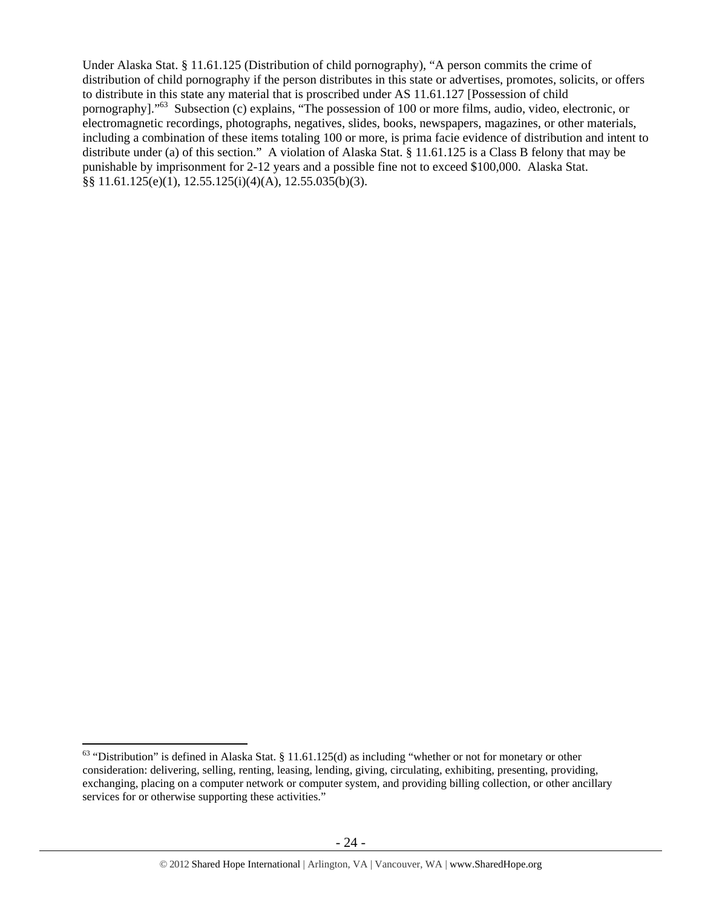Under Alaska Stat. § 11.61.125 (Distribution of child pornography), "A person commits the crime of distribution of child pornography if the person distributes in this state or advertises, promotes, solicits, or offers to distribute in this state any material that is proscribed under AS 11.61.127 [Possession of child pornography]."[63] Subsection (c) explains, "The possession of 100 or more films, audio, video, electronic, or electromagnetic recordings, photographs, negatives, slides, books, newspapers, magazines, or other materials, including a combination of these items totaling 100 or more, is prima facie evidence of distribution and intent to distribute under (a) of this section." A violation of Alaska Stat. § 11.61.125 is a Class B felony that may be punishable by imprisonment for 2-12 years and a possible fine not to exceed $100,000. Alaska Stat. §§ 11.61.125(e)(1), 12.55.125(i)(4)(A), 12.55.035(b)(3).

---

[63] "Distribution" is defined in Alaska Stat. § 11.61.125(d) as including "whether or not for monetary or other consideration: delivering, selling, renting, leasing, lending, giving, circulating, exhibiting, presenting, providing, exchanging, placing on a computer network or computer system, and providing billing collection, or other ancillary services for or otherwise supporting these activities."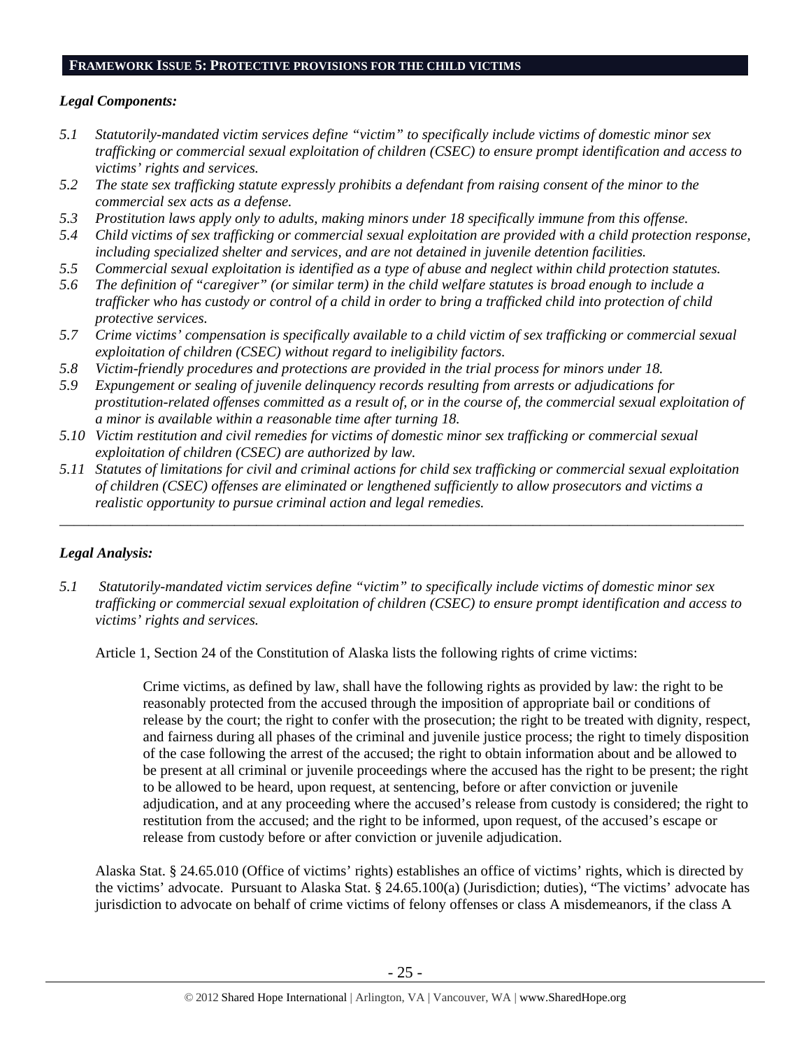## FRAMEWORK ISSUE 5: PROTECTIVE PROVISIONS FOR THE CHILD VICTIMS

### *Legal Components:*

*5.1 Statutorily-mandated victim services define "victim" to specifically include victims of domestic minor sex trafficking or commercial sexual exploitation of children (CSEC) to ensure prompt identification and access to victims' rights and services.*

*5.2 The state sex trafficking statute expressly prohibits a defendant from raising consent of the minor to the commercial sex acts as a defense.*

*5.3 Prostitution laws apply only to adults, making minors under 18 specifically immune from this offense.*

*5.4 Child victims of sex trafficking or commercial sexual exploitation are provided with a child protection response, including specialized shelter and services, and are not detained in juvenile detention facilities.*

*5.5 Commercial sexual exploitation is identified as a type of abuse and neglect within child protection statutes.*

*5.6 The definition of "caregiver" (or similar term) in the child welfare statutes is broad enough to include a trafficker who has custody or control of a child in order to bring a trafficked child into protection of child protective services.*

*5.7 Crime victims' compensation is specifically available to a child victim of sex trafficking or commercial sexual exploitation of children (CSEC) without regard to ineligibility factors.*

*5.8 Victim-friendly procedures and protections are provided in the trial process for minors under 18.*

*5.9 Expungement or sealing of juvenile delinquency records resulting from arrests or adjudications for prostitution-related offenses committed as a result of, or in the course of, the commercial sexual exploitation of a minor is available within a reasonable time after turning 18.*

*5.10 Victim restitution and civil remedies for victims of domestic minor sex trafficking or commercial sexual exploitation of children (CSEC) are authorized by law.*

*5.11 Statutes of limitations for civil and criminal actions for child sex trafficking or commercial sexual exploitation of children (CSEC) offenses are eliminated or lengthened sufficiently to allow prosecutors and victims a realistic opportunity to pursue criminal action and legal remedies.*

---

### *Legal Analysis:*

*5.1 Statutorily-mandated victim services define "victim" to specifically include victims of domestic minor sex trafficking or commercial sexual exploitation of children (CSEC) to ensure prompt identification and access to victims' rights and services.*

Article 1, Section 24 of the Constitution of Alaska lists the following rights of crime victims:

> Crime victims, as defined by law, shall have the following rights as provided by law: the right to be reasonably protected from the accused through the imposition of appropriate bail or conditions of release by the court; the right to confer with the prosecution; the right to be treated with dignity, respect, and fairness during all phases of the criminal and juvenile justice process; the right to timely disposition of the case following the arrest of the accused; the right to obtain information about and be allowed to be present at all criminal or juvenile proceedings where the accused has the right to be present; the right to be allowed to be heard, upon request, at sentencing, before or after conviction or juvenile adjudication, and at any proceeding where the accused's release from custody is considered; the right to restitution from the accused; and the right to be informed, upon request, of the accused's escape or release from custody before or after conviction or juvenile adjudication.

Alaska Stat. § 24.65.010 (Office of victims' rights) establishes an office of victims' rights, which is directed by the victims' advocate. Pursuant to Alaska Stat. § 24.65.100(a) (Jurisdiction; duties), "The victims' advocate has jurisdiction to advocate on behalf of crime victims of felony offenses or class A misdemeanors, if the class A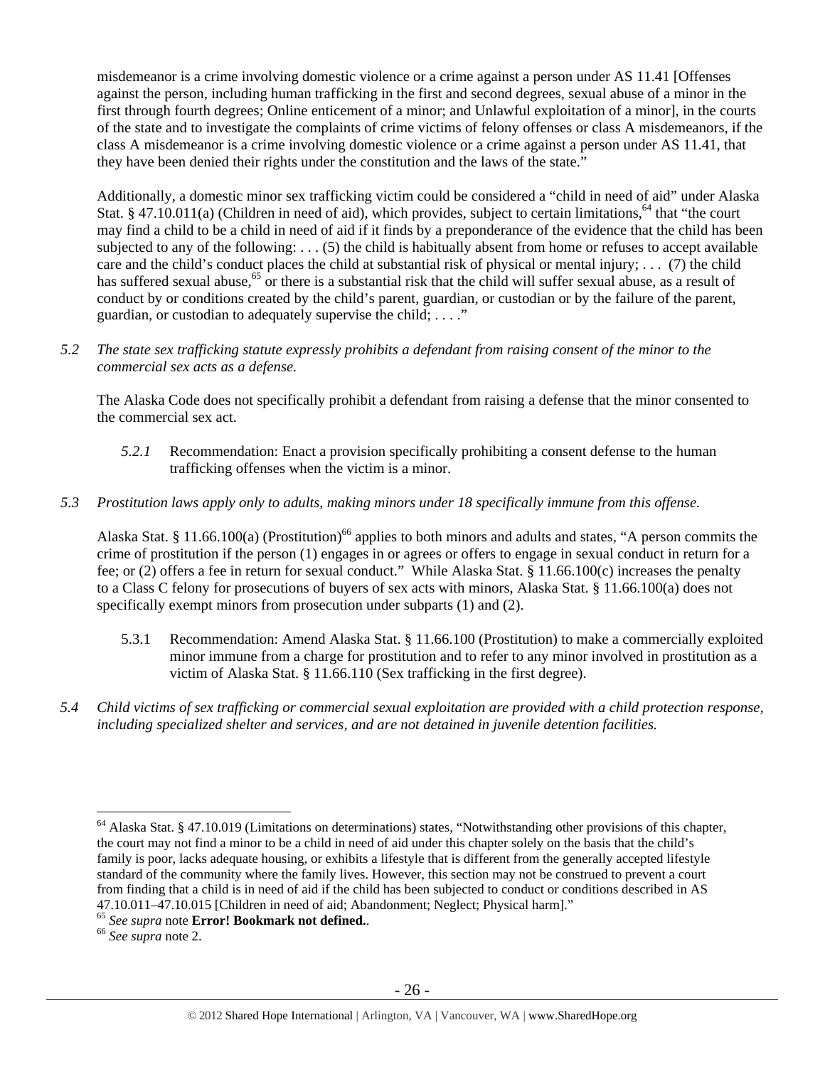misdemeanor is a crime involving domestic violence or a crime against a person under AS 11.41 [Offenses against the person, including human trafficking in the first and second degrees, sexual abuse of a minor in the first through fourth degrees; Online enticement of a minor; and Unlawful exploitation of a minor], in the courts of the state and to investigate the complaints of crime victims of felony offenses or class A misdemeanors, if the class A misdemeanor is a crime involving domestic violence or a crime against a person under AS 11.41, that they have been denied their rights under the constitution and the laws of the state."

Additionally, a domestic minor sex trafficking victim could be considered a "child in need of aid" under Alaska Stat. § 47.10.011(a) (Children in need of aid), which provides, subject to certain limitations,[64] that "the court may find a child to be a child in need of aid if it finds by a preponderance of the evidence that the child has been subjected to any of the following: . . . (5) the child is habitually absent from home or refuses to accept available care and the child's conduct places the child at substantial risk of physical or mental injury; . . . (7) the child has suffered sexual abuse,[65] or there is a substantial risk that the child will suffer sexual abuse, as a result of conduct by or conditions created by the child's parent, guardian, or custodian or by the failure of the parent, guardian, or custodian to adequately supervise the child; . . . ."

*5.2 The state sex trafficking statute expressly prohibits a defendant from raising consent of the minor to the commercial sex acts as a defense.*

The Alaska Code does not specifically prohibit a defendant from raising a defense that the minor consented to the commercial sex act.

*5.2.1* Recommendation: Enact a provision specifically prohibiting a consent defense to the human trafficking offenses when the victim is a minor.

*5.3 Prostitution laws apply only to adults, making minors under 18 specifically immune from this offense.*

Alaska Stat. § 11.66.100(a) (Prostitution)[66] applies to both minors and adults and states, "A person commits the crime of prostitution if the person (1) engages in or agrees or offers to engage in sexual conduct in return for a fee; or (2) offers a fee in return for sexual conduct." While Alaska Stat. § 11.66.100(c) increases the penalty to a Class C felony for prosecutions of buyers of sex acts with minors, Alaska Stat. § 11.66.100(a) does not specifically exempt minors from prosecution under subparts (1) and (2).

5.3.1 Recommendation: Amend Alaska Stat. § 11.66.100 (Prostitution) to make a commercially exploited minor immune from a charge for prostitution and to refer to any minor involved in prostitution as a victim of Alaska Stat. § 11.66.110 (Sex trafficking in the first degree).

*5.4 Child victims of sex trafficking or commercial sexual exploitation are provided with a child protection response, including specialized shelter and services, and are not detained in juvenile detention facilities.*

---

[64] Alaska Stat. § 47.10.019 (Limitations on determinations) states, "Notwithstanding other provisions of this chapter, the court may not find a minor to be a child in need of aid under this chapter solely on the basis that the child's family is poor, lacks adequate housing, or exhibits a lifestyle that is different from the generally accepted lifestyle standard of the community where the family lives. However, this section may not be construed to prevent a court from finding that a child is in need of aid if the child has been subjected to conduct or conditions described in AS 47.10.011–47.10.015 [Children in need of aid; Abandonment; Neglect; Physical harm]."

[65] *See supra* note **Error! Bookmark not defined.**.

[66] *See supra* note 2.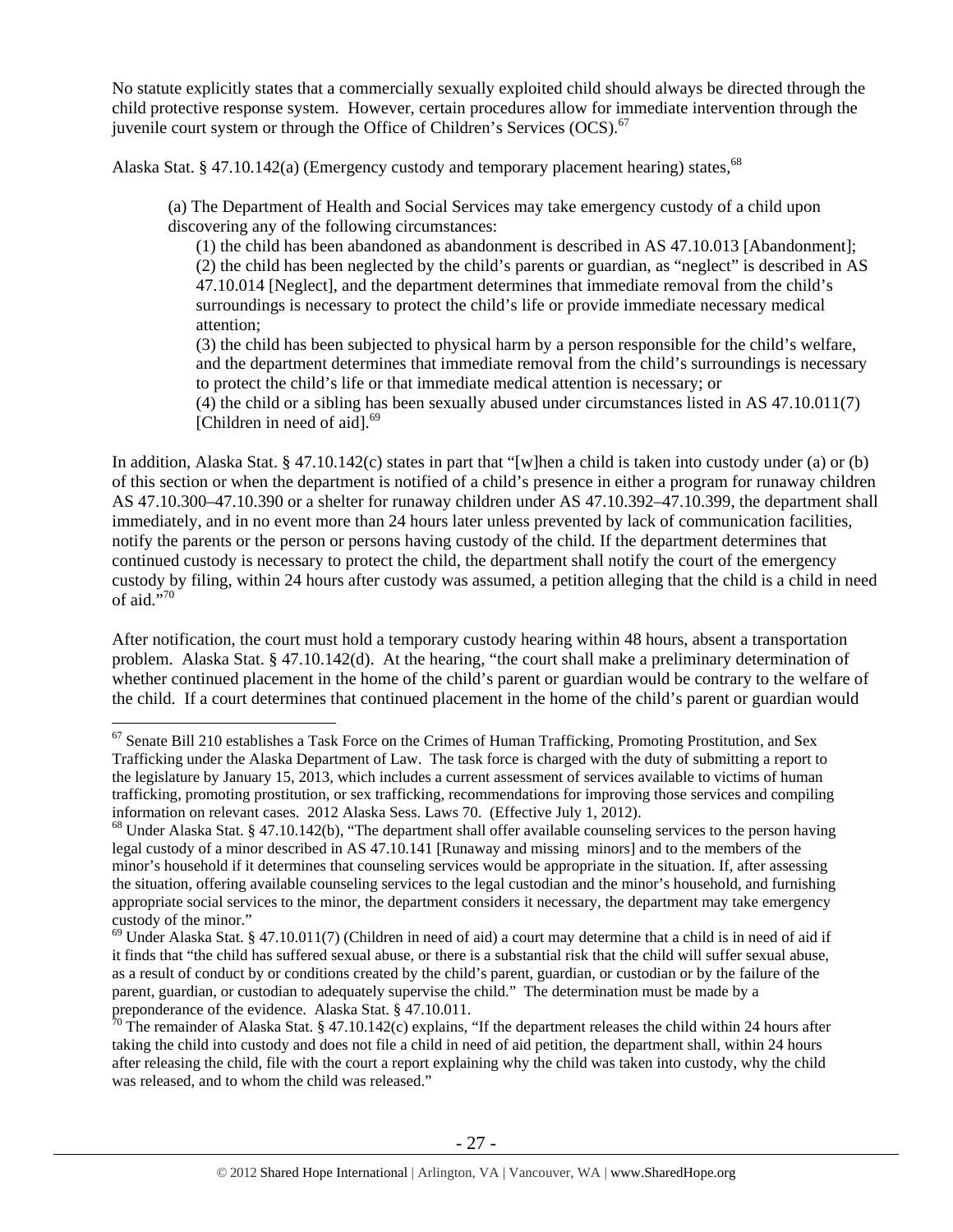No statute explicitly states that a commercially sexually exploited child should always be directed through the child protective response system. However, certain procedures allow for immediate intervention through the juvenile court system or through the Office of Children's Services (OCS).[67]

Alaska Stat. § 47.10.142(a) (Emergency custody and temporary placement hearing) states,[68]

> (a) The Department of Health and Social Services may take emergency custody of a child upon discovering any of the following circumstances:
>
> (1) the child has been abandoned as abandonment is described in AS 47.10.013 [Abandonment];
> (2) the child has been neglected by the child's parents or guardian, as "neglect" is described in AS 47.10.014 [Neglect], and the department determines that immediate removal from the child's surroundings is necessary to protect the child's life or provide immediate necessary medical attention;
> (3) the child has been subjected to physical harm by a person responsible for the child's welfare, and the department determines that immediate removal from the child's surroundings is necessary to protect the child's life or that immediate medical attention is necessary; or
> (4) the child or a sibling has been sexually abused under circumstances listed in AS 47.10.011(7) [Children in need of aid].[69]

In addition, Alaska Stat. § 47.10.142(c) states in part that "[w]hen a child is taken into custody under (a) or (b) of this section or when the department is notified of a child's presence in either a program for runaway children AS 47.10.300–47.10.390 or a shelter for runaway children under AS 47.10.392–47.10.399, the department shall immediately, and in no event more than 24 hours later unless prevented by lack of communication facilities, notify the parents or the person or persons having custody of the child. If the department determines that continued custody is necessary to protect the child, the department shall notify the court of the emergency custody by filing, within 24 hours after custody was assumed, a petition alleging that the child is a child in need of aid."[70]

After notification, the court must hold a temporary custody hearing within 48 hours, absent a transportation problem. Alaska Stat. § 47.10.142(d). At the hearing, "the court shall make a preliminary determination of whether continued placement in the home of the child's parent or guardian would be contrary to the welfare of the child. If a court determines that continued placement in the home of the child's parent or guardian would

---

[67] Senate Bill 210 establishes a Task Force on the Crimes of Human Trafficking, Promoting Prostitution, and Sex Trafficking under the Alaska Department of Law. The task force is charged with the duty of submitting a report to the legislature by January 15, 2013, which includes a current assessment of services available to victims of human trafficking, promoting prostitution, or sex trafficking, recommendations for improving those services and compiling information on relevant cases. 2012 Alaska Sess. Laws 70. (Effective July 1, 2012).

[68] Under Alaska Stat. § 47.10.142(b), "The department shall offer available counseling services to the person having legal custody of a minor described in AS 47.10.141 [Runaway and missing minors] and to the members of the minor's household if it determines that counseling services would be appropriate in the situation. If, after assessing the situation, offering available counseling services to the legal custodian and the minor's household, and furnishing appropriate social services to the minor, the department considers it necessary, the department may take emergency custody of the minor."

[69] Under Alaska Stat. § 47.10.011(7) (Children in need of aid) a court may determine that a child is in need of aid if it finds that "the child has suffered sexual abuse, or there is a substantial risk that the child will suffer sexual abuse, as a result of conduct by or conditions created by the child's parent, guardian, or custodian or by the failure of the parent, guardian, or custodian to adequately supervise the child." The determination must be made by a preponderance of the evidence. Alaska Stat. § 47.10.011.

[70] The remainder of Alaska Stat. § 47.10.142(c) explains, "If the department releases the child within 24 hours after taking the child into custody and does not file a child in need of aid petition, the department shall, within 24 hours after releasing the child, file with the court a report explaining why the child was taken into custody, why the child was released, and to whom the child was released."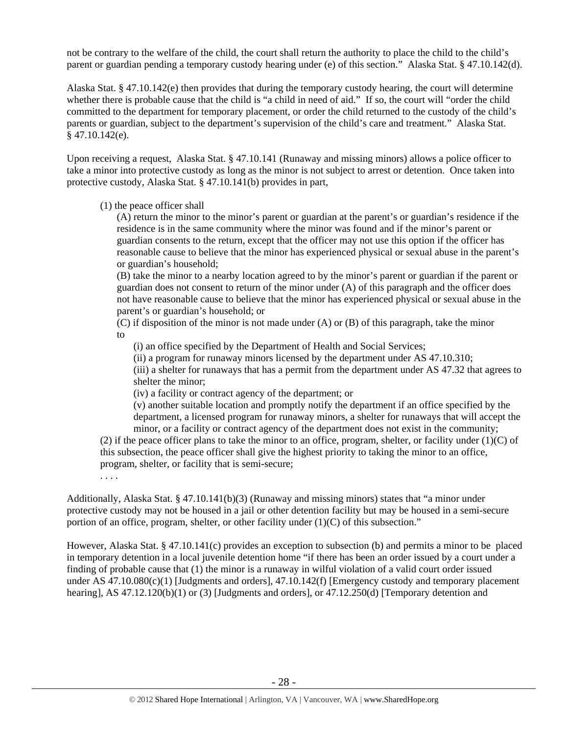not be contrary to the welfare of the child, the court shall return the authority to place the child to the child's parent or guardian pending a temporary custody hearing under (e) of this section." Alaska Stat. § 47.10.142(d).

Alaska Stat. § 47.10.142(e) then provides that during the temporary custody hearing, the court will determine whether there is probable cause that the child is "a child in need of aid." If so, the court will "order the child committed to the department for temporary placement, or order the child returned to the custody of the child's parents or guardian, subject to the department's supervision of the child's care and treatment." Alaska Stat. § 47.10.142(e).

Upon receiving a request, Alaska Stat. § 47.10.141 (Runaway and missing minors) allows a police officer to take a minor into protective custody as long as the minor is not subject to arrest or detention. Once taken into protective custody, Alaska Stat. § 47.10.141(b) provides in part,

> (1) the peace officer shall
>
> > (A) return the minor to the minor's parent or guardian at the parent's or guardian's residence if the residence is in the same community where the minor was found and if the minor's parent or guardian consents to the return, except that the officer may not use this option if the officer has reasonable cause to believe that the minor has experienced physical or sexual abuse in the parent's or guardian's household;
> >
> > (B) take the minor to a nearby location agreed to by the minor's parent or guardian if the parent or guardian does not consent to return of the minor under (A) of this paragraph and the officer does not have reasonable cause to believe that the minor has experienced physical or sexual abuse in the parent's or guardian's household; or
> >
> > (C) if disposition of the minor is not made under (A) or (B) of this paragraph, take the minor to
> >
> > > (i) an office specified by the Department of Health and Social Services;
> > >
> > > (ii) a program for runaway minors licensed by the department under AS 47.10.310;
> > >
> > > (iii) a shelter for runaways that has a permit from the department under AS 47.32 that agrees to shelter the minor;
> > >
> > > (iv) a facility or contract agency of the department; or
> > >
> > > (v) another suitable location and promptly notify the department if an office specified by the department, a licensed program for runaway minors, a shelter for runaways that will accept the minor, or a facility or contract agency of the department does not exist in the community;
>
> (2) if the peace officer plans to take the minor to an office, program, shelter, or facility under (1)(C) of this subsection, the peace officer shall give the highest priority to taking the minor to an office, program, shelter, or facility that is semi-secure;
>
> . . . .

Additionally, Alaska Stat. § 47.10.141(b)(3) (Runaway and missing minors) states that "a minor under protective custody may not be housed in a jail or other detention facility but may be housed in a semi-secure portion of an office, program, shelter, or other facility under (1)(C) of this subsection."

However, Alaska Stat. § 47.10.141(c) provides an exception to subsection (b) and permits a minor to be placed in temporary detention in a local juvenile detention home "if there has been an order issued by a court under a finding of probable cause that (1) the minor is a runaway in wilful violation of a valid court order issued under AS 47.10.080(c)(1) [Judgments and orders], 47.10.142(f) [Emergency custody and temporary placement hearing], AS 47.12.120(b)(1) or (3) [Judgments and orders], or 47.12.250(d) [Temporary detention and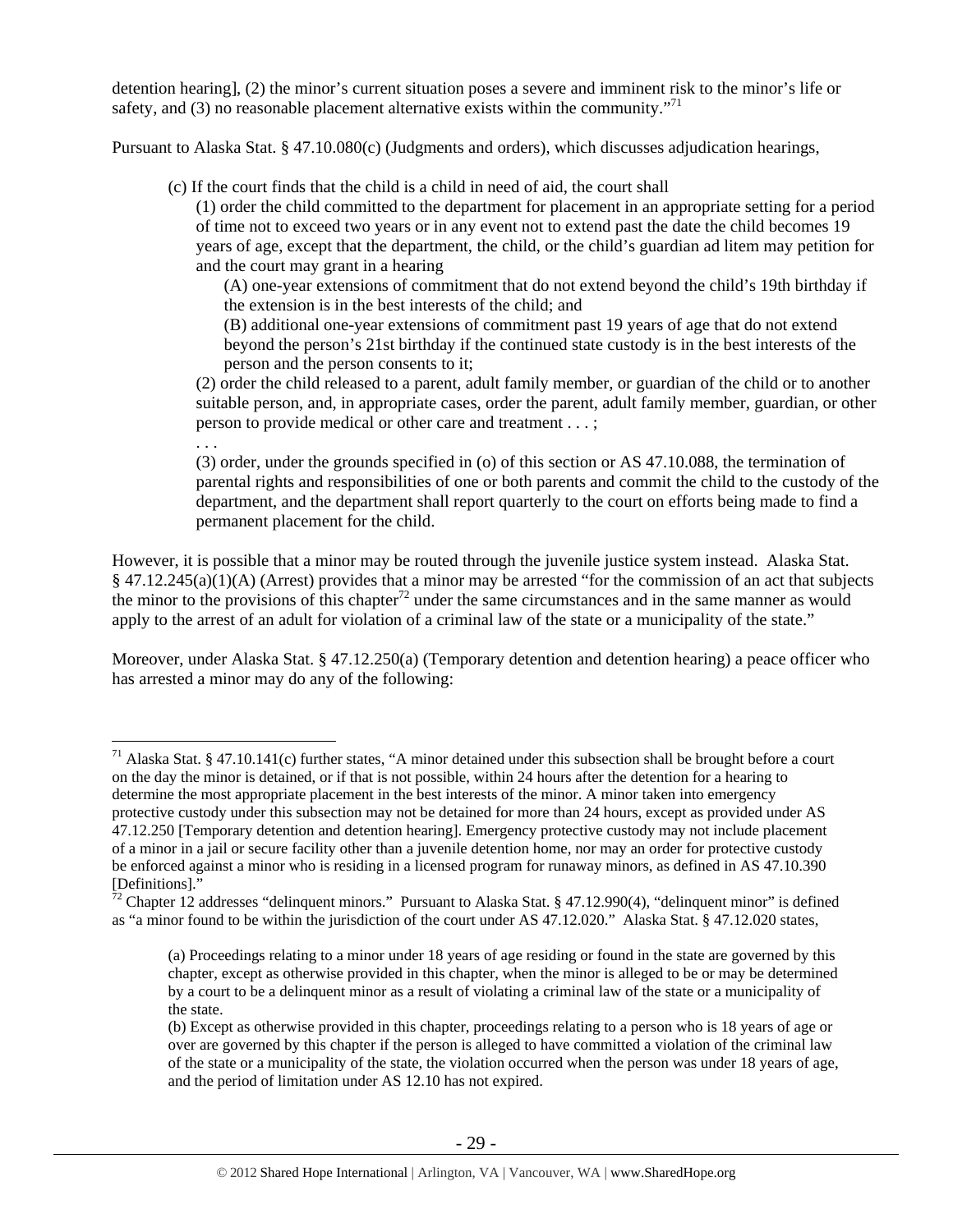detention hearing], (2) the minor's current situation poses a severe and imminent risk to the minor's life or safety, and (3) no reasonable placement alternative exists within the community."[71]

Pursuant to Alaska Stat. § 47.10.080(c) (Judgments and orders), which discusses adjudication hearings,

> (c) If the court finds that the child is a child in need of aid, the court shall
>
> (1) order the child committed to the department for placement in an appropriate setting for a period of time not to exceed two years or in any event not to extend past the date the child becomes 19 years of age, except that the department, the child, or the child's guardian ad litem may petition for and the court may grant in a hearing
>
> (A) one-year extensions of commitment that do not extend beyond the child's 19th birthday if the extension is in the best interests of the child; and
>
> (B) additional one-year extensions of commitment past 19 years of age that do not extend beyond the person's 21st birthday if the continued state custody is in the best interests of the person and the person consents to it;
>
> (2) order the child released to a parent, adult family member, or guardian of the child or to another suitable person, and, in appropriate cases, order the parent, adult family member, guardian, or other person to provide medical or other care and treatment . . . ;
>
> . . .
>
> (3) order, under the grounds specified in (o) of this section or AS 47.10.088, the termination of parental rights and responsibilities of one or both parents and commit the child to the custody of the department, and the department shall report quarterly to the court on efforts being made to find a permanent placement for the child.

However, it is possible that a minor may be routed through the juvenile justice system instead. Alaska Stat. § 47.12.245(a)(1)(A) (Arrest) provides that a minor may be arrested "for the commission of an act that subjects the minor to the provisions of this chapter[72] under the same circumstances and in the same manner as would apply to the arrest of an adult for violation of a criminal law of the state or a municipality of the state."

Moreover, under Alaska Stat. § 47.12.250(a) (Temporary detention and detention hearing) a peace officer who has arrested a minor may do any of the following:

---

[71] Alaska Stat. § 47.10.141(c) further states, "A minor detained under this subsection shall be brought before a court on the day the minor is detained, or if that is not possible, within 24 hours after the detention for a hearing to determine the most appropriate placement in the best interests of the minor. A minor taken into emergency protective custody under this subsection may not be detained for more than 24 hours, except as provided under AS 47.12.250 [Temporary detention and detention hearing]. Emergency protective custody may not include placement of a minor in a jail or secure facility other than a juvenile detention home, nor may an order for protective custody be enforced against a minor who is residing in a licensed program for runaway minors, as defined in AS 47.10.390 [Definitions]."

[72] Chapter 12 addresses "delinquent minors." Pursuant to Alaska Stat. § 47.12.990(4), "delinquent minor" is defined as "a minor found to be within the jurisdiction of the court under AS 47.12.020." Alaska Stat. § 47.12.020 states,

> (a) Proceedings relating to a minor under 18 years of age residing or found in the state are governed by this chapter, except as otherwise provided in this chapter, when the minor is alleged to be or may be determined by a court to be a delinquent minor as a result of violating a criminal law of the state or a municipality of the state.
>
> (b) Except as otherwise provided in this chapter, proceedings relating to a person who is 18 years of age or over are governed by this chapter if the person is alleged to have committed a violation of the criminal law of the state or a municipality of the state, the violation occurred when the person was under 18 years of age, and the period of limitation under AS 12.10 has not expired.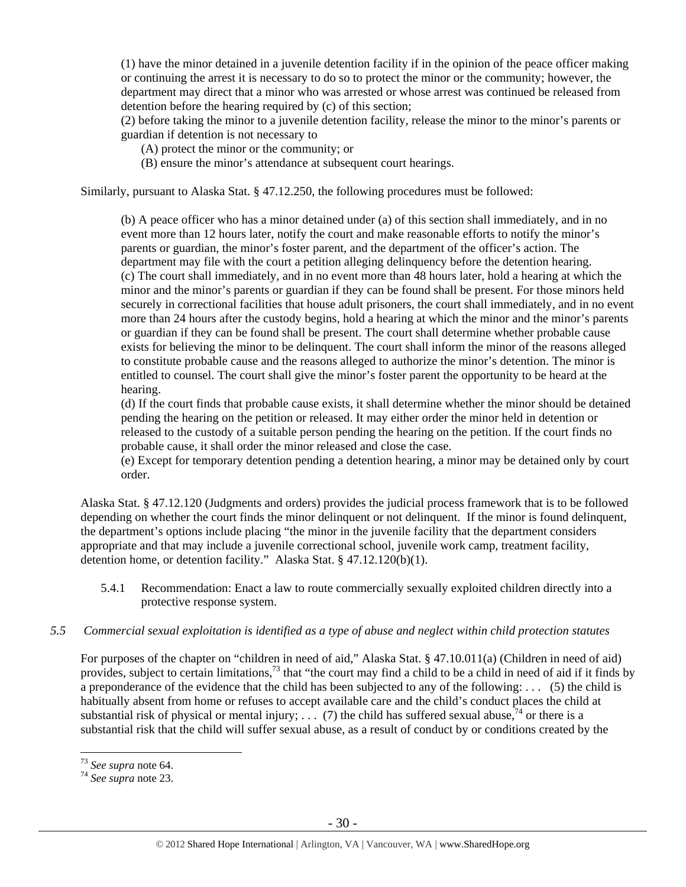(1) have the minor detained in a juvenile detention facility if in the opinion of the peace officer making or continuing the arrest it is necessary to do so to protect the minor or the community; however, the department may direct that a minor who was arrested or whose arrest was continued be released from detention before the hearing required by (c) of this section;
(2) before taking the minor to a juvenile detention facility, release the minor to the minor's parents or guardian if detention is not necessary to

> (A) protect the minor or the community; or
> (B) ensure the minor's attendance at subsequent court hearings.

Similarly, pursuant to Alaska Stat. § 47.12.250, the following procedures must be followed:

> (b) A peace officer who has a minor detained under (a) of this section shall immediately, and in no event more than 12 hours later, notify the court and make reasonable efforts to notify the minor's parents or guardian, the minor's foster parent, and the department of the officer's action. The department may file with the court a petition alleging delinquency before the detention hearing.
> (c) The court shall immediately, and in no event more than 48 hours later, hold a hearing at which the minor and the minor's parents or guardian if they can be found shall be present. For those minors held securely in correctional facilities that house adult prisoners, the court shall immediately, and in no event more than 24 hours after the custody begins, hold a hearing at which the minor and the minor's parents or guardian if they can be found shall be present. The court shall determine whether probable cause exists for believing the minor to be delinquent. The court shall inform the minor of the reasons alleged to constitute probable cause and the reasons alleged to authorize the minor's detention. The minor is entitled to counsel. The court shall give the minor's foster parent the opportunity to be heard at the hearing.
> (d) If the court finds that probable cause exists, it shall determine whether the minor should be detained pending the hearing on the petition or released. It may either order the minor held in detention or released to the custody of a suitable person pending the hearing on the petition. If the court finds no probable cause, it shall order the minor released and close the case.
> (e) Except for temporary detention pending a detention hearing, a minor may be detained only by court order.

Alaska Stat. § 47.12.120 (Judgments and orders) provides the judicial process framework that is to be followed depending on whether the court finds the minor delinquent or not delinquent. If the minor is found delinquent, the department's options include placing "the minor in the juvenile facility that the department considers appropriate and that may include a juvenile correctional school, juvenile work camp, treatment facility, detention home, or detention facility." Alaska Stat. § 47.12.120(b)(1).

5.4.1 Recommendation: Enact a law to route commercially sexually exploited children directly into a protective response system.

*5.5 Commercial sexual exploitation is identified as a type of abuse and neglect within child protection statutes*

For purposes of the chapter on "children in need of aid," Alaska Stat. § 47.10.011(a) (Children in need of aid) provides, subject to certain limitations,[73] that "the court may find a child to be a child in need of aid if it finds by a preponderance of the evidence that the child has been subjected to any of the following: . . . (5) the child is habitually absent from home or refuses to accept available care and the child's conduct places the child at substantial risk of physical or mental injury; . . . (7) the child has suffered sexual abuse,[74] or there is a substantial risk that the child will suffer sexual abuse, as a result of conduct by or conditions created by the

[73] *See supra* note 64.
[74] *See supra* note 23.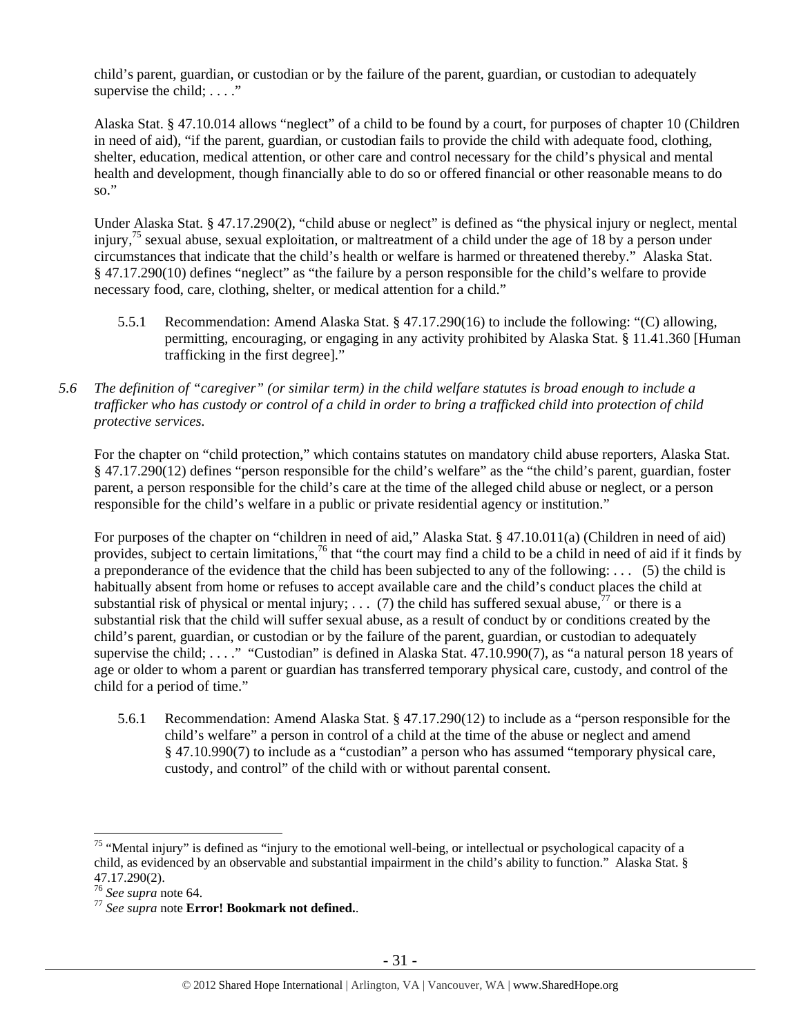child's parent, guardian, or custodian or by the failure of the parent, guardian, or custodian to adequately supervise the child; . . . ."

Alaska Stat. § 47.10.014 allows "neglect" of a child to be found by a court, for purposes of chapter 10 (Children in need of aid), "if the parent, guardian, or custodian fails to provide the child with adequate food, clothing, shelter, education, medical attention, or other care and control necessary for the child's physical and mental health and development, though financially able to do so or offered financial or other reasonable means to do so."

Under Alaska Stat. § 47.17.290(2), "child abuse or neglect" is defined as "the physical injury or neglect, mental injury,[75] sexual abuse, sexual exploitation, or maltreatment of a child under the age of 18 by a person under circumstances that indicate that the child's health or welfare is harmed or threatened thereby." Alaska Stat. § 47.17.290(10) defines "neglect" as "the failure by a person responsible for the child's welfare to provide necessary food, care, clothing, shelter, or medical attention for a child."

5.5.1 Recommendation: Amend Alaska Stat. § 47.17.290(16) to include the following: "(C) allowing, permitting, encouraging, or engaging in any activity prohibited by Alaska Stat. § 11.41.360 [Human trafficking in the first degree]."

*5.6 The definition of "caregiver" (or similar term) in the child welfare statutes is broad enough to include a trafficker who has custody or control of a child in order to bring a trafficked child into protection of child protective services.*

For the chapter on "child protection," which contains statutes on mandatory child abuse reporters, Alaska Stat. § 47.17.290(12) defines "person responsible for the child's welfare" as the "the child's parent, guardian, foster parent, a person responsible for the child's care at the time of the alleged child abuse or neglect, or a person responsible for the child's welfare in a public or private residential agency or institution."

For purposes of the chapter on "children in need of aid," Alaska Stat. § 47.10.011(a) (Children in need of aid) provides, subject to certain limitations,[76] that "the court may find a child to be a child in need of aid if it finds by a preponderance of the evidence that the child has been subjected to any of the following: . . . (5) the child is habitually absent from home or refuses to accept available care and the child's conduct places the child at substantial risk of physical or mental injury; . . . (7) the child has suffered sexual abuse,[77] or there is a substantial risk that the child will suffer sexual abuse, as a result of conduct by or conditions created by the child's parent, guardian, or custodian or by the failure of the parent, guardian, or custodian to adequately supervise the child; . . . ." "Custodian" is defined in Alaska Stat. 47.10.990(7), as "a natural person 18 years of age or older to whom a parent or guardian has transferred temporary physical care, custody, and control of the child for a period of time."

5.6.1 Recommendation: Amend Alaska Stat. § 47.17.290(12) to include as a "person responsible for the child's welfare" a person in control of a child at the time of the abuse or neglect and amend § 47.10.990(7) to include as a "custodian" a person who has assumed "temporary physical care, custody, and control" of the child with or without parental consent.

---

[75] "Mental injury" is defined as "injury to the emotional well-being, or intellectual or psychological capacity of a child, as evidenced by an observable and substantial impairment in the child's ability to function." Alaska Stat. § 47.17.290(2).

[76] *See supra* note 64.

[77] *See supra* note **Error! Bookmark not defined.**.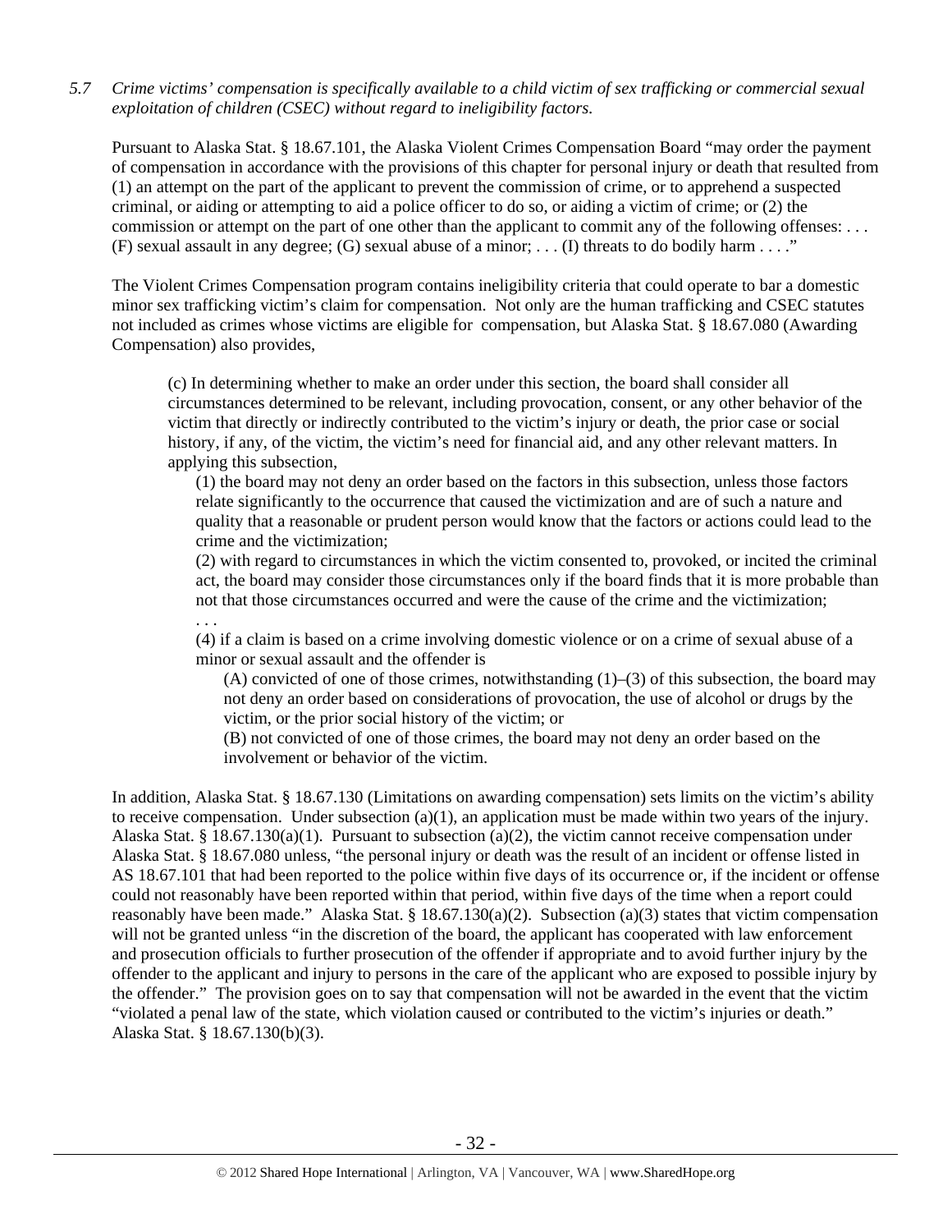*5.7 Crime victims' compensation is specifically available to a child victim of sex trafficking or commercial sexual exploitation of children (CSEC) without regard to ineligibility factors.*

Pursuant to Alaska Stat. § 18.67.101, the Alaska Violent Crimes Compensation Board "may order the payment of compensation in accordance with the provisions of this chapter for personal injury or death that resulted from (1) an attempt on the part of the applicant to prevent the commission of crime, or to apprehend a suspected criminal, or aiding or attempting to aid a police officer to do so, or aiding a victim of crime; or (2) the commission or attempt on the part of one other than the applicant to commit any of the following offenses: . . . (F) sexual assault in any degree; (G) sexual abuse of a minor; . . . (I) threats to do bodily harm . . . ."

The Violent Crimes Compensation program contains ineligibility criteria that could operate to bar a domestic minor sex trafficking victim's claim for compensation. Not only are the human trafficking and CSEC statutes not included as crimes whose victims are eligible for compensation, but Alaska Stat. § 18.67.080 (Awarding Compensation) also provides,

> (c) In determining whether to make an order under this section, the board shall consider all circumstances determined to be relevant, including provocation, consent, or any other behavior of the victim that directly or indirectly contributed to the victim's injury or death, the prior case or social history, if any, of the victim, the victim's need for financial aid, and any other relevant matters. In applying this subsection,
>
> (1) the board may not deny an order based on the factors in this subsection, unless those factors relate significantly to the occurrence that caused the victimization and are of such a nature and quality that a reasonable or prudent person would know that the factors or actions could lead to the crime and the victimization;
>
> (2) with regard to circumstances in which the victim consented to, provoked, or incited the criminal act, the board may consider those circumstances only if the board finds that it is more probable than not that those circumstances occurred and were the cause of the crime and the victimization;
>
> . . .
>
> (4) if a claim is based on a crime involving domestic violence or on a crime of sexual abuse of a minor or sexual assault and the offender is
>
> (A) convicted of one of those crimes, notwithstanding (1)–(3) of this subsection, the board may not deny an order based on considerations of provocation, the use of alcohol or drugs by the victim, or the prior social history of the victim; or
>
> (B) not convicted of one of those crimes, the board may not deny an order based on the involvement or behavior of the victim.

In addition, Alaska Stat. § 18.67.130 (Limitations on awarding compensation) sets limits on the victim's ability to receive compensation. Under subsection (a)(1), an application must be made within two years of the injury. Alaska Stat. § 18.67.130(a)(1). Pursuant to subsection (a)(2), the victim cannot receive compensation under Alaska Stat. § 18.67.080 unless, "the personal injury or death was the result of an incident or offense listed in AS 18.67.101 that had been reported to the police within five days of its occurrence or, if the incident or offense could not reasonably have been reported within that period, within five days of the time when a report could reasonably have been made." Alaska Stat. § 18.67.130(a)(2). Subsection (a)(3) states that victim compensation will not be granted unless "in the discretion of the board, the applicant has cooperated with law enforcement and prosecution officials to further prosecution of the offender if appropriate and to avoid further injury by the offender to the applicant and injury to persons in the care of the applicant who are exposed to possible injury by the offender." The provision goes on to say that compensation will not be awarded in the event that the victim "violated a penal law of the state, which violation caused or contributed to the victim's injuries or death." Alaska Stat. § 18.67.130(b)(3).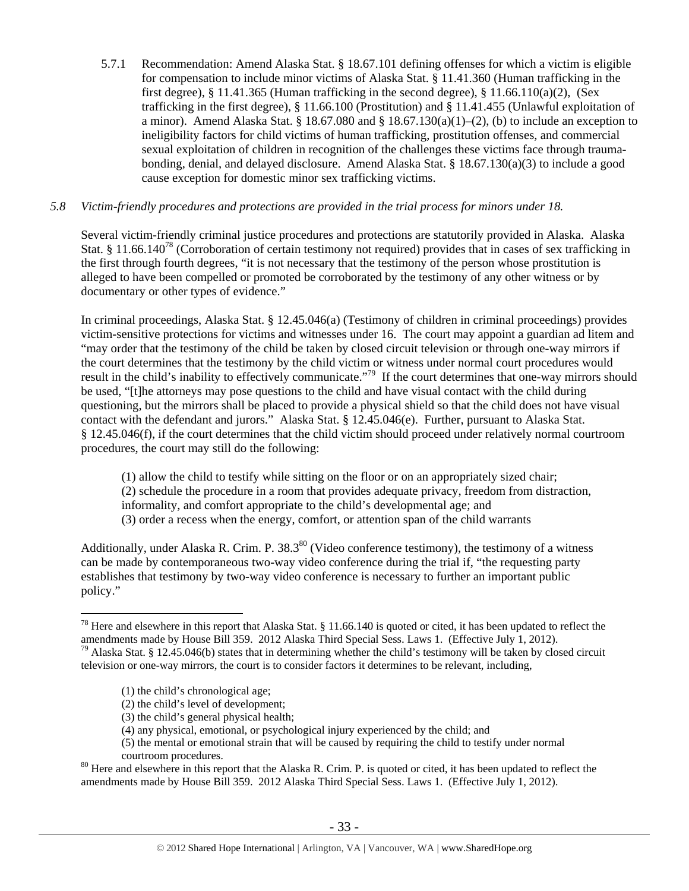5.7.1 Recommendation: Amend Alaska Stat. § 18.67.101 defining offenses for which a victim is eligible for compensation to include minor victims of Alaska Stat. § 11.41.360 (Human trafficking in the first degree), § 11.41.365 (Human trafficking in the second degree), § 11.66.110(a)(2), (Sex trafficking in the first degree), § 11.66.100 (Prostitution) and § 11.41.455 (Unlawful exploitation of a minor). Amend Alaska Stat. § 18.67.080 and § 18.67.130(a)(1)–(2), (b) to include an exception to ineligibility factors for child victims of human trafficking, prostitution offenses, and commercial sexual exploitation of children in recognition of the challenges these victims face through trauma-bonding, denial, and delayed disclosure. Amend Alaska Stat. § 18.67.130(a)(3) to include a good cause exception for domestic minor sex trafficking victims.

*5.8 Victim-friendly procedures and protections are provided in the trial process for minors under 18.*

Several victim-friendly criminal justice procedures and protections are statutorily provided in Alaska. Alaska Stat. § 11.66.140[78] (Corroboration of certain testimony not required) provides that in cases of sex trafficking in the first through fourth degrees, "it is not necessary that the testimony of the person whose prostitution is alleged to have been compelled or promoted be corroborated by the testimony of any other witness or by documentary or other types of evidence."

In criminal proceedings, Alaska Stat. § 12.45.046(a) (Testimony of children in criminal proceedings) provides victim-sensitive protections for victims and witnesses under 16. The court may appoint a guardian ad litem and "may order that the testimony of the child be taken by closed circuit television or through one-way mirrors if the court determines that the testimony by the child victim or witness under normal court procedures would result in the child's inability to effectively communicate."[79] If the court determines that one-way mirrors should be used, "[t]he attorneys may pose questions to the child and have visual contact with the child during questioning, but the mirrors shall be placed to provide a physical shield so that the child does not have visual contact with the defendant and jurors." Alaska Stat. § 12.45.046(e). Further, pursuant to Alaska Stat. § 12.45.046(f), if the court determines that the child victim should proceed under relatively normal courtroom procedures, the court may still do the following:

> (1) allow the child to testify while sitting on the floor or on an appropriately sized chair;
> (2) schedule the procedure in a room that provides adequate privacy, freedom from distraction, informality, and comfort appropriate to the child's developmental age; and
> (3) order a recess when the energy, comfort, or attention span of the child warrants

Additionally, under Alaska R. Crim. P. 38.3[80] (Video conference testimony), the testimony of a witness can be made by contemporaneous two-way video conference during the trial if, "the requesting party establishes that testimony by two-way video conference is necessary to further an important public policy."

---

[78] Here and elsewhere in this report that Alaska Stat. § 11.66.140 is quoted or cited, it has been updated to reflect the amendments made by House Bill 359. 2012 Alaska Third Special Sess. Laws 1. (Effective July 1, 2012).

[79] Alaska Stat. § 12.45.046(b) states that in determining whether the child's testimony will be taken by closed circuit television or one-way mirrors, the court is to consider factors it determines to be relevant, including,

> (1) the child's chronological age;
> (2) the child's level of development;
> (3) the child's general physical health;
> (4) any physical, emotional, or psychological injury experienced by the child; and
> (5) the mental or emotional strain that will be caused by requiring the child to testify under normal courtroom procedures.

[80] Here and elsewhere in this report that the Alaska R. Crim. P. is quoted or cited, it has been updated to reflect the amendments made by House Bill 359. 2012 Alaska Third Special Sess. Laws 1. (Effective July 1, 2012).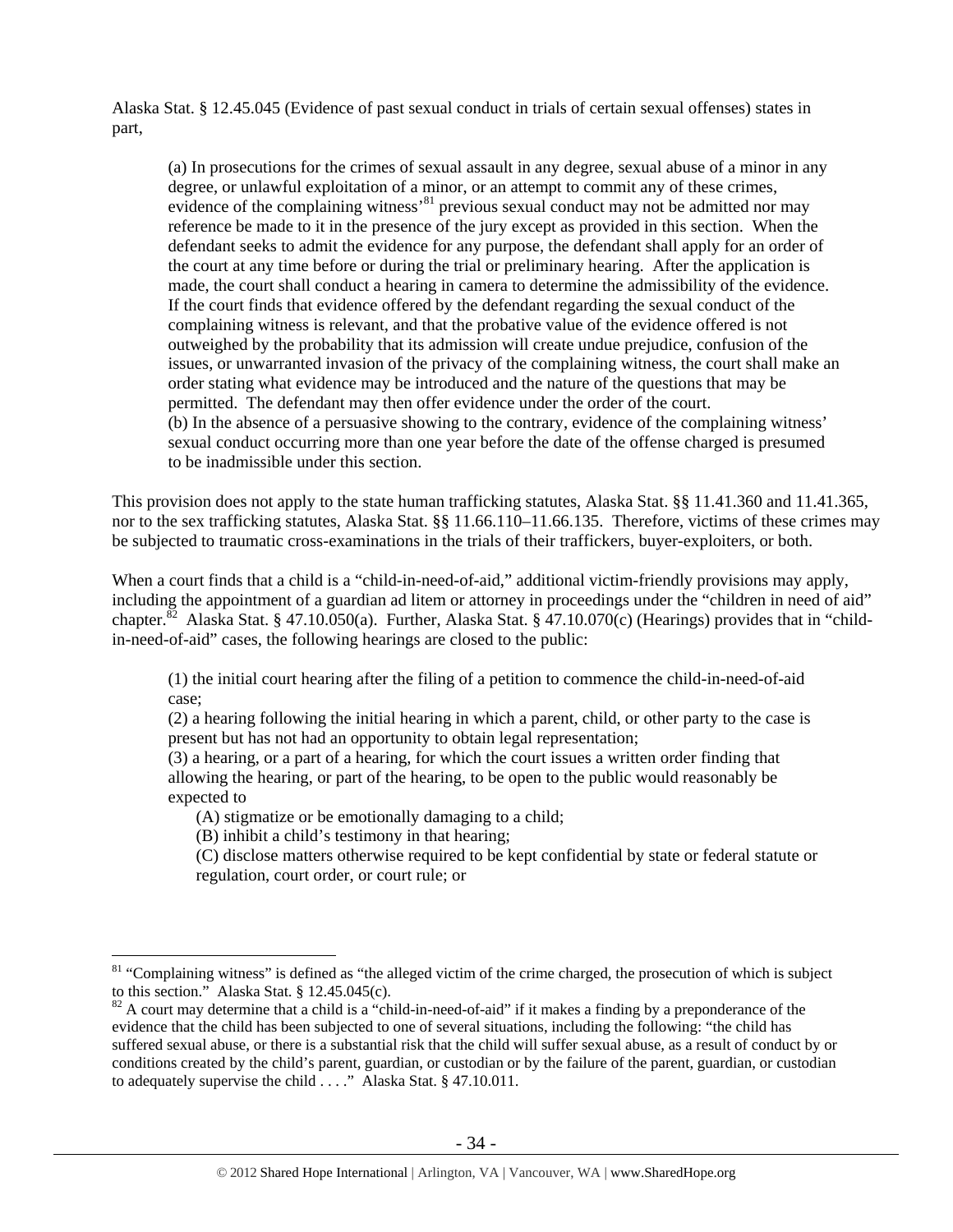Alaska Stat. § 12.45.045 (Evidence of past sexual conduct in trials of certain sexual offenses) states in part,

> (a) In prosecutions for the crimes of sexual assault in any degree, sexual abuse of a minor in any degree, or unlawful exploitation of a minor, or an attempt to commit any of these crimes, evidence of the complaining witness'[81] previous sexual conduct may not be admitted nor may reference be made to it in the presence of the jury except as provided in this section. When the defendant seeks to admit the evidence for any purpose, the defendant shall apply for an order of the court at any time before or during the trial or preliminary hearing. After the application is made, the court shall conduct a hearing in camera to determine the admissibility of the evidence. If the court finds that evidence offered by the defendant regarding the sexual conduct of the complaining witness is relevant, and that the probative value of the evidence offered is not outweighed by the probability that its admission will create undue prejudice, confusion of the issues, or unwarranted invasion of the privacy of the complaining witness, the court shall make an order stating what evidence may be introduced and the nature of the questions that may be permitted. The defendant may then offer evidence under the order of the court.
> (b) In the absence of a persuasive showing to the contrary, evidence of the complaining witness' sexual conduct occurring more than one year before the date of the offense charged is presumed to be inadmissible under this section.

This provision does not apply to the state human trafficking statutes, Alaska Stat. §§ 11.41.360 and 11.41.365, nor to the sex trafficking statutes, Alaska Stat. §§ 11.66.110–11.66.135. Therefore, victims of these crimes may be subjected to traumatic cross-examinations in the trials of their traffickers, buyer-exploiters, or both.

When a court finds that a child is a "child-in-need-of-aid," additional victim-friendly provisions may apply, including the appointment of a guardian ad litem or attorney in proceedings under the "children in need of aid" chapter.[82] Alaska Stat. § 47.10.050(a). Further, Alaska Stat. § 47.10.070(c) (Hearings) provides that in "child-in-need-of-aid" cases, the following hearings are closed to the public:

> (1) the initial court hearing after the filing of a petition to commence the child-in-need-of-aid case;
> (2) a hearing following the initial hearing in which a parent, child, or other party to the case is present but has not had an opportunity to obtain legal representation;
> (3) a hearing, or a part of a hearing, for which the court issues a written order finding that allowing the hearing, or part of the hearing, to be open to the public would reasonably be expected to
>
> (A) stigmatize or be emotionally damaging to a child;
> (B) inhibit a child's testimony in that hearing;
> (C) disclose matters otherwise required to be kept confidential by state or federal statute or regulation, court order, or court rule; or

---

[81] "Complaining witness" is defined as "the alleged victim of the crime charged, the prosecution of which is subject to this section." Alaska Stat. § 12.45.045(c).

[82] A court may determine that a child is a "child-in-need-of-aid" if it makes a finding by a preponderance of the evidence that the child has been subjected to one of several situations, including the following: "the child has suffered sexual abuse, or there is a substantial risk that the child will suffer sexual abuse, as a result of conduct by or conditions created by the child's parent, guardian, or custodian or by the failure of the parent, guardian, or custodian to adequately supervise the child . . . ." Alaska Stat. § 47.10.011.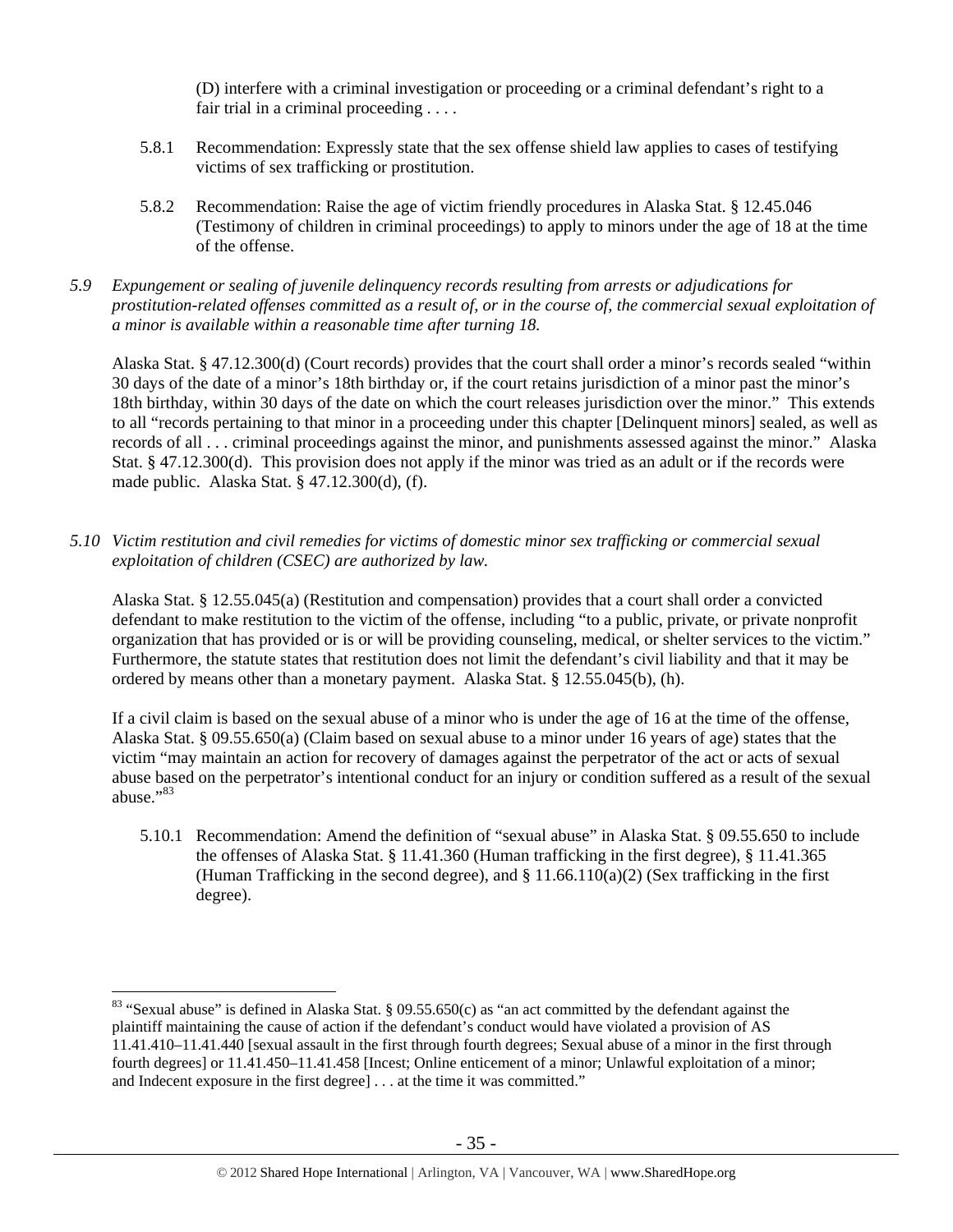(D) interfere with a criminal investigation or proceeding or a criminal defendant's right to a fair trial in a criminal proceeding . . . .

5.8.1 Recommendation: Expressly state that the sex offense shield law applies to cases of testifying victims of sex trafficking or prostitution.

5.8.2 Recommendation: Raise the age of victim friendly procedures in Alaska Stat. § 12.45.046 (Testimony of children in criminal proceedings) to apply to minors under the age of 18 at the time of the offense.

*5.9 Expungement or sealing of juvenile delinquency records resulting from arrests or adjudications for prostitution-related offenses committed as a result of, or in the course of, the commercial sexual exploitation of a minor is available within a reasonable time after turning 18.*

Alaska Stat. § 47.12.300(d) (Court records) provides that the court shall order a minor's records sealed "within 30 days of the date of a minor's 18th birthday or, if the court retains jurisdiction of a minor past the minor's 18th birthday, within 30 days of the date on which the court releases jurisdiction over the minor." This extends to all "records pertaining to that minor in a proceeding under this chapter [Delinquent minors] sealed, as well as records of all . . . criminal proceedings against the minor, and punishments assessed against the minor." Alaska Stat. § 47.12.300(d). This provision does not apply if the minor was tried as an adult or if the records were made public. Alaska Stat. § 47.12.300(d), (f).

*5.10 Victim restitution and civil remedies for victims of domestic minor sex trafficking or commercial sexual exploitation of children (CSEC) are authorized by law.*

Alaska Stat. § 12.55.045(a) (Restitution and compensation) provides that a court shall order a convicted defendant to make restitution to the victim of the offense, including "to a public, private, or private nonprofit organization that has provided or is or will be providing counseling, medical, or shelter services to the victim." Furthermore, the statute states that restitution does not limit the defendant's civil liability and that it may be ordered by means other than a monetary payment. Alaska Stat. § 12.55.045(b), (h).

If a civil claim is based on the sexual abuse of a minor who is under the age of 16 at the time of the offense, Alaska Stat. § 09.55.650(a) (Claim based on sexual abuse to a minor under 16 years of age) states that the victim "may maintain an action for recovery of damages against the perpetrator of the act or acts of sexual abuse based on the perpetrator's intentional conduct for an injury or condition suffered as a result of the sexual abuse."[83]

5.10.1 Recommendation: Amend the definition of "sexual abuse" in Alaska Stat. § 09.55.650 to include the offenses of Alaska Stat. § 11.41.360 (Human trafficking in the first degree), § 11.41.365 (Human Trafficking in the second degree), and § 11.66.110(a)(2) (Sex trafficking in the first degree).

[83] "Sexual abuse" is defined in Alaska Stat. § 09.55.650(c) as "an act committed by the defendant against the plaintiff maintaining the cause of action if the defendant's conduct would have violated a provision of AS 11.41.410–11.41.440 [sexual assault in the first through fourth degrees; Sexual abuse of a minor in the first through fourth degrees] or 11.41.450–11.41.458 [Incest; Online enticement of a minor; Unlawful exploitation of a minor; and Indecent exposure in the first degree] . . . at the time it was committed."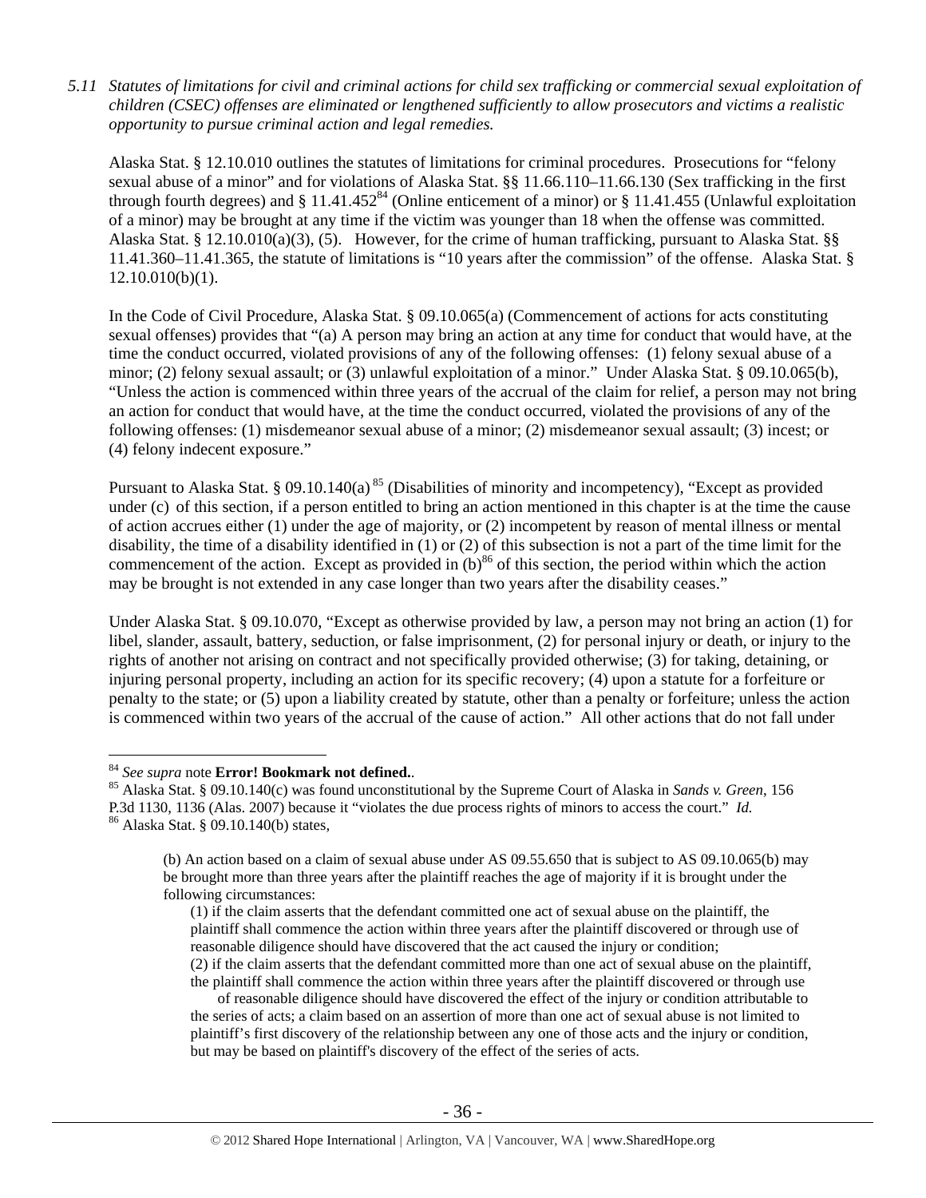*5.11 Statutes of limitations for civil and criminal actions for child sex trafficking or commercial sexual exploitation of children (CSEC) offenses are eliminated or lengthened sufficiently to allow prosecutors and victims a realistic opportunity to pursue criminal action and legal remedies.*

Alaska Stat. § 12.10.010 outlines the statutes of limitations for criminal procedures. Prosecutions for "felony sexual abuse of a minor" and for violations of Alaska Stat. §§ 11.66.110–11.66.130 (Sex trafficking in the first through fourth degrees) and § 11.41.452[84] (Online enticement of a minor) or § 11.41.455 (Unlawful exploitation of a minor) may be brought at any time if the victim was younger than 18 when the offense was committed. Alaska Stat. § 12.10.010(a)(3), (5). However, for the crime of human trafficking, pursuant to Alaska Stat. §§ 11.41.360–11.41.365, the statute of limitations is "10 years after the commission" of the offense. Alaska Stat. § 12.10.010(b)(1).

In the Code of Civil Procedure, Alaska Stat. § 09.10.065(a) (Commencement of actions for acts constituting sexual offenses) provides that "(a) A person may bring an action at any time for conduct that would have, at the time the conduct occurred, violated provisions of any of the following offenses: (1) felony sexual abuse of a minor; (2) felony sexual assault; or (3) unlawful exploitation of a minor." Under Alaska Stat. § 09.10.065(b), "Unless the action is commenced within three years of the accrual of the claim for relief, a person may not bring an action for conduct that would have, at the time the conduct occurred, violated the provisions of any of the following offenses: (1) misdemeanor sexual abuse of a minor; (2) misdemeanor sexual assault; (3) incest; or (4) felony indecent exposure."

Pursuant to Alaska Stat. § 09.10.140(a)[85] (Disabilities of minority and incompetency), "Except as provided under (c) of this section, if a person entitled to bring an action mentioned in this chapter is at the time the cause of action accrues either (1) under the age of majority, or (2) incompetent by reason of mental illness or mental disability, the time of a disability identified in (1) or (2) of this subsection is not a part of the time limit for the commencement of the action. Except as provided in (b)[86] of this section, the period within which the action may be brought is not extended in any case longer than two years after the disability ceases."

Under Alaska Stat. § 09.10.070, "Except as otherwise provided by law, a person may not bring an action (1) for libel, slander, assault, battery, seduction, or false imprisonment, (2) for personal injury or death, or injury to the rights of another not arising on contract and not specifically provided otherwise; (3) for taking, detaining, or injuring personal property, including an action for its specific recovery; (4) upon a statute for a forfeiture or penalty to the state; or (5) upon a liability created by statute, other than a penalty or forfeiture; unless the action is commenced within two years of the accrual of the cause of action." All other actions that do not fall under

---

[84] *See supra* note **Error! Bookmark not defined.**.

[85] Alaska Stat. § 09.10.140(c) was found unconstitutional by the Supreme Court of Alaska in *Sands v. Green*, 156 P.3d 1130, 1136 (Alas. 2007) because it "violates the due process rights of minors to access the court." *Id.*

[86] Alaska Stat. § 09.10.140(b) states,

> (b) An action based on a claim of sexual abuse under AS 09.55.650 that is subject to AS 09.10.065(b) may be brought more than three years after the plaintiff reaches the age of majority if it is brought under the following circumstances:
>
> (1) if the claim asserts that the defendant committed one act of sexual abuse on the plaintiff, the plaintiff shall commence the action within three years after the plaintiff discovered or through use of reasonable diligence should have discovered that the act caused the injury or condition;
>
> (2) if the claim asserts that the defendant committed more than one act of sexual abuse on the plaintiff, the plaintiff shall commence the action within three years after the plaintiff discovered or through use of reasonable diligence should have discovered the effect of the injury or condition attributable to the series of acts; a claim based on an assertion of more than one act of sexual abuse is not limited to plaintiff's first discovery of the relationship between any one of those acts and the injury or condition, but may be based on plaintiff's discovery of the effect of the series of acts.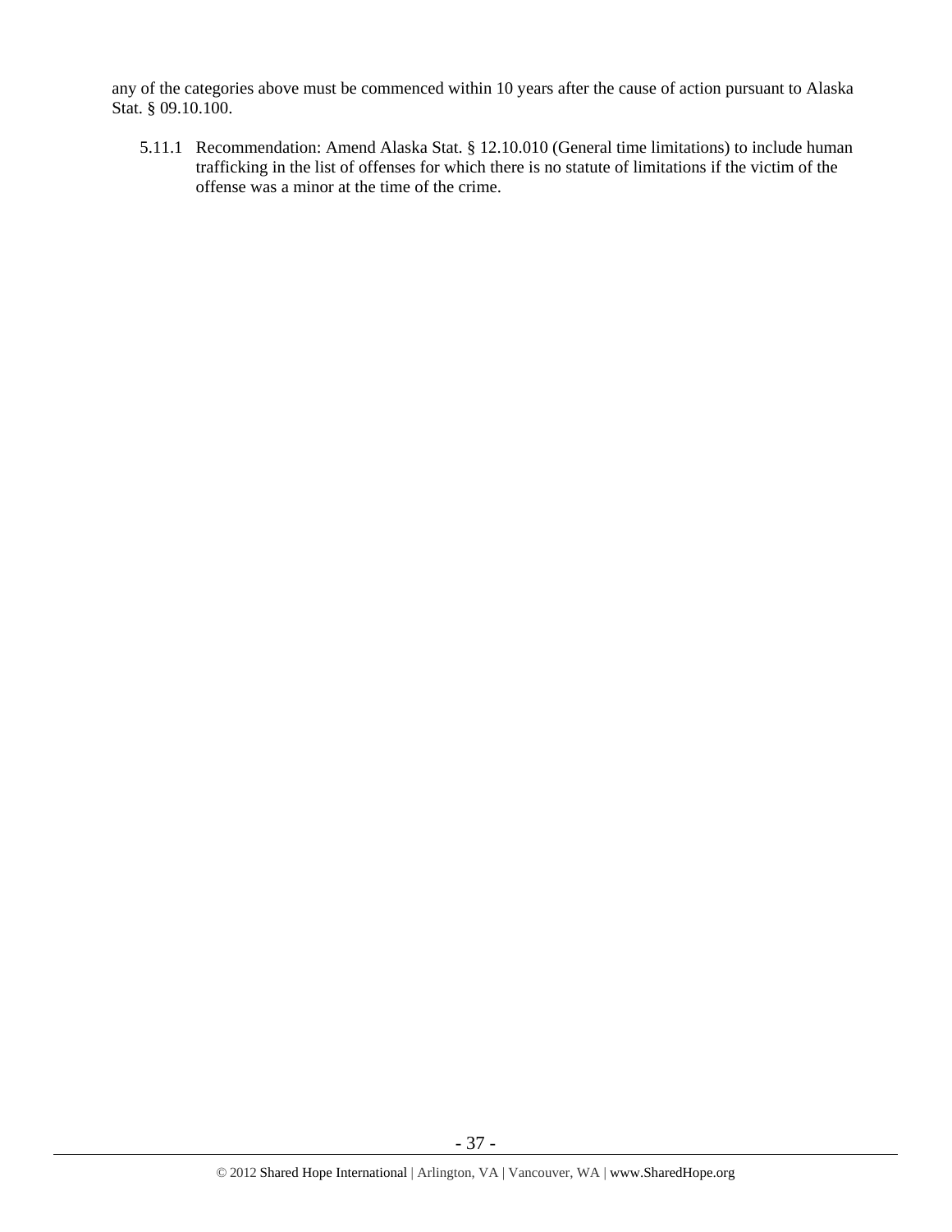any of the categories above must be commenced within 10 years after the cause of action pursuant to Alaska Stat. § 09.10.100.

5.11.1 Recommendation: Amend Alaska Stat. § 12.10.010 (General time limitations) to include human trafficking in the list of offenses for which there is no statute of limitations if the victim of the offense was a minor at the time of the crime.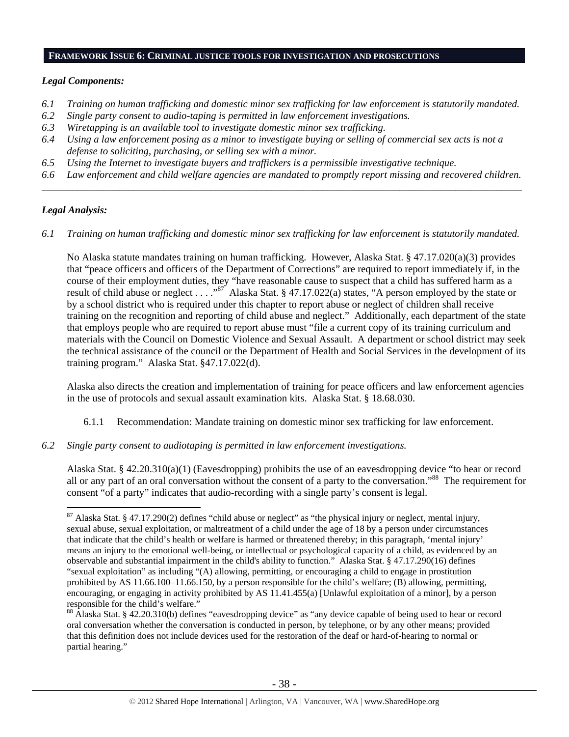## FRAMEWORK ISSUE 6: CRIMINAL JUSTICE TOOLS FOR INVESTIGATION AND PROSECUTIONS

***Legal Components:***

*6.1 Training on human trafficking and domestic minor sex trafficking for law enforcement is statutorily mandated.*
*6.2 Single party consent to audio-taping is permitted in law enforcement investigations.*
*6.3 Wiretapping is an available tool to investigate domestic minor sex trafficking.*
*6.4 Using a law enforcement posing as a minor to investigate buying or selling of commercial sex acts is not a defense to soliciting, purchasing, or selling sex with a minor.*
*6.5 Using the Internet to investigate buyers and traffickers is a permissible investigative technique.*
*6.6 Law enforcement and child welfare agencies are mandated to promptly report missing and recovered children.*

---

***Legal Analysis:***

*6.1 Training on human trafficking and domestic minor sex trafficking for law enforcement is statutorily mandated.*

No Alaska statute mandates training on human trafficking. However, Alaska Stat. § 47.17.020(a)(3) provides that "peace officers and officers of the Department of Corrections" are required to report immediately if, in the course of their employment duties, they "have reasonable cause to suspect that a child has suffered harm as a result of child abuse or neglect . . . ."[87] Alaska Stat. § 47.17.022(a) states, "A person employed by the state or by a school district who is required under this chapter to report abuse or neglect of children shall receive training on the recognition and reporting of child abuse and neglect." Additionally, each department of the state that employs people who are required to report abuse must "file a current copy of its training curriculum and materials with the Council on Domestic Violence and Sexual Assault. A department or school district may seek the technical assistance of the council or the Department of Health and Social Services in the development of its training program." Alaska Stat. §47.17.022(d).

Alaska also directs the creation and implementation of training for peace officers and law enforcement agencies in the use of protocols and sexual assault examination kits. Alaska Stat. § 18.68.030.

6.1.1 Recommendation: Mandate training on domestic minor sex trafficking for law enforcement.

*6.2 Single party consent to audiotaping is permitted in law enforcement investigations.*

Alaska Stat. § 42.20.310(a)(1) (Eavesdropping) prohibits the use of an eavesdropping device "to hear or record all or any part of an oral conversation without the consent of a party to the conversation."[88] The requirement for consent "of a party" indicates that audio-recording with a single party's consent is legal.

---

[87] Alaska Stat. § 47.17.290(2) defines "child abuse or neglect" as "the physical injury or neglect, mental injury, sexual abuse, sexual exploitation, or maltreatment of a child under the age of 18 by a person under circumstances that indicate that the child's health or welfare is harmed or threatened thereby; in this paragraph, 'mental injury' means an injury to the emotional well-being, or intellectual or psychological capacity of a child, as evidenced by an observable and substantial impairment in the child's ability to function." Alaska Stat. § 47.17.290(16) defines "sexual exploitation" as including "(A) allowing, permitting, or encouraging a child to engage in prostitution prohibited by AS 11.66.100–11.66.150, by a person responsible for the child's welfare; (B) allowing, permitting, encouraging, or engaging in activity prohibited by AS 11.41.455(a) [Unlawful exploitation of a minor], by a person responsible for the child's welfare."

[88] Alaska Stat. § 42.20.310(b) defines "eavesdropping device" as "any device capable of being used to hear or record oral conversation whether the conversation is conducted in person, by telephone, or by any other means; provided that this definition does not include devices used for the restoration of the deaf or hard-of-hearing to normal or partial hearing."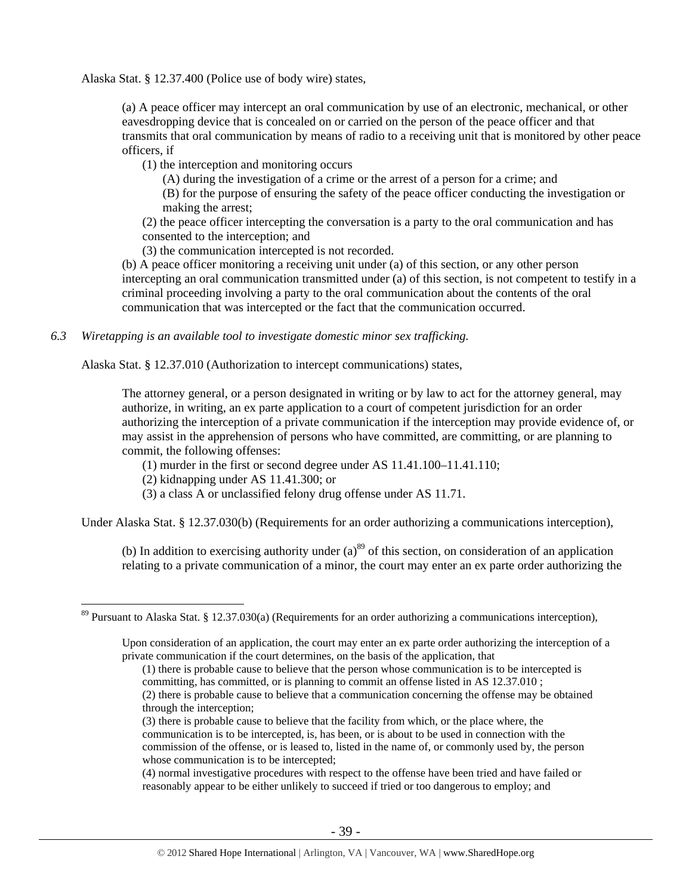Alaska Stat. § 12.37.400 (Police use of body wire) states,

> (a) A peace officer may intercept an oral communication by use of an electronic, mechanical, or other eavesdropping device that is concealed on or carried on the person of the peace officer and that transmits that oral communication by means of radio to a receiving unit that is monitored by other peace officers, if
>
> (1) the interception and monitoring occurs
>
> (A) during the investigation of a crime or the arrest of a person for a crime; and
>
> (B) for the purpose of ensuring the safety of the peace officer conducting the investigation or making the arrest;
>
> (2) the peace officer intercepting the conversation is a party to the oral communication and has consented to the interception; and
>
> (3) the communication intercepted is not recorded.
>
> (b) A peace officer monitoring a receiving unit under (a) of this section, or any other person intercepting an oral communication transmitted under (a) of this section, is not competent to testify in a criminal proceeding involving a party to the oral communication about the contents of the oral communication that was intercepted or the fact that the communication occurred.

*6.3 Wiretapping is an available tool to investigate domestic minor sex trafficking.*

Alaska Stat. § 12.37.010 (Authorization to intercept communications) states,

> The attorney general, or a person designated in writing or by law to act for the attorney general, may authorize, in writing, an ex parte application to a court of competent jurisdiction for an order authorizing the interception of a private communication if the interception may provide evidence of, or may assist in the apprehension of persons who have committed, are committing, or are planning to commit, the following offenses:
>
> (1) murder in the first or second degree under AS 11.41.100–11.41.110;
>
> (2) kidnapping under AS 11.41.300; or
>
> (3) a class A or unclassified felony drug offense under AS 11.71.

Under Alaska Stat. § 12.37.030(b) (Requirements for an order authorizing a communications interception),

> (b) In addition to exercising authority under (a)[89] of this section, on consideration of an application relating to a private communication of a minor, the court may enter an ex parte order authorizing the

---

[89] Pursuant to Alaska Stat. § 12.37.030(a) (Requirements for an order authorizing a communications interception),

> Upon consideration of an application, the court may enter an ex parte order authorizing the interception of a private communication if the court determines, on the basis of the application, that
>
> (1) there is probable cause to believe that the person whose communication is to be intercepted is committing, has committed, or is planning to commit an offense listed in AS 12.37.010 ;
>
> (2) there is probable cause to believe that a communication concerning the offense may be obtained through the interception;
>
> (3) there is probable cause to believe that the facility from which, or the place where, the communication is to be intercepted, is, has been, or is about to be used in connection with the commission of the offense, or is leased to, listed in the name of, or commonly used by, the person whose communication is to be intercepted;
>
> (4) normal investigative procedures with respect to the offense have been tried and have failed or reasonably appear to be either unlikely to succeed if tried or too dangerous to employ; and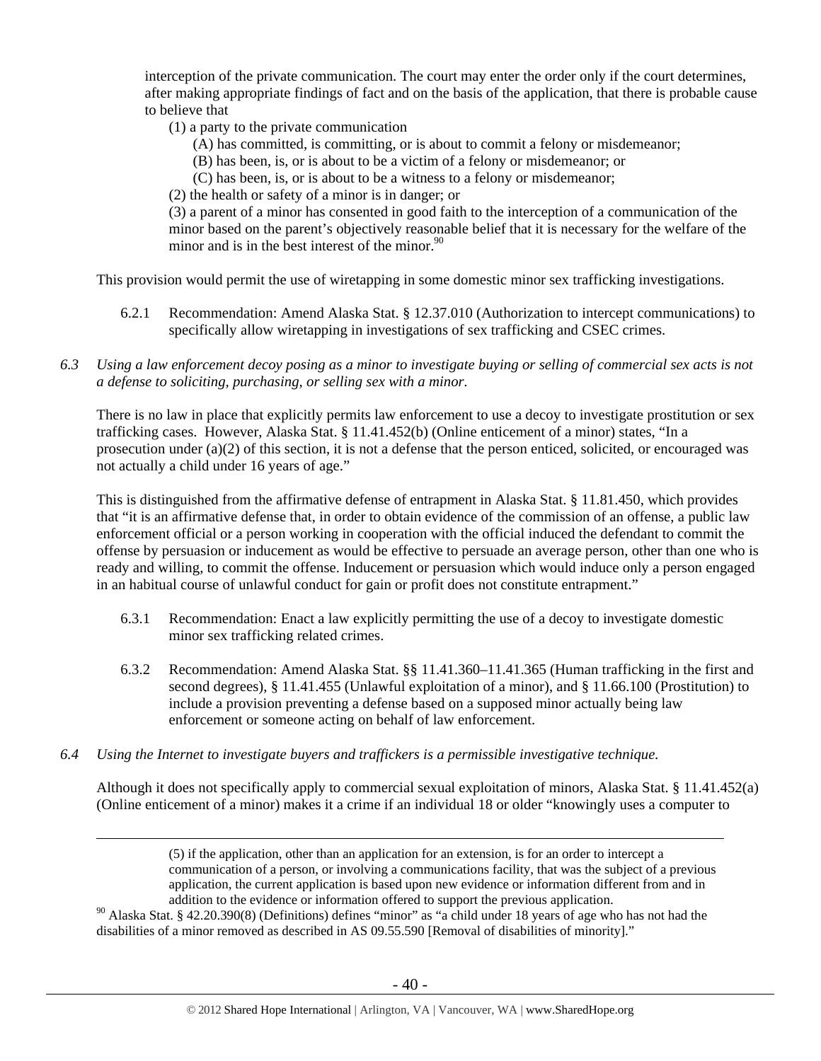interception of the private communication. The court may enter the order only if the court determines, after making appropriate findings of fact and on the basis of the application, that there is probable cause to believe that

> (1) a party to the private communication
>
> > (A) has committed, is committing, or is about to commit a felony or misdemeanor;
> > (B) has been, is, or is about to be a victim of a felony or misdemeanor; or
> > (C) has been, is, or is about to be a witness to a felony or misdemeanor;
>
> (2) the health or safety of a minor is in danger; or
>
> (3) a parent of a minor has consented in good faith to the interception of a communication of the minor based on the parent's objectively reasonable belief that it is necessary for the welfare of the minor and is in the best interest of the minor.[90]

This provision would permit the use of wiretapping in some domestic minor sex trafficking investigations.

6.2.1 Recommendation: Amend Alaska Stat. § 12.37.010 (Authorization to intercept communications) to specifically allow wiretapping in investigations of sex trafficking and CSEC crimes.

*6.3 Using a law enforcement decoy posing as a minor to investigate buying or selling of commercial sex acts is not a defense to soliciting, purchasing, or selling sex with a minor.*

There is no law in place that explicitly permits law enforcement to use a decoy to investigate prostitution or sex trafficking cases. However, Alaska Stat. § 11.41.452(b) (Online enticement of a minor) states, "In a prosecution under (a)(2) of this section, it is not a defense that the person enticed, solicited, or encouraged was not actually a child under 16 years of age."

This is distinguished from the affirmative defense of entrapment in Alaska Stat. § 11.81.450, which provides that "it is an affirmative defense that, in order to obtain evidence of the commission of an offense, a public law enforcement official or a person working in cooperation with the official induced the defendant to commit the offense by persuasion or inducement as would be effective to persuade an average person, other than one who is ready and willing, to commit the offense. Inducement or persuasion which would induce only a person engaged in an habitual course of unlawful conduct for gain or profit does not constitute entrapment."

6.3.1 Recommendation: Enact a law explicitly permitting the use of a decoy to investigate domestic minor sex trafficking related crimes.

6.3.2 Recommendation: Amend Alaska Stat. §§ 11.41.360–11.41.365 (Human trafficking in the first and second degrees), § 11.41.455 (Unlawful exploitation of a minor), and § 11.66.100 (Prostitution) to include a provision preventing a defense based on a supposed minor actually being law enforcement or someone acting on behalf of law enforcement.

*6.4 Using the Internet to investigate buyers and traffickers is a permissible investigative technique.*

Although it does not specifically apply to commercial sexual exploitation of minors, Alaska Stat. § 11.41.452(a) (Online enticement of a minor) makes it a crime if an individual 18 or older "knowingly uses a computer to

---

> (5) if the application, other than an application for an extension, is for an order to intercept a communication of a person, or involving a communications facility, that was the subject of a previous application, the current application is based upon new evidence or information different from and in addition to the evidence or information offered to support the previous application.

[90] Alaska Stat. § 42.20.390(8) (Definitions) defines "minor" as "a child under 18 years of age who has not had the disabilities of a minor removed as described in AS 09.55.590 [Removal of disabilities of minority]."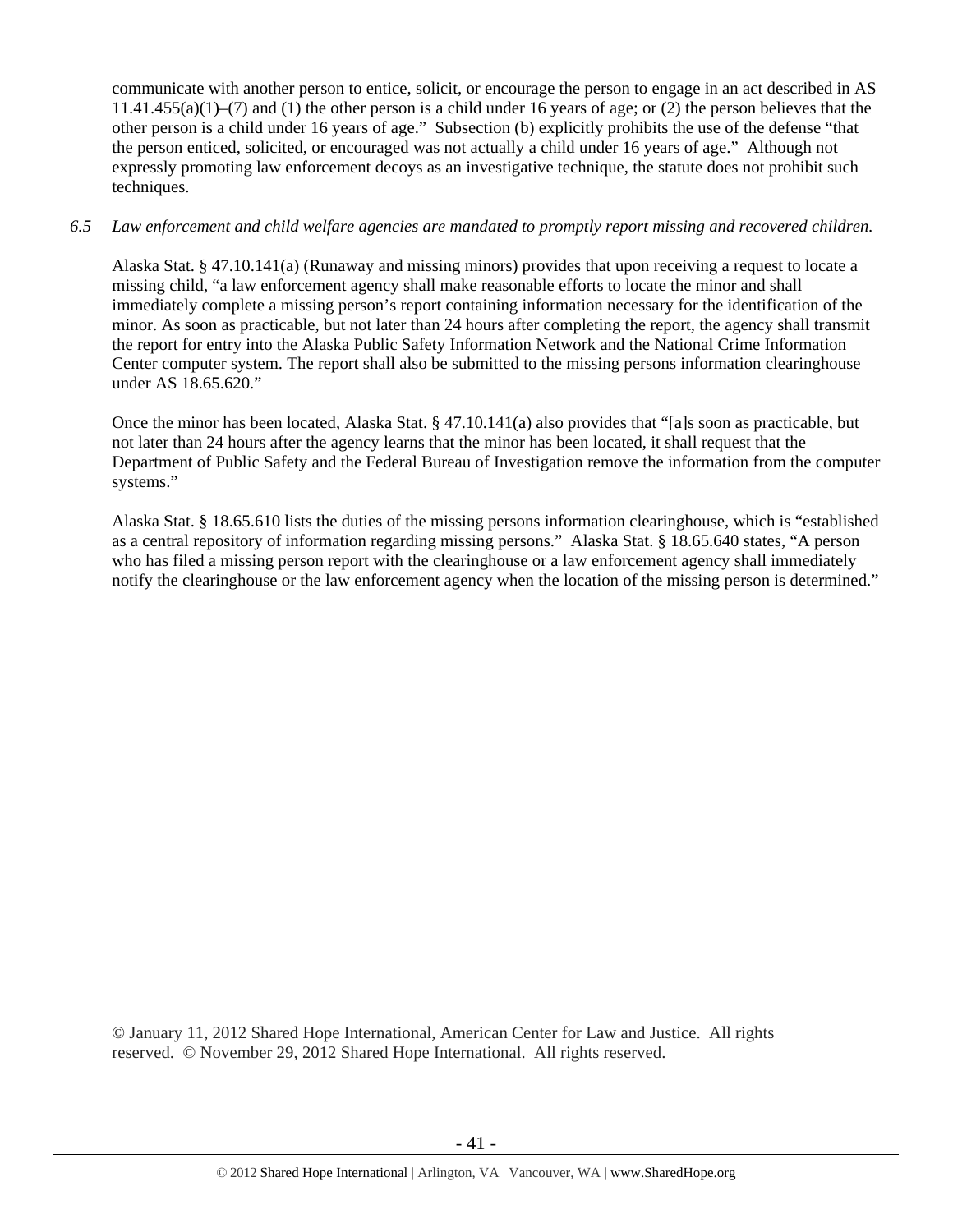communicate with another person to entice, solicit, or encourage the person to engage in an act described in AS 11.41.455(a)(1)–(7) and (1) the other person is a child under 16 years of age; or (2) the person believes that the other person is a child under 16 years of age." Subsection (b) explicitly prohibits the use of the defense "that the person enticed, solicited, or encouraged was not actually a child under 16 years of age." Although not expressly promoting law enforcement decoys as an investigative technique, the statute does not prohibit such techniques.

*6.5 Law enforcement and child welfare agencies are mandated to promptly report missing and recovered children.*

Alaska Stat. § 47.10.141(a) (Runaway and missing minors) provides that upon receiving a request to locate a missing child, "a law enforcement agency shall make reasonable efforts to locate the minor and shall immediately complete a missing person's report containing information necessary for the identification of the minor. As soon as practicable, but not later than 24 hours after completing the report, the agency shall transmit the report for entry into the Alaska Public Safety Information Network and the National Crime Information Center computer system. The report shall also be submitted to the missing persons information clearinghouse under AS 18.65.620."

Once the minor has been located, Alaska Stat. § 47.10.141(a) also provides that "[a]s soon as practicable, but not later than 24 hours after the agency learns that the minor has been located, it shall request that the Department of Public Safety and the Federal Bureau of Investigation remove the information from the computer systems."

Alaska Stat. § 18.65.610 lists the duties of the missing persons information clearinghouse, which is "established as a central repository of information regarding missing persons." Alaska Stat. § 18.65.640 states, "A person who has filed a missing person report with the clearinghouse or a law enforcement agency shall immediately notify the clearinghouse or the law enforcement agency when the location of the missing person is determined."

© January 11, 2012 Shared Hope International, American Center for Law and Justice. All rights reserved. © November 29, 2012 Shared Hope International. All rights reserved.